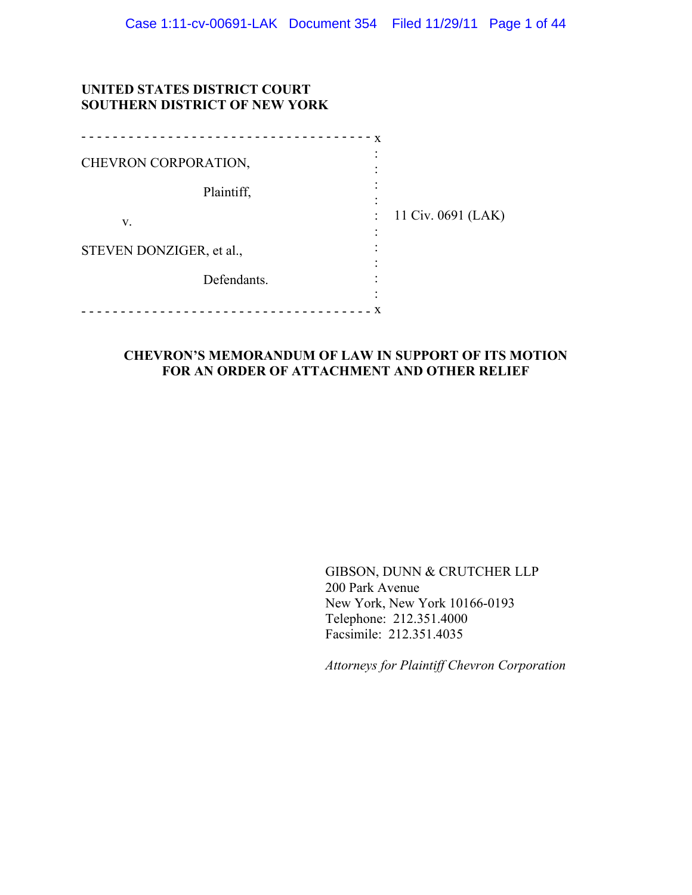**UNITED STATES DISTRICT COURT**
**SOUTHERN DISTRICT OF NEW YORK**

| | |
|---|---|
| CHEVRON CORPORATION, Plaintiff, v. STEVEN DONZIGER, et al., Defendants. | 11 Civ. 0691 (LAK) |

**CHEVRON'S MEMORANDUM OF LAW IN SUPPORT OF ITS MOTION FOR AN ORDER OF ATTACHMENT AND OTHER RELIEF**

GIBSON, DUNN & CRUTCHER LLP
200 Park Avenue
New York, New York 10166-0193
Telephone: 212.351.4000
Facsimile: 212.351.4035

*Attorneys for Plaintiff Chevron Corporation*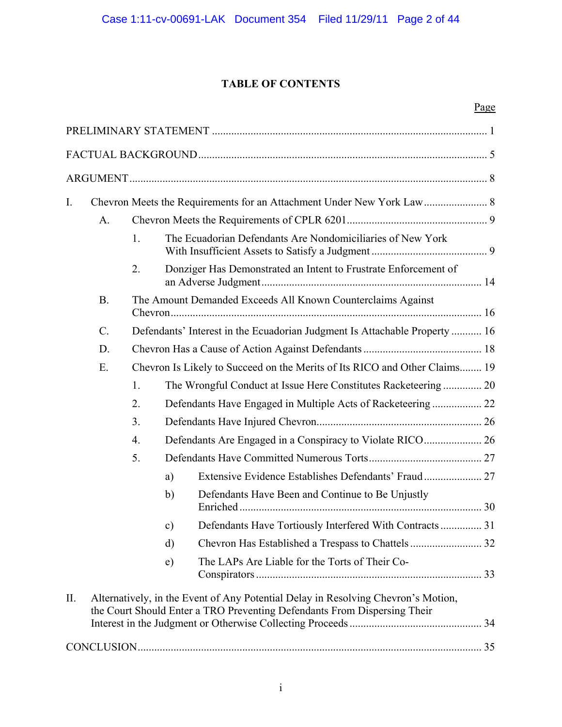# TABLE OF CONTENTS

| | Page |
|---|---|
| PRELIMINARY STATEMENT | 1 |
| FACTUAL BACKGROUND | 5 |
| ARGUMENT | 8 |
| I. Chevron Meets the Requirements for an Attachment Under New York Law | 8 |
| A. Chevron Meets the Requirements of CPLR 6201 | 9 |
| 1. The Ecuadorian Defendants Are Nondomiciliaries of New York With Insufficient Assets to Satisfy a Judgment | 9 |
| 2. Donziger Has Demonstrated an Intent to Frustrate Enforcement of an Adverse Judgment | 14 |
| B. The Amount Demanded Exceeds All Known Counterclaims Against Chevron | 16 |
| C. Defendants' Interest in the Ecuadorian Judgment Is Attachable Property | 16 |
| D. Chevron Has a Cause of Action Against Defendants | 18 |
| E. Chevron Is Likely to Succeed on the Merits of Its RICO and Other Claims | 19 |
| 1. The Wrongful Conduct at Issue Here Constitutes Racketeering | 20 |
| 2. Defendants Have Engaged in Multiple Acts of Racketeering | 22 |
| 3. Defendants Have Injured Chevron | 26 |
| 4. Defendants Are Engaged in a Conspiracy to Violate RICO | 26 |
| 5. Defendants Have Committed Numerous Torts | 27 |
| a) Extensive Evidence Establishes Defendants' Fraud | 27 |
| b) Defendants Have Been and Continue to Be Unjustly Enriched | 30 |
| c) Defendants Have Tortiously Interfered With Contracts | 31 |
| d) Chevron Has Established a Trespass to Chattels | 32 |
| e) The LAPs Are Liable for the Torts of Their Co-Conspirators | 33 |
| II. Alternatively, in the Event of Any Potential Delay in Resolving Chevron's Motion, the Court Should Enter a TRO Preventing Defendants From Dispersing Their Interest in the Judgment or Otherwise Collecting Proceeds | 34 |
| CONCLUSION | 35 |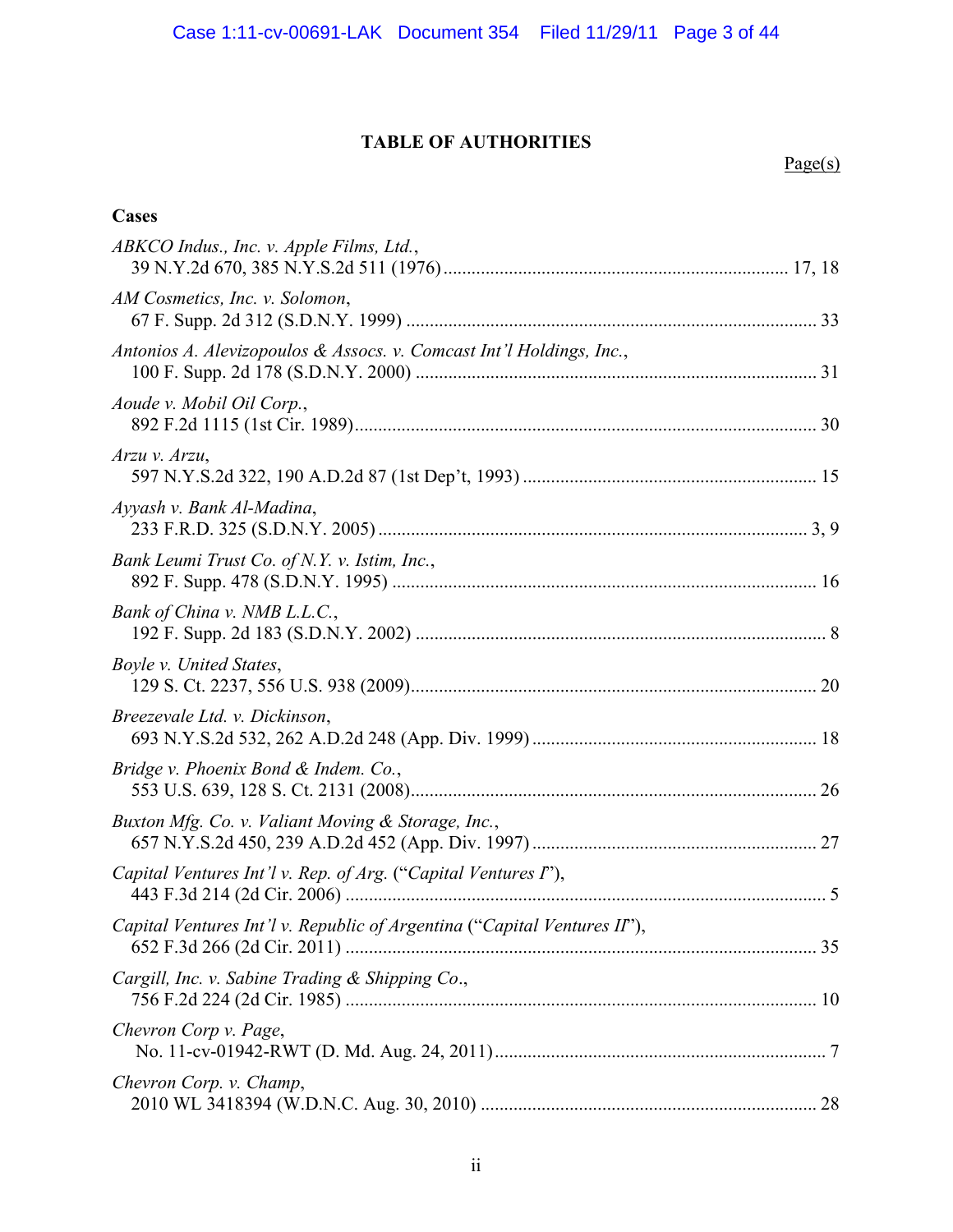**TABLE OF AUTHORITIES**

Page(s)

**Cases**

*ABKCO Indus., Inc. v. Apple Films, Ltd.*,
39 N.Y.2d 670, 385 N.Y.S.2d 511 (1976) .......... 17, 18

*AM Cosmetics, Inc. v. Solomon*,
67 F. Supp. 2d 312 (S.D.N.Y. 1999) .......... 33

*Antonios A. Alevizopoulos & Assocs. v. Comcast Int'l Holdings, Inc.*,
100 F. Supp. 2d 178 (S.D.N.Y. 2000) .......... 31

*Aoude v. Mobil Oil Corp.*,
892 F.2d 1115 (1st Cir. 1989) .......... 30

*Arzu v. Arzu*,
597 N.Y.S.2d 322, 190 A.D.2d 87 (1st Dep't, 1993) .......... 15

*Ayyash v. Bank Al-Madina*,
233 F.R.D. 325 (S.D.N.Y. 2005) .......... 3, 9

*Bank Leumi Trust Co. of N.Y. v. Istim, Inc.*,
892 F. Supp. 478 (S.D.N.Y. 1995) .......... 16

*Bank of China v. NMB L.L.C.*,
192 F. Supp. 2d 183 (S.D.N.Y. 2002) .......... 8

*Boyle v. United States*,
129 S. Ct. 2237, 556 U.S. 938 (2009) .......... 20

*Breezevale Ltd. v. Dickinson*,
693 N.Y.S.2d 532, 262 A.D.2d 248 (App. Div. 1999) .......... 18

*Bridge v. Phoenix Bond & Indem. Co.*,
553 U.S. 639, 128 S. Ct. 2131 (2008) .......... 26

*Buxton Mfg. Co. v. Valiant Moving & Storage, Inc.*,
657 N.Y.S.2d 450, 239 A.D.2d 452 (App. Div. 1997) .......... 27

*Capital Ventures Int'l v. Rep. of Arg.* ("*Capital Ventures I*"),
443 F.3d 214 (2d Cir. 2006) .......... 5

*Capital Ventures Int'l v. Republic of Argentina* ("*Capital Ventures II*"),
652 F.3d 266 (2d Cir. 2011) .......... 35

*Cargill, Inc. v. Sabine Trading & Shipping Co.*,
756 F.2d 224 (2d Cir. 1985) .......... 10

*Chevron Corp v. Page*,
No. 11-cv-01942-RWT (D. Md. Aug. 24, 2011) .......... 7

*Chevron Corp. v. Champ*,
2010 WL 3418394 (W.D.N.C. Aug. 30, 2010) .......... 28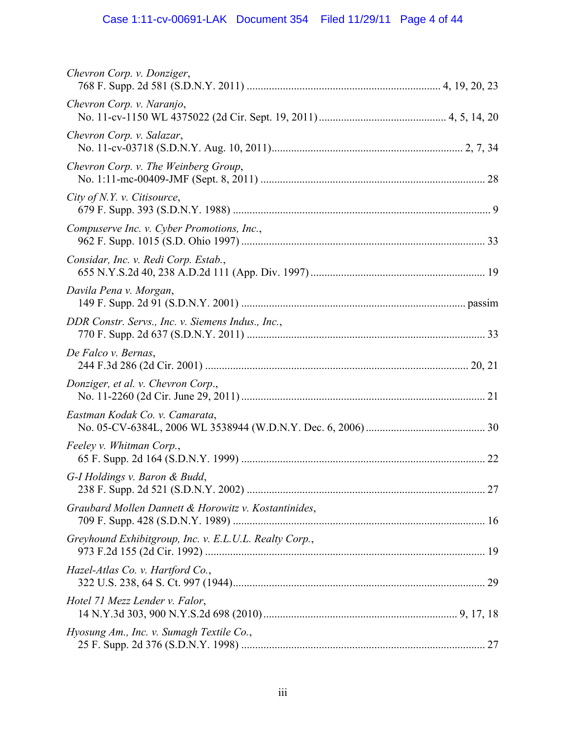*Chevron Corp. v. Donziger*,
768 F. Supp. 2d 581 (S.D.N.Y. 2011) ..................................................................... 4, 19, 20, 23

*Chevron Corp. v. Naranjo*,
No. 11-cv-1150 WL 4375022 (2d Cir. Sept. 19, 2011) ............................................ 4, 5, 14, 20

*Chevron Corp. v. Salazar*,
No. 11-cv-03718 (S.D.N.Y. Aug. 10, 2011)..................................................................... 2, 7, 34

*Chevron Corp. v. The Weinberg Group*,
No. 1:11-mc-00409-JMF (Sept. 8, 2011) ................................................................................ 28

*City of N.Y. v. Citisource*,
679 F. Supp. 393 (S.D.N.Y. 1988) ............................................................................................ 9

*Compuserve Inc. v. Cyber Promotions, Inc.*,
962 F. Supp. 1015 (S.D. Ohio 1997) ....................................................................................... 33

*Considar, Inc. v. Redi Corp. Estab.*,
655 N.Y.S.2d 40, 238 A.D.2d 111 (App. Div. 1997) .............................................................. 19

*Davila Pena v. Morgan*,
149 F. Supp. 2d 91 (S.D.N.Y. 2001) ................................................................................ passim

*DDR Constr. Servs., Inc. v. Siemens Indus., Inc.*,
770 F. Supp. 2d 637 (S.D.N.Y. 2011) ..................................................................................... 33

*De Falco v. Bernas*,
244 F.3d 286 (2d Cir. 2001) .............................................................................................. 20, 21

*Donziger, et al. v. Chevron Corp.*,
No. 11-2260 (2d Cir. June 29, 2011) ....................................................................................... 21

*Eastman Kodak Co. v. Camarata*,
No. 05-CV-6384L, 2006 WL 3538944 (W.D.N.Y. Dec. 6, 2006) ........................................... 30

*Feeley v. Whitman Corp.*,
65 F. Supp. 2d 164 (S.D.N.Y. 1999) ....................................................................................... 22

*G-I Holdings v. Baron & Budd*,
238 F. Supp. 2d 521 (S.D.N.Y. 2002) ..................................................................................... 27

*Graubard Mollen Dannett & Horowitz v. Kostantinides*,
709 F. Supp. 428 (S.D.N.Y. 1989) .......................................................................................... 16

*Greyhound Exhibitgroup, Inc. v. E.L.U.L. Realty Corp.*,
973 F.2d 155 (2d Cir. 1992) .................................................................................................... 19

*Hazel-Atlas Co. v. Hartford Co.*,
322 U.S. 238, 64 S. Ct. 997 (1944).......................................................................................... 29

*Hotel 71 Mezz Lender v. Falor*,
14 N.Y.3d 303, 900 N.Y.S.2d 698 (2010)..................................................................... 9, 17, 18

*Hyosung Am., Inc. v. Sumagh Textile Co.*,
25 F. Supp. 2d 376 (S.D.N.Y. 1998) ....................................................................................... 27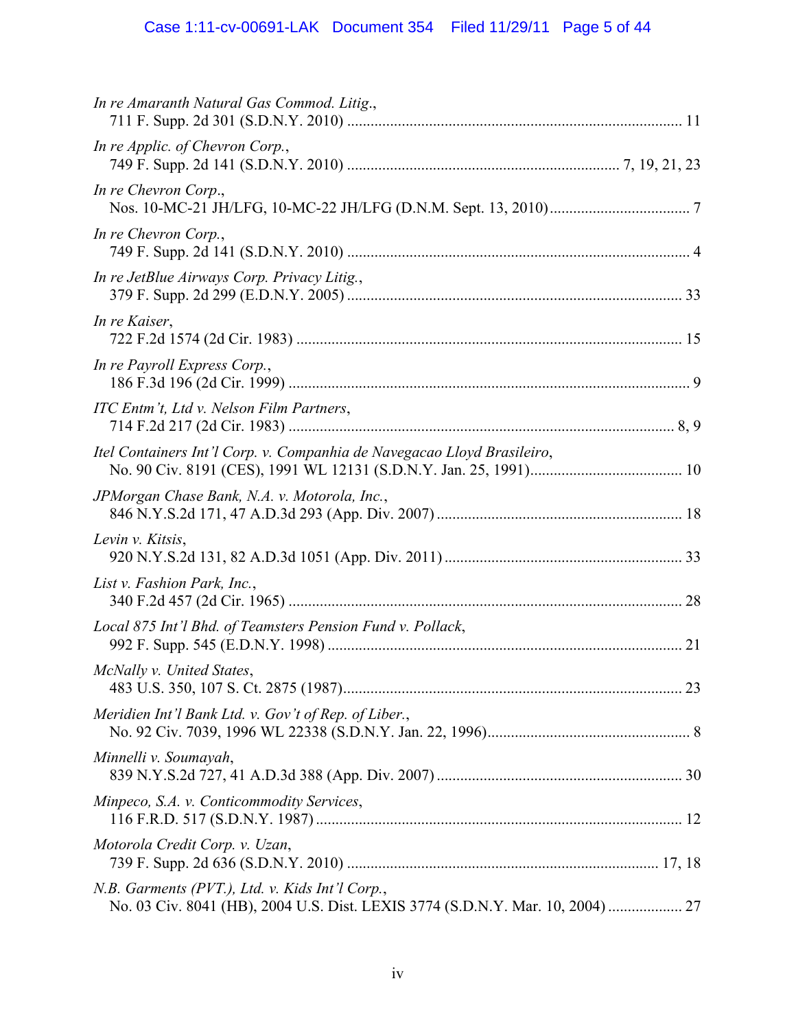*In re Amaranth Natural Gas Commod. Litig.*,
711 F. Supp. 2d 301 (S.D.N.Y. 2010) ........................................................................................ 11

*In re Applic. of Chevron Corp.*,
749 F. Supp. 2d 141 (S.D.N.Y. 2010) .............................................................. 7, 19, 21, 23

*In re Chevron Corp.*,
Nos. 10-MC-21 JH/LFG, 10-MC-22 JH/LFG (D.N.M. Sept. 13, 2010)...................................... 7

*In re Chevron Corp.*,
749 F. Supp. 2d 141 (S.D.N.Y. 2010) ........................................................................................ 4

*In re JetBlue Airways Corp. Privacy Litig.*,
379 F. Supp. 2d 299 (E.D.N.Y. 2005) ...................................................................................... 33

*In re Kaiser*,
722 F.2d 1574 (2d Cir. 1983) ................................................................................................... 15

*In re Payroll Express Corp.*,
186 F.3d 196 (2d Cir. 1999) ....................................................................................................... 9

*ITC Entm't, Ltd v. Nelson Film Partners*,
714 F.2d 217 (2d Cir. 1983) ................................................................................................... 8, 9

*Itel Containers Int'l Corp. v. Companhia de Navegacao Lloyd Brasileiro*,
No. 90 Civ. 8191 (CES), 1991 WL 12131 (S.D.N.Y. Jan. 25, 1991)...................................... 10

*JPMorgan Chase Bank, N.A. v. Motorola, Inc.*,
846 N.Y.S.2d 171, 47 A.D.3d 293 (App. Div. 2007) ............................................................... 18

*Levin v. Kitsis*,
920 N.Y.S.2d 131, 82 A.D.3d 1051 (App. Div. 2011) ............................................................. 33

*List v. Fashion Park, Inc.*,
340 F.2d 457 (2d Cir. 1965) ..................................................................................................... 28

*Local 875 Int'l Bhd. of Teamsters Pension Fund v. Pollack*,
992 F. Supp. 545 (E.D.N.Y. 1998) ........................................................................................... 21

*McNally v. United States*,
483 U.S. 350, 107 S. Ct. 2875 (1987)....................................................................................... 23

*Meridien Int'l Bank Ltd. v. Gov't of Rep. of Liber.*,
No. 92 Civ. 7039, 1996 WL 22338 (S.D.N.Y. Jan. 22, 1996).................................................... 8

*Minnelli v. Soumayah*,
839 N.Y.S.2d 727, 41 A.D.3d 388 (App. Div. 2007) ............................................................... 30

*Minpeco, S.A. v. Conticommodity Services*,
116 F.R.D. 517 (S.D.N.Y. 1987) .............................................................................................. 12

*Motorola Credit Corp. v. Uzan*,
739 F. Supp. 2d 636 (S.D.N.Y. 2010) ................................................................................ 17, 18

*N.B. Garments (PVT.), Ltd. v. Kids Int'l Corp.*,
No. 03 Civ. 8041 (HB), 2004 U.S. Dist. LEXIS 3774 (S.D.N.Y. Mar. 10, 2004) ................... 27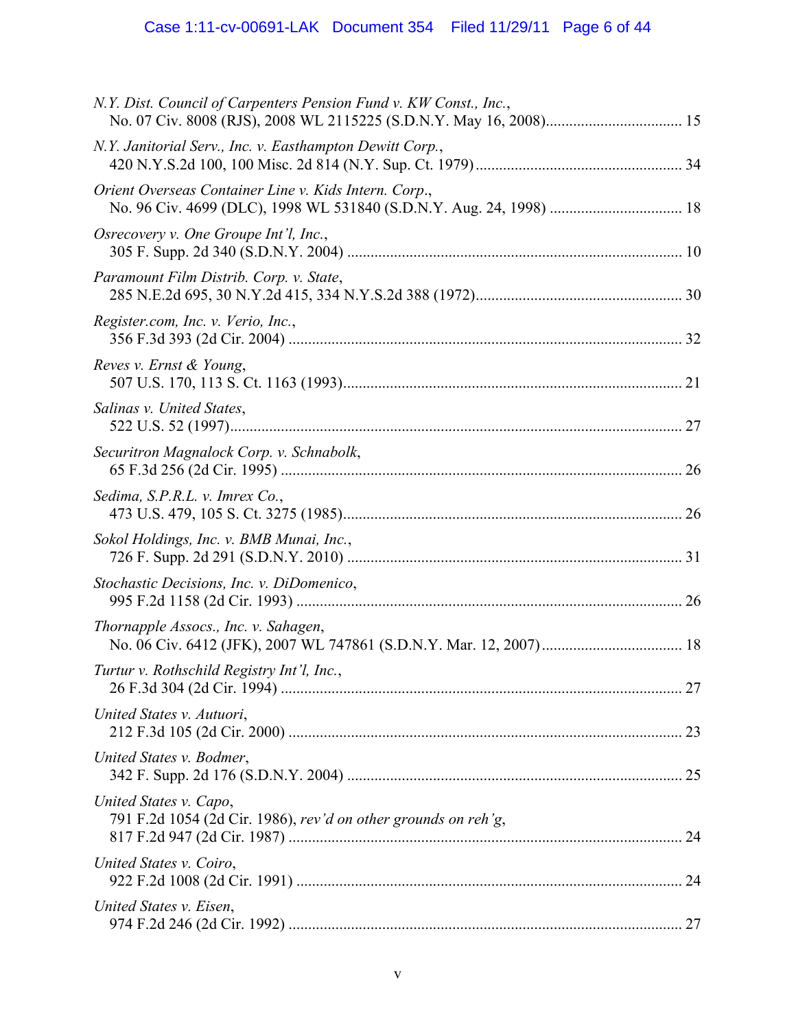*N.Y. Dist. Council of Carpenters Pension Fund v. KW Const., Inc.*,
No. 07 Civ. 8008 (RJS), 2008 WL 2115225 (S.D.N.Y. May 16, 2008)................................... 15

*N.Y. Janitorial Serv., Inc. v. Easthampton Dewitt Corp.*,
420 N.Y.S.2d 100, 100 Misc. 2d 814 (N.Y. Sup. Ct. 1979)..................................................... 34

*Orient Overseas Container Line v. Kids Intern. Corp.*,
No. 96 Civ. 4699 (DLC), 1998 WL 531840 (S.D.N.Y. Aug. 24, 1998) .................................. 18

*Osrecovery v. One Groupe Int'l, Inc.*,
305 F. Supp. 2d 340 (S.D.N.Y. 2004) ...................................................................................... 10

*Paramount Film Distrib. Corp. v. State*,
285 N.E.2d 695, 30 N.Y.2d 415, 334 N.Y.S.2d 388 (1972).................................................... 30

*Register.com, Inc. v. Verio, Inc.*,
356 F.3d 393 (2d Cir. 2004) ..................................................................................................... 32

*Reves v. Ernst & Young*,
507 U.S. 170, 113 S. Ct. 1163 (1993)....................................................................................... 21

*Salinas v. United States*,
522 U.S. 52 (1997).................................................................................................................... 27

*Securitron Magnalock Corp. v. Schnabolk*,
65 F.3d 256 (2d Cir. 1995) ....................................................................................................... 26

*Sedima, S.P.R.L. v. Imrex Co.*,
473 U.S. 479, 105 S. Ct. 3275 (1985)....................................................................................... 26

*Sokol Holdings, Inc. v. BMB Munai, Inc.*,
726 F. Supp. 2d 291 (S.D.N.Y. 2010) ...................................................................................... 31

*Stochastic Decisions, Inc. v. DiDomenico*,
995 F.2d 1158 (2d Cir. 1993) ................................................................................................... 26

*Thornapple Assocs., Inc. v. Sahagen*,
No. 06 Civ. 6412 (JFK), 2007 WL 747861 (S.D.N.Y. Mar. 12, 2007).................................... 18

*Turtur v. Rothschild Registry Int'l, Inc.*,
26 F.3d 304 (2d Cir. 1994) ....................................................................................................... 27

*United States v. Autuori*,
212 F.3d 105 (2d Cir. 2000) ..................................................................................................... 23

*United States v. Bodmer*,
342 F. Supp. 2d 176 (S.D.N.Y. 2004) ...................................................................................... 25

*United States v. Capo*,
791 F.2d 1054 (2d Cir. 1986), *rev'd on other grounds on reh'g*,
817 F.2d 947 (2d Cir. 1987) ..................................................................................................... 24

*United States v. Coiro*,
922 F.2d 1008 (2d Cir. 1991) ................................................................................................... 24

*United States v. Eisen*,
974 F.2d 246 (2d Cir. 1992) ..................................................................................................... 27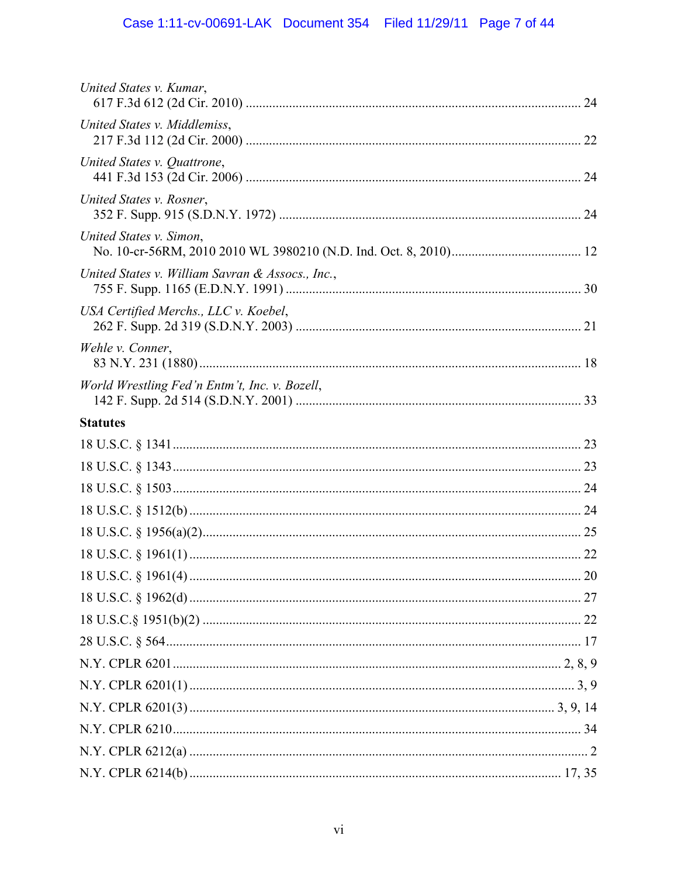*United States v. Kumar*,
617 F.3d 612 (2d Cir. 2010) .................................................................................................... 24

*United States v. Middlemiss*,
217 F.3d 112 (2d Cir. 2000) .................................................................................................... 22

*United States v. Quattrone*,
441 F.3d 153 (2d Cir. 2006) .................................................................................................... 24

*United States v. Rosner*,
352 F. Supp. 915 (S.D.N.Y. 1972) .......................................................................................... 24

*United States v. Simon*,
No. 10-cr-56RM, 2010 2010 WL 3980210 (N.D. Ind. Oct. 8, 2010)...................................... 12

*United States v. William Savran & Assocs., Inc.*,
755 F. Supp. 1165 (E.D.N.Y. 1991) ........................................................................................ 30

*USA Certified Merchs., LLC v. Koebel*,
262 F. Supp. 2d 319 (S.D.N.Y. 2003) ..................................................................................... 21

*Wehle v. Conner*,
83 N.Y. 231 (1880).................................................................................................................. 18

*World Wrestling Fed'n Entm't, Inc. v. Bozell*,
142 F. Supp. 2d 514 (S.D.N.Y. 2001) ..................................................................................... 33

**Statutes**

18 U.S.C. § 1341......................................................................................................................... 23

18 U.S.C. § 1343......................................................................................................................... 23

18 U.S.C. § 1503......................................................................................................................... 24

18 U.S.C. § 1512(b) .................................................................................................................... 24

18 U.S.C. § 1956(a)(2)................................................................................................................ 25

18 U.S.C. § 1961(1) .................................................................................................................... 22

18 U.S.C. § 1961(4) .................................................................................................................... 20

18 U.S.C. § 1962(d) .................................................................................................................... 27

18 U.S.C.§ 1951(b)(2) ................................................................................................................ 22

28 U.S.C. § 564........................................................................................................................... 17

N.Y. CPLR 6201 ................................................................................................................... 2, 8, 9

N.Y. CPLR 6201(1) .................................................................................................................. 3, 9

N.Y. CPLR 6201(3) ............................................................................................................. 3, 9, 14

N.Y. CPLR 6210......................................................................................................................... 34

N.Y. CPLR 6212(a) ...................................................................................................................... 2

N.Y. CPLR 6214(b) ............................................................................................................... 17, 35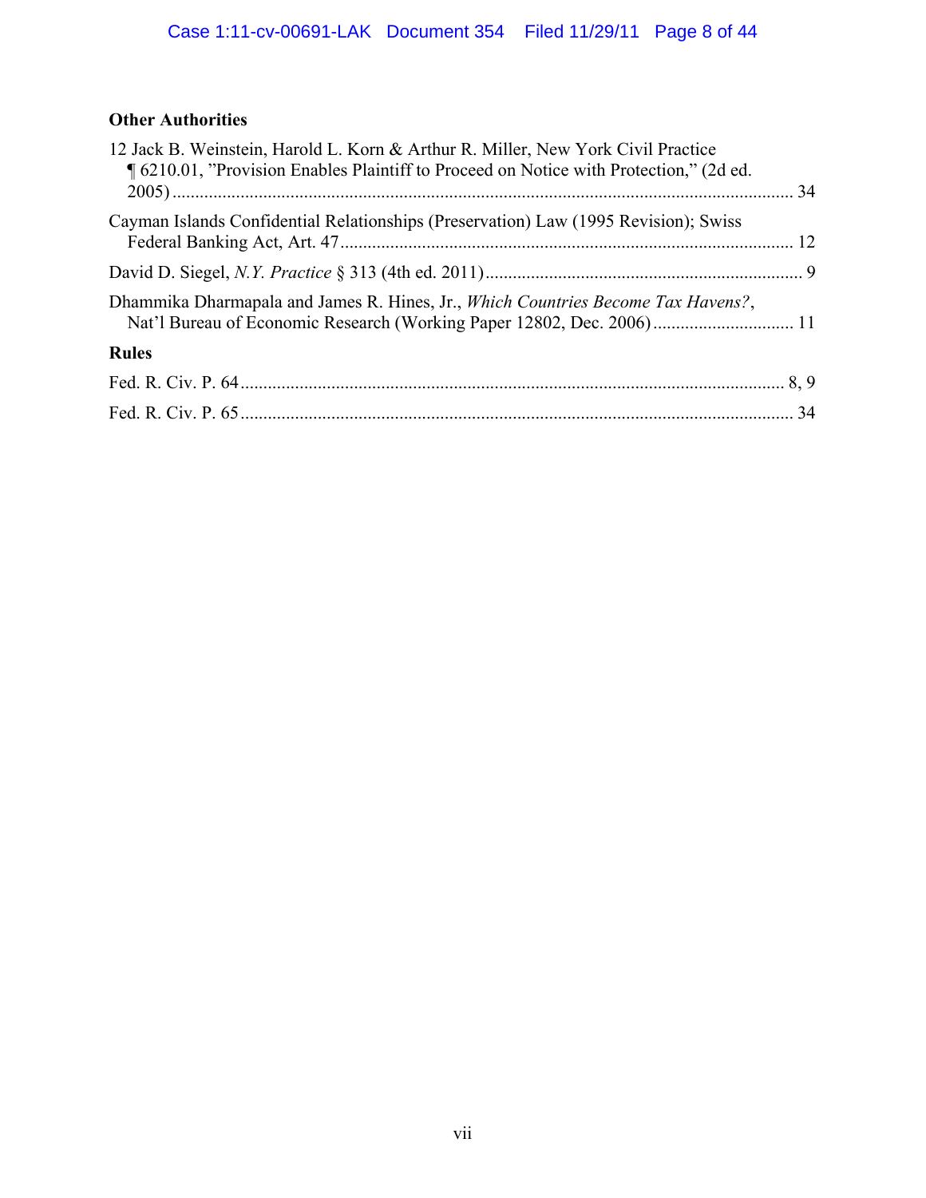**Other Authorities**

12 Jack B. Weinstein, Harold L. Korn & Arthur R. Miller, New York Civil Practice ¶ 6210.01, "Provision Enables Plaintiff to Proceed on Notice with Protection," (2d ed. 2005) ........................................................................................................................................ 34

Cayman Islands Confidential Relationships (Preservation) Law (1995 Revision); Swiss Federal Banking Act, Art. 47 ................................................................................................... 12

David D. Siegel, *N.Y. Practice* § 313 (4th ed. 2011) ..................................................................... 9

Dhammika Dharmapala and James R. Hines, Jr., *Which Countries Become Tax Havens?*, Nat'l Bureau of Economic Research (Working Paper 12802, Dec. 2006) ............................... 11

**Rules**

Fed. R. Civ. P. 64 ....................................................................................................................... 8, 9

Fed. R. Civ. P. 65 ......................................................................................................................... 34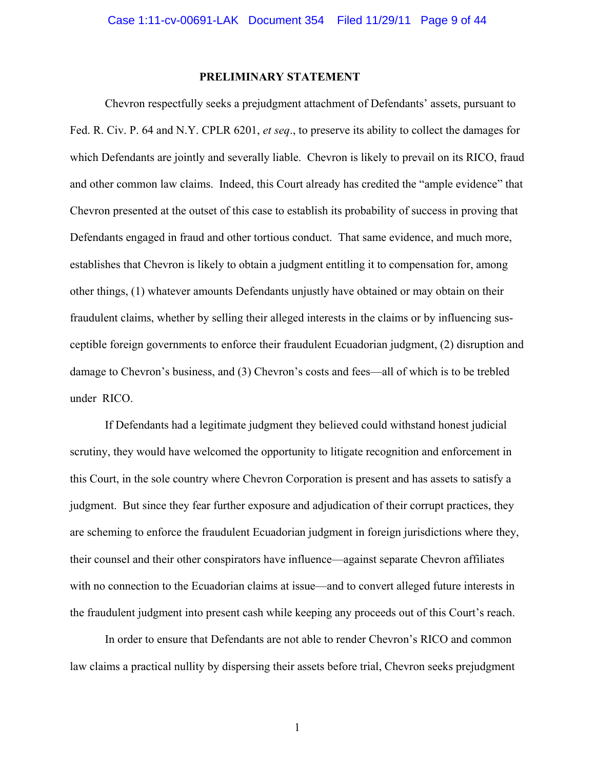## PRELIMINARY STATEMENT

Chevron respectfully seeks a prejudgment attachment of Defendants' assets, pursuant to Fed. R. Civ. P. 64 and N.Y. CPLR 6201, *et seq*., to preserve its ability to collect the damages for which Defendants are jointly and severally liable. Chevron is likely to prevail on its RICO, fraud and other common law claims. Indeed, this Court already has credited the "ample evidence" that Chevron presented at the outset of this case to establish its probability of success in proving that Defendants engaged in fraud and other tortious conduct. That same evidence, and much more, establishes that Chevron is likely to obtain a judgment entitling it to compensation for, among other things, (1) whatever amounts Defendants unjustly have obtained or may obtain on their fraudulent claims, whether by selling their alleged interests in the claims or by influencing susceptible foreign governments to enforce their fraudulent Ecuadorian judgment, (2) disruption and damage to Chevron's business, and (3) Chevron's costs and fees—all of which is to be trebled under RICO.

If Defendants had a legitimate judgment they believed could withstand honest judicial scrutiny, they would have welcomed the opportunity to litigate recognition and enforcement in this Court, in the sole country where Chevron Corporation is present and has assets to satisfy a judgment. But since they fear further exposure and adjudication of their corrupt practices, they are scheming to enforce the fraudulent Ecuadorian judgment in foreign jurisdictions where they, their counsel and their other conspirators have influence—against separate Chevron affiliates with no connection to the Ecuadorian claims at issue—and to convert alleged future interests in the fraudulent judgment into present cash while keeping any proceeds out of this Court's reach.

In order to ensure that Defendants are not able to render Chevron's RICO and common law claims a practical nullity by dispersing their assets before trial, Chevron seeks prejudgment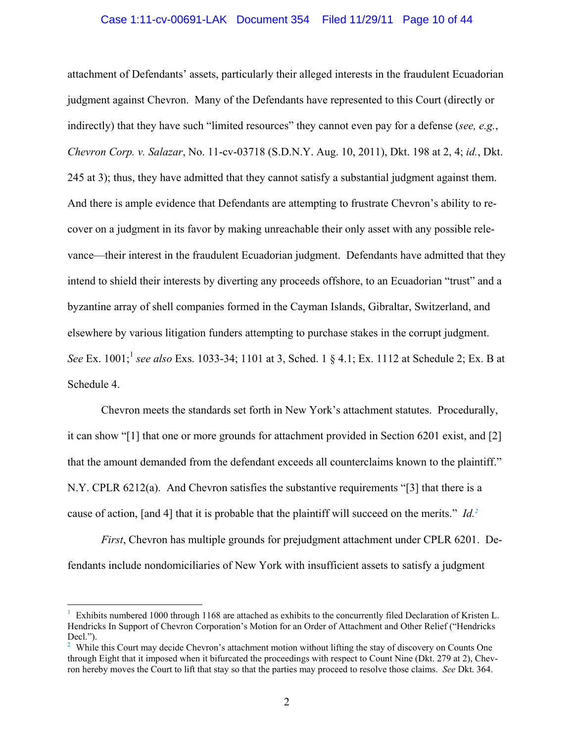attachment of Defendants' assets, particularly their alleged interests in the fraudulent Ecuadorian judgment against Chevron. Many of the Defendants have represented to this Court (directly or indirectly) that they have such "limited resources" they cannot even pay for a defense (*see, e.g.*, *Chevron Corp. v. Salazar*, No. 11-cv-03718 (S.D.N.Y. Aug. 10, 2011), Dkt. 198 at 2, 4; *id.*, Dkt. 245 at 3); thus, they have admitted that they cannot satisfy a substantial judgment against them. And there is ample evidence that Defendants are attempting to frustrate Chevron's ability to recover on a judgment in its favor by making unreachable their only asset with any possible relevance—their interest in the fraudulent Ecuadorian judgment. Defendants have admitted that they intend to shield their interests by diverting any proceeds offshore, to an Ecuadorian "trust" and a byzantine array of shell companies formed in the Cayman Islands, Gibraltar, Switzerland, and elsewhere by various litigation funders attempting to purchase stakes in the corrupt judgment. *See* Ex. 1001;[1] *see also* Exs. 1033-34; 1101 at 3, Sched. 1 § 4.1; Ex. 1112 at Schedule 2; Ex. B at Schedule 4.

Chevron meets the standards set forth in New York's attachment statutes. Procedurally, it can show "[1] that one or more grounds for attachment provided in Section 6201 exist, and [2] that the amount demanded from the defendant exceeds all counterclaims known to the plaintiff." N.Y. CPLR 6212(a). And Chevron satisfies the substantive requirements "[3] that there is a cause of action, [and 4] that it is probable that the plaintiff will succeed on the merits." *Id.*[2]

*First*, Chevron has multiple grounds for prejudgment attachment under CPLR 6201. Defendants include nondomiciliaries of New York with insufficient assets to satisfy a judgment

---

[1] Exhibits numbered 1000 through 1168 are attached as exhibits to the concurrently filed Declaration of Kristen L. Hendricks In Support of Chevron Corporation's Motion for an Order of Attachment and Other Relief ("Hendricks Decl.").

[2] While this Court may decide Chevron's attachment motion without lifting the stay of discovery on Counts One through Eight that it imposed when it bifurcated the proceedings with respect to Count Nine (Dkt. 279 at 2), Chevron hereby moves the Court to lift that stay so that the parties may proceed to resolve those claims. *See* Dkt. 364.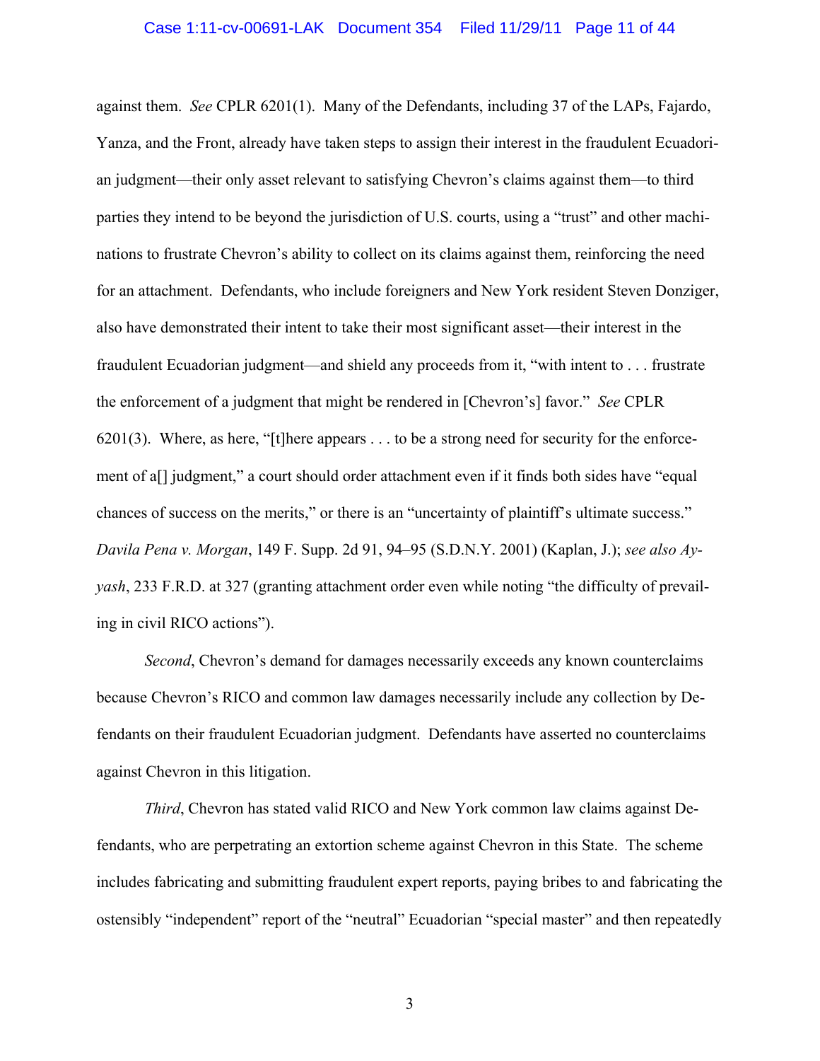against them. *See* CPLR 6201(1). Many of the Defendants, including 37 of the LAPs, Fajardo, Yanza, and the Front, already have taken steps to assign their interest in the fraudulent Ecuadorian judgment—their only asset relevant to satisfying Chevron's claims against them—to third parties they intend to be beyond the jurisdiction of U.S. courts, using a "trust" and other machinations to frustrate Chevron's ability to collect on its claims against them, reinforcing the need for an attachment. Defendants, who include foreigners and New York resident Steven Donziger, also have demonstrated their intent to take their most significant asset—their interest in the fraudulent Ecuadorian judgment—and shield any proceeds from it, "with intent to . . . frustrate the enforcement of a judgment that might be rendered in [Chevron's] favor." *See* CPLR 6201(3). Where, as here, "[t]here appears . . . to be a strong need for security for the enforcement of a[] judgment," a court should order attachment even if it finds both sides have "equal chances of success on the merits," or there is an "uncertainty of plaintiff's ultimate success." *Davila Pena v. Morgan*, 149 F. Supp. 2d 91, 94–95 (S.D.N.Y. 2001) (Kaplan, J.); *see also Ayyash*, 233 F.R.D. at 327 (granting attachment order even while noting "the difficulty of prevailing in civil RICO actions").

*Second*, Chevron's demand for damages necessarily exceeds any known counterclaims because Chevron's RICO and common law damages necessarily include any collection by Defendants on their fraudulent Ecuadorian judgment. Defendants have asserted no counterclaims against Chevron in this litigation.

*Third*, Chevron has stated valid RICO and New York common law claims against Defendants, who are perpetrating an extortion scheme against Chevron in this State. The scheme includes fabricating and submitting fraudulent expert reports, paying bribes to and fabricating the ostensibly "independent" report of the "neutral" Ecuadorian "special master" and then repeatedly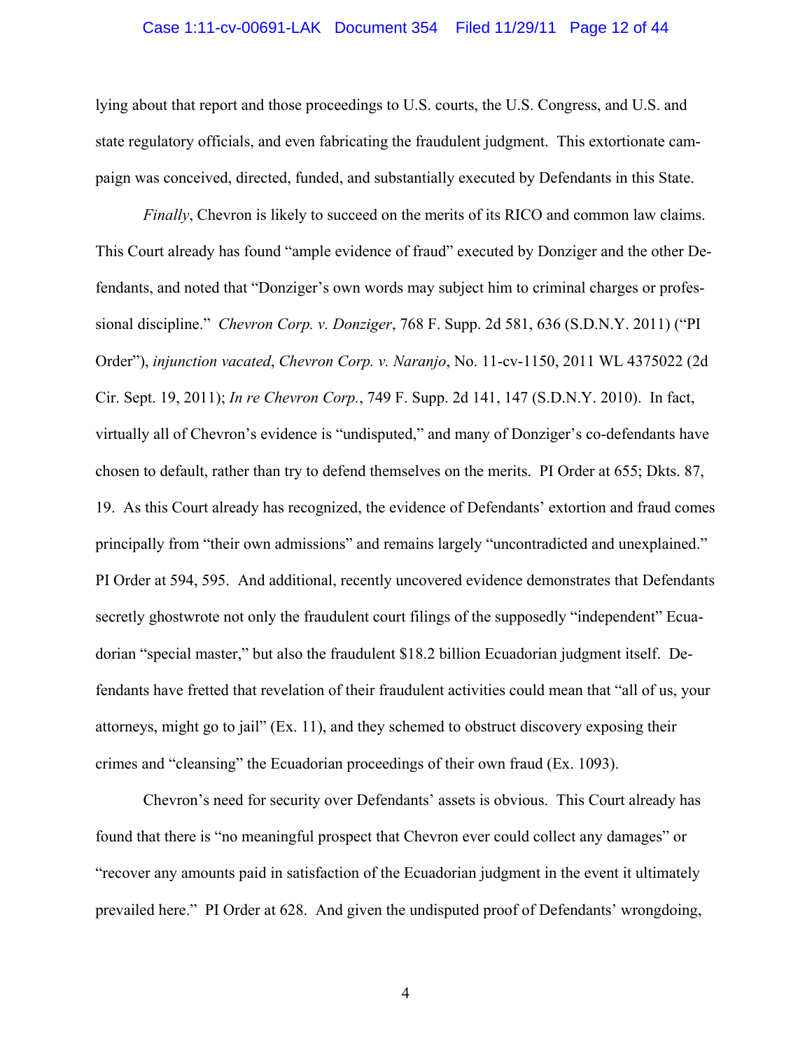lying about that report and those proceedings to U.S. courts, the U.S. Congress, and U.S. and state regulatory officials, and even fabricating the fraudulent judgment. This extortionate campaign was conceived, directed, funded, and substantially executed by Defendants in this State.

*Finally*, Chevron is likely to succeed on the merits of its RICO and common law claims. This Court already has found "ample evidence of fraud" executed by Donziger and the other Defendants, and noted that "Donziger's own words may subject him to criminal charges or professional discipline." *Chevron Corp. v. Donziger*, 768 F. Supp. 2d 581, 636 (S.D.N.Y. 2011) ("PI Order"), *injunction vacated*, *Chevron Corp. v. Naranjo*, No. 11-cv-1150, 2011 WL 4375022 (2d Cir. Sept. 19, 2011); *In re Chevron Corp.*, 749 F. Supp. 2d 141, 147 (S.D.N.Y. 2010). In fact, virtually all of Chevron's evidence is "undisputed," and many of Donziger's co-defendants have chosen to default, rather than try to defend themselves on the merits. PI Order at 655; Dkts. 87, 19. As this Court already has recognized, the evidence of Defendants' extortion and fraud comes principally from "their own admissions" and remains largely "uncontradicted and unexplained." PI Order at 594, 595. And additional, recently uncovered evidence demonstrates that Defendants secretly ghostwrote not only the fraudulent court filings of the supposedly "independent" Ecuadorian "special master," but also the fraudulent $18.2 billion Ecuadorian judgment itself. Defendants have fretted that revelation of their fraudulent activities could mean that "all of us, your attorneys, might go to jail" (Ex. 11), and they schemed to obstruct discovery exposing their crimes and "cleansing" the Ecuadorian proceedings of their own fraud (Ex. 1093).

Chevron's need for security over Defendants' assets is obvious. This Court already has found that there is "no meaningful prospect that Chevron ever could collect any damages" or "recover any amounts paid in satisfaction of the Ecuadorian judgment in the event it ultimately prevailed here." PI Order at 628. And given the undisputed proof of Defendants' wrongdoing,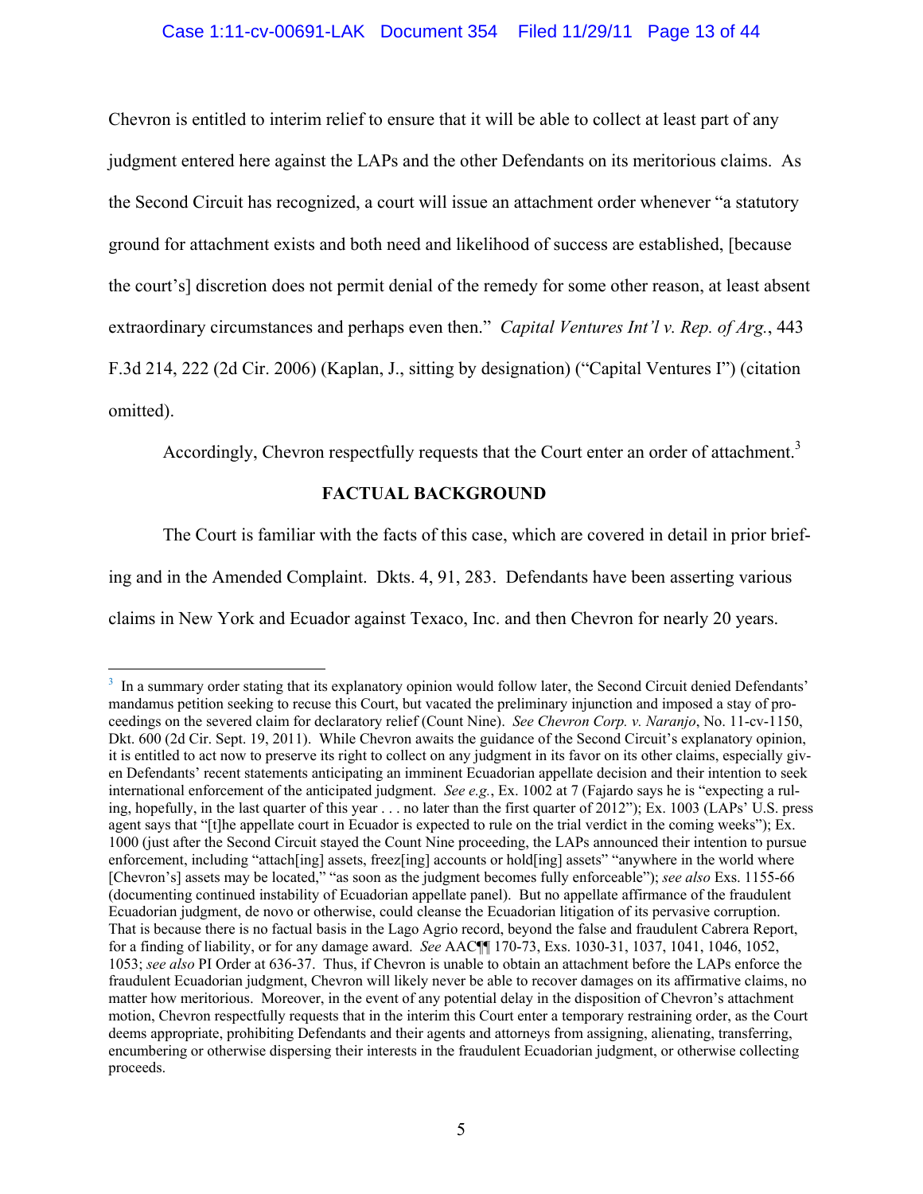Chevron is entitled to interim relief to ensure that it will be able to collect at least part of any judgment entered here against the LAPs and the other Defendants on its meritorious claims. As the Second Circuit has recognized, a court will issue an attachment order whenever "a statutory ground for attachment exists and both need and likelihood of success are established, [because the court's] discretion does not permit denial of the remedy for some other reason, at least absent extraordinary circumstances and perhaps even then." *Capital Ventures Int'l v. Rep. of Arg.*, 443 F.3d 214, 222 (2d Cir. 2006) (Kaplan, J., sitting by designation) ("Capital Ventures I") (citation omitted).

Accordingly, Chevron respectfully requests that the Court enter an order of attachment.[3]

## FACTUAL BACKGROUND

The Court is familiar with the facts of this case, which are covered in detail in prior briefing and in the Amended Complaint. Dkts. 4, 91, 283. Defendants have been asserting various claims in New York and Ecuador against Texaco, Inc. and then Chevron for nearly 20 years.

---

[3] In a summary order stating that its explanatory opinion would follow later, the Second Circuit denied Defendants' mandamus petition seeking to recuse this Court, but vacated the preliminary injunction and imposed a stay of proceedings on the severed claim for declaratory relief (Count Nine). *See Chevron Corp. v. Naranjo*, No. 11-cv-1150, Dkt. 600 (2d Cir. Sept. 19, 2011). While Chevron awaits the guidance of the Second Circuit's explanatory opinion, it is entitled to act now to preserve its right to collect on any judgment in its favor on its other claims, especially given Defendants' recent statements anticipating an imminent Ecuadorian appellate decision and their intention to seek international enforcement of the anticipated judgment. *See e.g.*, Ex. 1002 at 7 (Fajardo says he is "expecting a ruling, hopefully, in the last quarter of this year . . . no later than the first quarter of 2012"); Ex. 1003 (LAPs' U.S. press agent says that "[t]he appellate court in Ecuador is expected to rule on the trial verdict in the coming weeks"); Ex. 1000 (just after the Second Circuit stayed the Count Nine proceeding, the LAPs announced their intention to pursue enforcement, including "attach[ing] assets, freez[ing] accounts or hold[ing] assets" "anywhere in the world where [Chevron's] assets may be located," "as soon as the judgment becomes fully enforceable"); *see also* Exs. 1155-66 (documenting continued instability of Ecuadorian appellate panel). But no appellate affirmance of the fraudulent Ecuadorian judgment, de novo or otherwise, could cleanse the Ecuadorian litigation of its pervasive corruption. That is because there is no factual basis in the Lago Agrio record, beyond the false and fraudulent Cabrera Report, for a finding of liability, or for any damage award. *See* AAC¶¶ 170-73, Exs. 1030-31, 1037, 1041, 1046, 1052, 1053; *see also* PI Order at 636-37. Thus, if Chevron is unable to obtain an attachment before the LAPs enforce the fraudulent Ecuadorian judgment, Chevron will likely never be able to recover damages on its affirmative claims, no matter how meritorious. Moreover, in the event of any potential delay in the disposition of Chevron's attachment motion, Chevron respectfully requests that in the interim this Court enter a temporary restraining order, as the Court deems appropriate, prohibiting Defendants and their agents and attorneys from assigning, alienating, transferring, encumbering or otherwise dispersing their interests in the fraudulent Ecuadorian judgment, or otherwise collecting proceeds.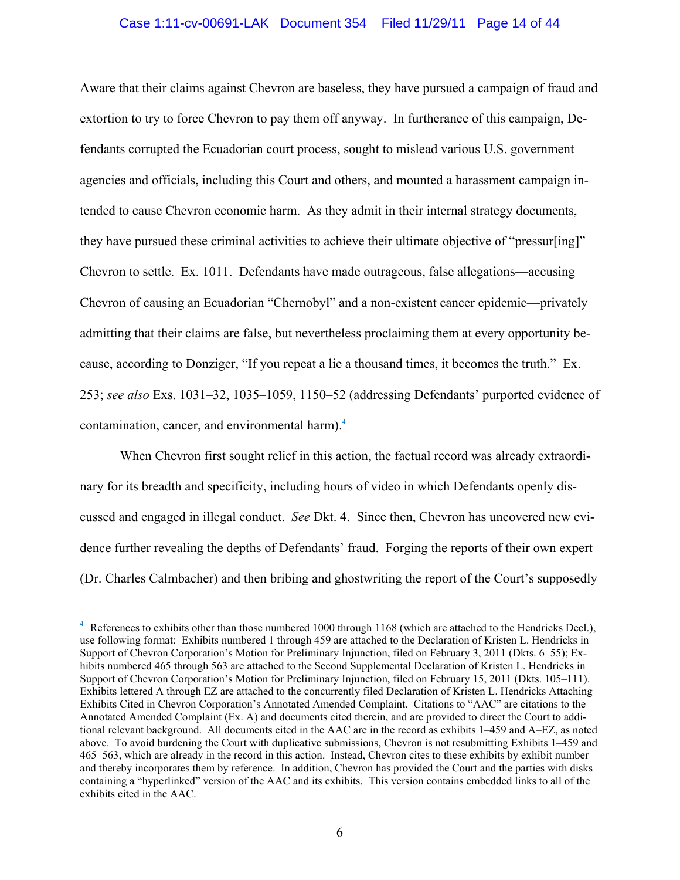Aware that their claims against Chevron are baseless, they have pursued a campaign of fraud and extortion to try to force Chevron to pay them off anyway. In furtherance of this campaign, Defendants corrupted the Ecuadorian court process, sought to mislead various U.S. government agencies and officials, including this Court and others, and mounted a harassment campaign intended to cause Chevron economic harm. As they admit in their internal strategy documents, they have pursued these criminal activities to achieve their ultimate objective of "pressur[ing]" Chevron to settle. Ex. 1011. Defendants have made outrageous, false allegations—accusing Chevron of causing an Ecuadorian "Chernobyl" and a non-existent cancer epidemic—privately admitting that their claims are false, but nevertheless proclaiming them at every opportunity because, according to Donziger, "If you repeat a lie a thousand times, it becomes the truth." Ex. 253; *see also* Exs. 1031–32, 1035–1059, 1150–52 (addressing Defendants' purported evidence of contamination, cancer, and environmental harm).[4]

When Chevron first sought relief in this action, the factual record was already extraordinary for its breadth and specificity, including hours of video in which Defendants openly discussed and engaged in illegal conduct. *See* Dkt. 4. Since then, Chevron has uncovered new evidence further revealing the depths of Defendants' fraud. Forging the reports of their own expert (Dr. Charles Calmbacher) and then bribing and ghostwriting the report of the Court's supposedly

---

[4] References to exhibits other than those numbered 1000 through 1168 (which are attached to the Hendricks Decl.), use following format: Exhibits numbered 1 through 459 are attached to the Declaration of Kristen L. Hendricks in Support of Chevron Corporation's Motion for Preliminary Injunction, filed on February 3, 2011 (Dkts. 6–55); Exhibits numbered 465 through 563 are attached to the Second Supplemental Declaration of Kristen L. Hendricks in Support of Chevron Corporation's Motion for Preliminary Injunction, filed on February 15, 2011 (Dkts. 105–111). Exhibits lettered A through EZ are attached to the concurrently filed Declaration of Kristen L. Hendricks Attaching Exhibits Cited in Chevron Corporation's Annotated Amended Complaint. Citations to "AAC" are citations to the Annotated Amended Complaint (Ex. A) and documents cited therein, and are provided to direct the Court to additional relevant background. All documents cited in the AAC are in the record as exhibits 1–459 and A–EZ, as noted above. To avoid burdening the Court with duplicative submissions, Chevron is not resubmitting Exhibits 1–459 and 465–563, which are already in the record in this action. Instead, Chevron cites to these exhibits by exhibit number and thereby incorporates them by reference. In addition, Chevron has provided the Court and the parties with disks containing a "hyperlinked" version of the AAC and its exhibits. This version contains embedded links to all of the exhibits cited in the AAC.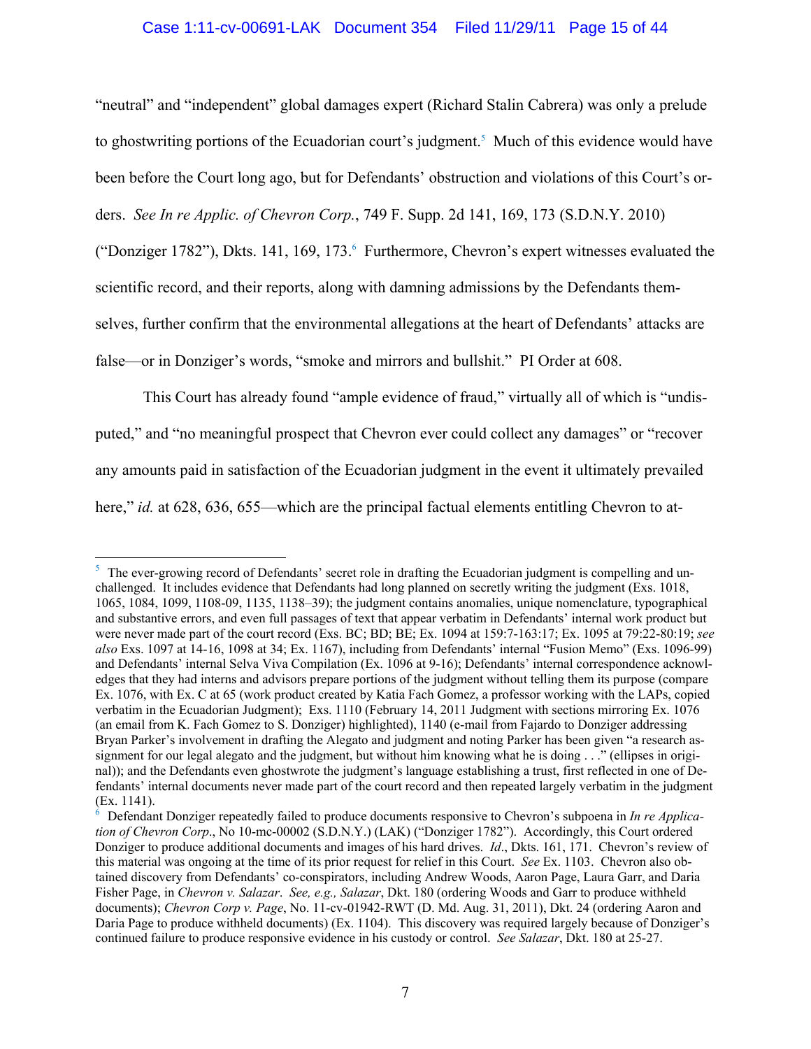"neutral" and "independent" global damages expert (Richard Stalin Cabrera) was only a prelude to ghostwriting portions of the Ecuadorian court's judgment.[5] Much of this evidence would have been before the Court long ago, but for Defendants' obstruction and violations of this Court's orders. *See In re Applic. of Chevron Corp.*, 749 F. Supp. 2d 141, 169, 173 (S.D.N.Y. 2010) ("Donziger 1782"), Dkts. 141, 169, 173.[6] Furthermore, Chevron's expert witnesses evaluated the scientific record, and their reports, along with damning admissions by the Defendants themselves, further confirm that the environmental allegations at the heart of Defendants' attacks are false—or in Donziger's words, "smoke and mirrors and bullshit." PI Order at 608.

This Court has already found "ample evidence of fraud," virtually all of which is "undisputed," and "no meaningful prospect that Chevron ever could collect any damages" or "recover any amounts paid in satisfaction of the Ecuadorian judgment in the event it ultimately prevailed here," *id.* at 628, 636, 655—which are the principal factual elements entitling Chevron to at-

---

[5] The ever-growing record of Defendants' secret role in drafting the Ecuadorian judgment is compelling and unchallenged. It includes evidence that Defendants had long planned on secretly writing the judgment (Exs. 1018, 1065, 1084, 1099, 1108-09, 1135, 1138–39); the judgment contains anomalies, unique nomenclature, typographical and substantive errors, and even full passages of text that appear verbatim in Defendants' internal work product but were never made part of the court record (Exs. BC; BD; BE; Ex. 1094 at 159:7-163:17; Ex. 1095 at 79:22-80:19; *see also* Exs. 1097 at 14-16, 1098 at 34; Ex. 1167), including from Defendants' internal "Fusion Memo" (Exs. 1096-99) and Defendants' internal Selva Viva Compilation (Ex. 1096 at 9-16); Defendants' internal correspondence acknowledges that they had interns and advisors prepare portions of the judgment without telling them its purpose (compare Ex. 1076, with Ex. C at 65 (work product created by Katia Fach Gomez, a professor working with the LAPs, copied verbatim in the Ecuadorian Judgment); Exs. 1110 (February 14, 2011 Judgment with sections mirroring Ex. 1076 (an email from K. Fach Gomez to S. Donziger) highlighted), 1140 (e-mail from Fajardo to Donziger addressing Bryan Parker's involvement in drafting the Alegato and judgment and noting Parker has been given "a research assignment for our legal alegato and the judgment, but without him knowing what he is doing . . ." (ellipses in original)); and the Defendants even ghostwrote the judgment's language establishing a trust, first reflected in one of Defendants' internal documents never made part of the court record and then repeated largely verbatim in the judgment (Ex. 1141).

[6] Defendant Donziger repeatedly failed to produce documents responsive to Chevron's subpoena in *In re Application of Chevron Corp*., No 10-mc-00002 (S.D.N.Y.) (LAK) ("Donziger 1782"). Accordingly, this Court ordered Donziger to produce additional documents and images of his hard drives. *Id*., Dkts. 161, 171. Chevron's review of this material was ongoing at the time of its prior request for relief in this Court. *See* Ex. 1103. Chevron also obtained discovery from Defendants' co-conspirators, including Andrew Woods, Aaron Page, Laura Garr, and Daria Fisher Page, in *Chevron v. Salazar*. *See, e.g., Salazar*, Dkt. 180 (ordering Woods and Garr to produce withheld documents); *Chevron Corp v. Page*, No. 11-cv-01942-RWT (D. Md. Aug. 31, 2011), Dkt. 24 (ordering Aaron and Daria Page to produce withheld documents) (Ex. 1104). This discovery was required largely because of Donziger's continued failure to produce responsive evidence in his custody or control. *See Salazar*, Dkt. 180 at 25-27.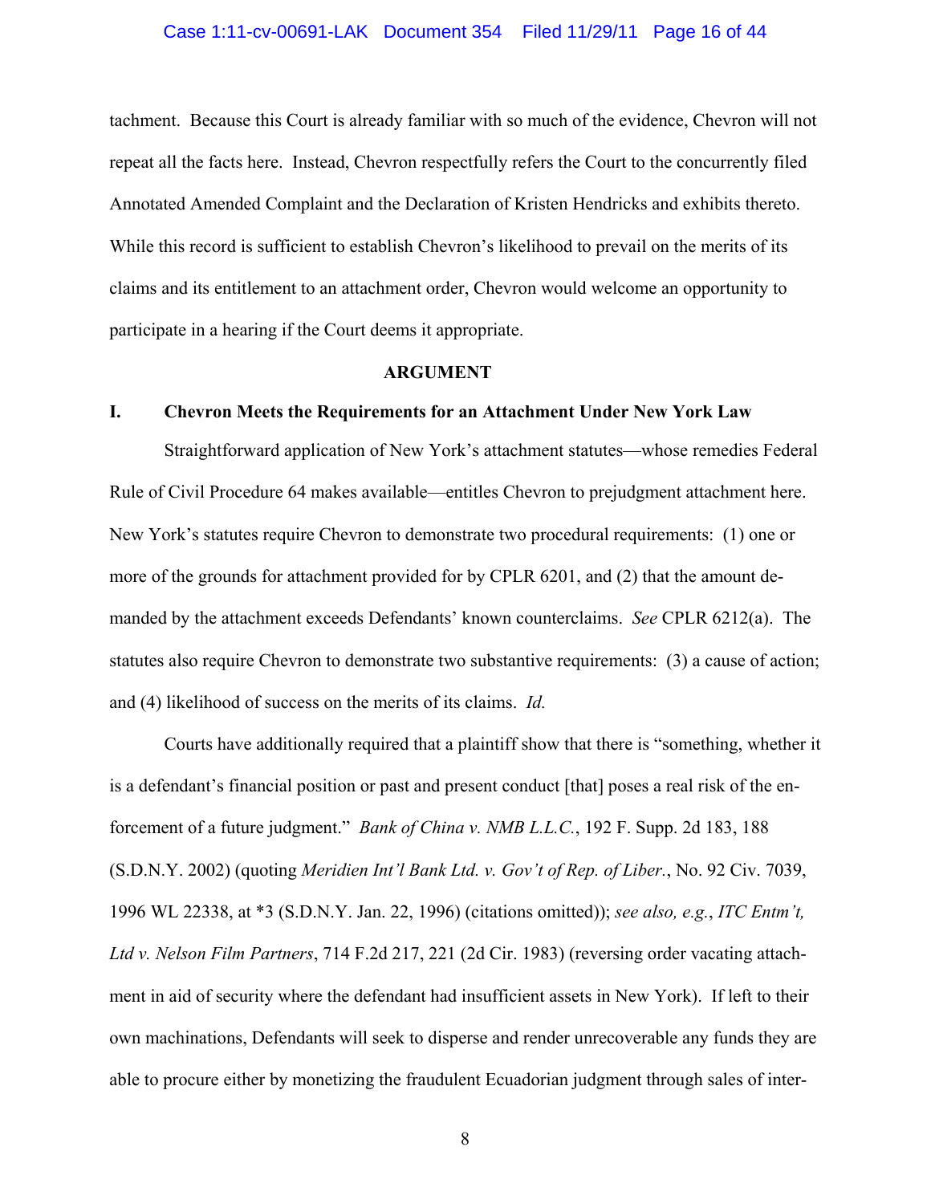tachment. Because this Court is already familiar with so much of the evidence, Chevron will not repeat all the facts here. Instead, Chevron respectfully refers the Court to the concurrently filed Annotated Amended Complaint and the Declaration of Kristen Hendricks and exhibits thereto. While this record is sufficient to establish Chevron's likelihood to prevail on the merits of its claims and its entitlement to an attachment order, Chevron would welcome an opportunity to participate in a hearing if the Court deems it appropriate.

## ARGUMENT

### I. Chevron Meets the Requirements for an Attachment Under New York Law

Straightforward application of New York's attachment statutes—whose remedies Federal Rule of Civil Procedure 64 makes available—entitles Chevron to prejudgment attachment here. New York's statutes require Chevron to demonstrate two procedural requirements: (1) one or more of the grounds for attachment provided for by CPLR 6201, and (2) that the amount demanded by the attachment exceeds Defendants' known counterclaims. *See* CPLR 6212(a). The statutes also require Chevron to demonstrate two substantive requirements: (3) a cause of action; and (4) likelihood of success on the merits of its claims. *Id.*

Courts have additionally required that a plaintiff show that there is "something, whether it is a defendant's financial position or past and present conduct [that] poses a real risk of the enforcement of a future judgment." *Bank of China v. NMB L.L.C.*, 192 F. Supp. 2d 183, 188 (S.D.N.Y. 2002) (quoting *Meridien Int'l Bank Ltd. v. Gov't of Rep. of Liber.*, No. 92 Civ. 7039, 1996 WL 22338, at *3 (S.D.N.Y. Jan. 22, 1996) (citations omitted)); *see also, e.g.*, *ITC Entm't, Ltd v. Nelson Film Partners*, 714 F.2d 217, 221 (2d Cir. 1983) (reversing order vacating attachment in aid of security where the defendant had insufficient assets in New York). If left to their own machinations, Defendants will seek to disperse and render unrecoverable any funds they are able to procure either by monetizing the fraudulent Ecuadorian judgment through sales of inter-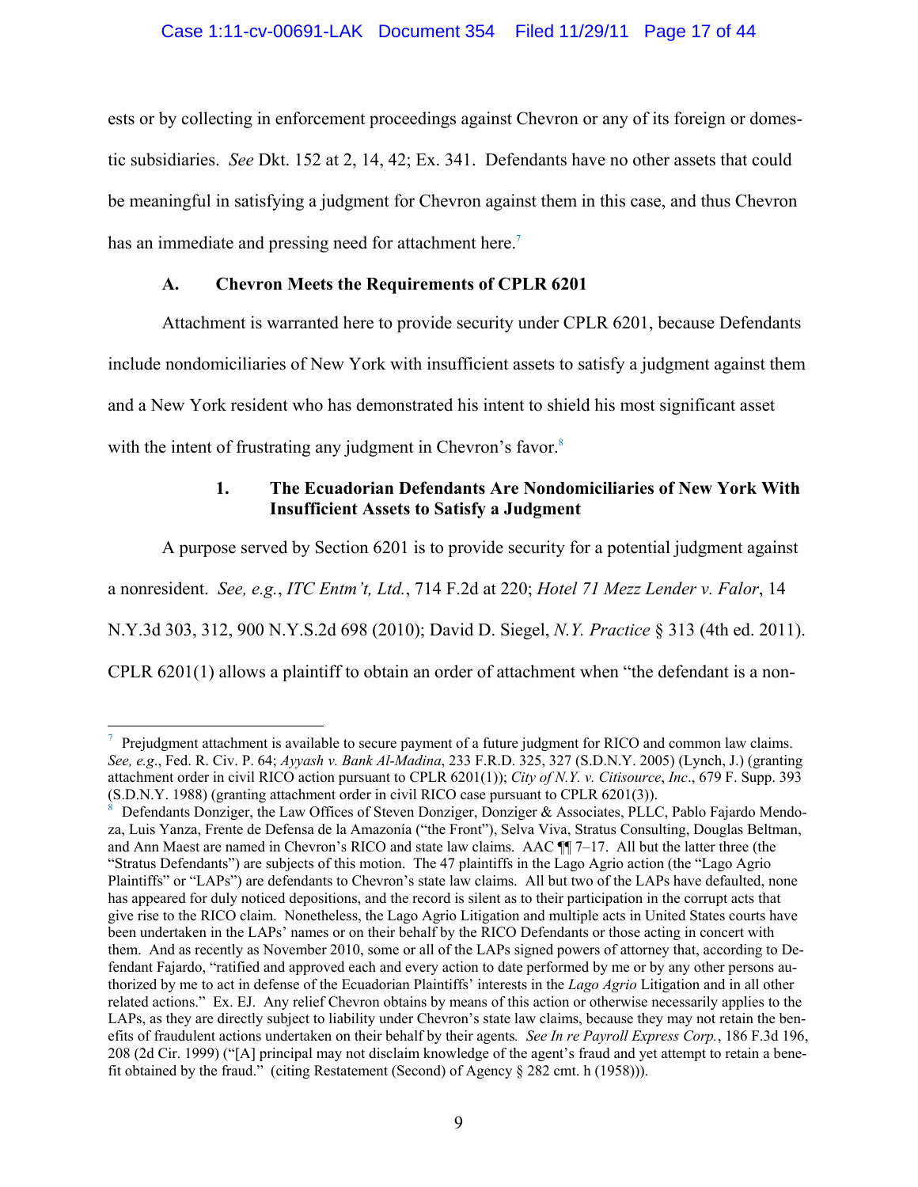ests or by collecting in enforcement proceedings against Chevron or any of its foreign or domestic subsidiaries. *See* Dkt. 152 at 2, 14, 42; Ex. 341. Defendants have no other assets that could be meaningful in satisfying a judgment for Chevron against them in this case, and thus Chevron has an immediate and pressing need for attachment here.[7]

### A. Chevron Meets the Requirements of CPLR 6201

Attachment is warranted here to provide security under CPLR 6201, because Defendants include nondomiciliaries of New York with insufficient assets to satisfy a judgment against them and a New York resident who has demonstrated his intent to shield his most significant asset with the intent of frustrating any judgment in Chevron's favor.[8]

#### 1. The Ecuadorian Defendants Are Nondomiciliaries of New York With Insufficient Assets to Satisfy a Judgment

A purpose served by Section 6201 is to provide security for a potential judgment against a nonresident. *See, e.g.*, *ITC Entm't, Ltd.*, 714 F.2d at 220; *Hotel 71 Mezz Lender v. Falor*, 14 N.Y.3d 303, 312, 900 N.Y.S.2d 698 (2010); David D. Siegel, *N.Y. Practice* § 313 (4th ed. 2011). CPLR 6201(1) allows a plaintiff to obtain an order of attachment when "the defendant is a non-

---

[7] Prejudgment attachment is available to secure payment of a future judgment for RICO and common law claims. *See, e.g.*, Fed. R. Civ. P. 64; *Ayyash v. Bank Al-Madina*, 233 F.R.D. 325, 327 (S.D.N.Y. 2005) (Lynch, J.) (granting attachment order in civil RICO action pursuant to CPLR 6201(1)); *City of N.Y. v. Citisource, Inc.*, 679 F. Supp. 393 (S.D.N.Y. 1988) (granting attachment order in civil RICO case pursuant to CPLR 6201(3)).

[8] Defendants Donziger, the Law Offices of Steven Donziger, Donziger & Associates, PLLC, Pablo Fajardo Mendoza, Luis Yanza, Frente de Defensa de la Amazonía ("the Front"), Selva Viva, Stratus Consulting, Douglas Beltman, and Ann Maest are named in Chevron's RICO and state law claims. AAC ¶¶ 7–17. All but the latter three (the "Stratus Defendants") are subjects of this motion. The 47 plaintiffs in the Lago Agrio action (the "Lago Agrio Plaintiffs" or "LAPs") are defendants to Chevron's state law claims. All but two of the LAPs have defaulted, none has appeared for duly noticed depositions, and the record is silent as to their participation in the corrupt acts that give rise to the RICO claim. Nonetheless, the Lago Agrio Litigation and multiple acts in United States courts have been undertaken in the LAPs' names or on their behalf by the RICO Defendants or those acting in concert with them. And as recently as November 2010, some or all of the LAPs signed powers of attorney that, according to Defendant Fajardo, "ratified and approved each and every action to date performed by me or by any other persons authorized by me to act in defense of the Ecuadorian Plaintiffs' interests in the *Lago Agrio* Litigation and in all other related actions." Ex. EJ. Any relief Chevron obtains by means of this action or otherwise necessarily applies to the LAPs, as they are directly subject to liability under Chevron's state law claims, because they may not retain the benefits of fraudulent actions undertaken on their behalf by their agents*.* *See In re Payroll Express Corp.*, 186 F.3d 196, 208 (2d Cir. 1999) ("[A] principal may not disclaim knowledge of the agent's fraud and yet attempt to retain a benefit obtained by the fraud." (citing Restatement (Second) of Agency § 282 cmt. h (1958))).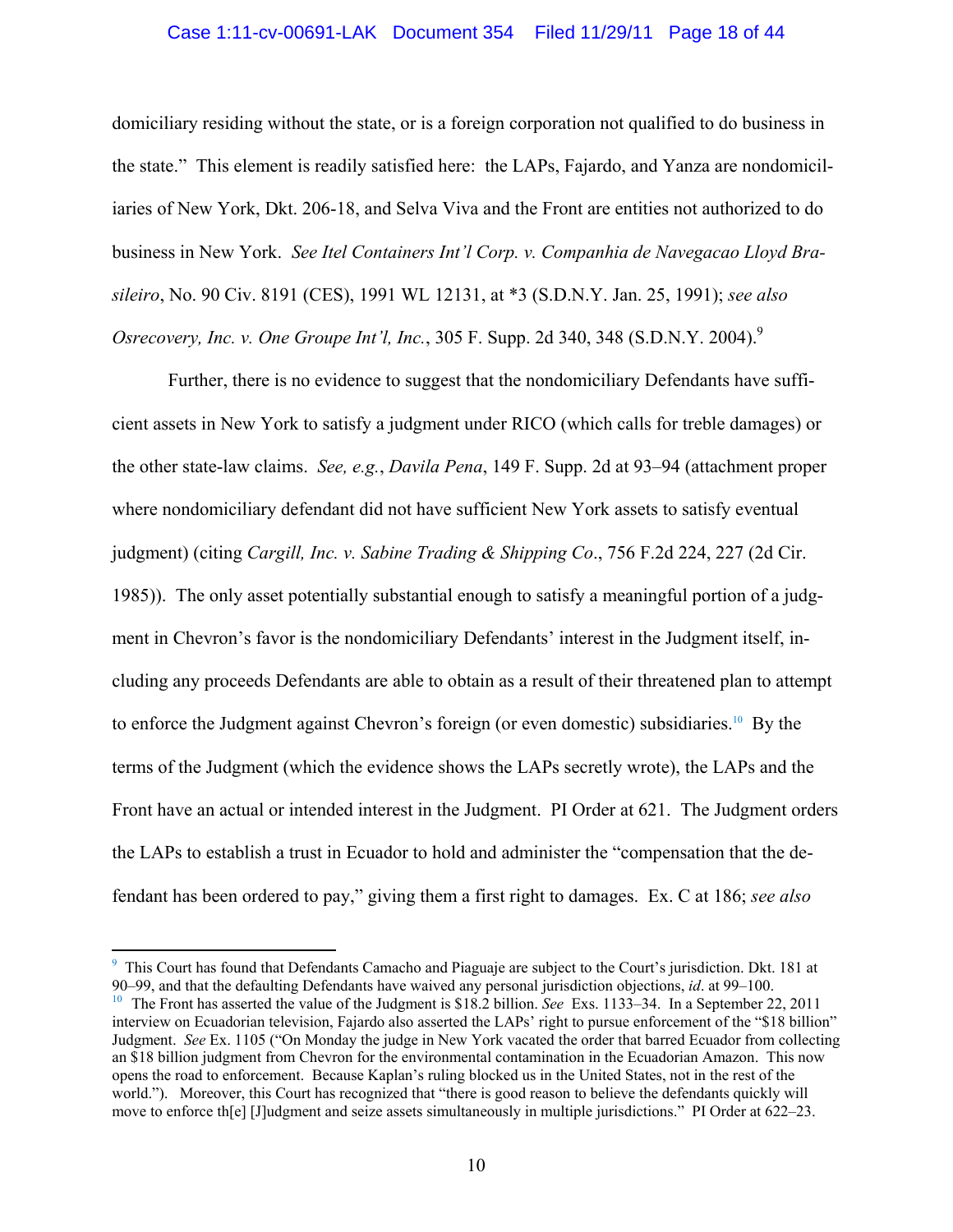domiciliary residing without the state, or is a foreign corporation not qualified to do business in the state." This element is readily satisfied here: the LAPs, Fajardo, and Yanza are nondomiciliaries of New York, Dkt. 206-18, and Selva Viva and the Front are entities not authorized to do business in New York. *See Itel Containers Int'l Corp. v. Companhia de Navegacao Lloyd Brasileiro*, No. 90 Civ. 8191 (CES), 1991 WL 12131, at *3 (S.D.N.Y. Jan. 25, 1991); *see also Osrecovery, Inc. v. One Groupe Int'l, Inc.*, 305 F. Supp. 2d 340, 348 (S.D.N.Y. 2004).[9]

Further, there is no evidence to suggest that the nondomiciliary Defendants have sufficient assets in New York to satisfy a judgment under RICO (which calls for treble damages) or the other state-law claims. *See, e.g.*, *Davila Pena*, 149 F. Supp. 2d at 93–94 (attachment proper where nondomiciliary defendant did not have sufficient New York assets to satisfy eventual judgment) (citing *Cargill, Inc. v. Sabine Trading & Shipping Co*., 756 F.2d 224, 227 (2d Cir. 1985)). The only asset potentially substantial enough to satisfy a meaningful portion of a judgment in Chevron's favor is the nondomiciliary Defendants' interest in the Judgment itself, including any proceeds Defendants are able to obtain as a result of their threatened plan to attempt to enforce the Judgment against Chevron's foreign (or even domestic) subsidiaries.[10] By the terms of the Judgment (which the evidence shows the LAPs secretly wrote), the LAPs and the Front have an actual or intended interest in the Judgment. PI Order at 621. The Judgment orders the LAPs to establish a trust in Ecuador to hold and administer the "compensation that the defendant has been ordered to pay," giving them a first right to damages. Ex. C at 186; *see also*

---

[9] This Court has found that Defendants Camacho and Piaguaje are subject to the Court's jurisdiction. Dkt. 181 at 90–99, and that the defaulting Defendants have waived any personal jurisdiction objections, *id*. at 99–100.

[10] The Front has asserted the value of the Judgment is $18.2 billion. *See* Exs. 1133–34. In a September 22, 2011 interview on Ecuadorian television, Fajardo also asserted the LAPs' right to pursue enforcement of the "$18 billion" Judgment. *See* Ex. 1105 ("On Monday the judge in New York vacated the order that barred Ecuador from collecting an $18 billion judgment from Chevron for the environmental contamination in the Ecuadorian Amazon. This now opens the road to enforcement. Because Kaplan's ruling blocked us in the United States, not in the rest of the world."). Moreover, this Court has recognized that "there is good reason to believe the defendants quickly will move to enforce th[e] [J]udgment and seize assets simultaneously in multiple jurisdictions." PI Order at 622–23.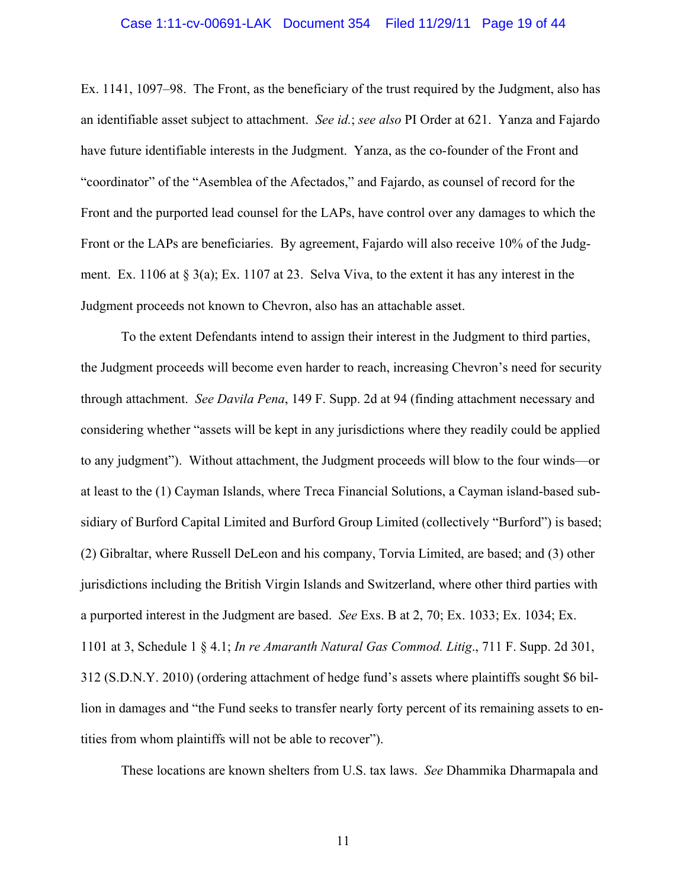Ex. 1141, 1097–98. The Front, as the beneficiary of the trust required by the Judgment, also has an identifiable asset subject to attachment. *See id.*; *see also* PI Order at 621. Yanza and Fajardo have future identifiable interests in the Judgment. Yanza, as the co-founder of the Front and "coordinator" of the "Asemblea of the Afectados," and Fajardo, as counsel of record for the Front and the purported lead counsel for the LAPs, have control over any damages to which the Front or the LAPs are beneficiaries. By agreement, Fajardo will also receive 10% of the Judgment. Ex. 1106 at § 3(a); Ex. 1107 at 23. Selva Viva, to the extent it has any interest in the Judgment proceeds not known to Chevron, also has an attachable asset.

To the extent Defendants intend to assign their interest in the Judgment to third parties, the Judgment proceeds will become even harder to reach, increasing Chevron's need for security through attachment. *See Davila Pena*, 149 F. Supp. 2d at 94 (finding attachment necessary and considering whether "assets will be kept in any jurisdictions where they readily could be applied to any judgment"). Without attachment, the Judgment proceeds will blow to the four winds—or at least to the (1) Cayman Islands, where Treca Financial Solutions, a Cayman island-based subsidiary of Burford Capital Limited and Burford Group Limited (collectively "Burford") is based; (2) Gibraltar, where Russell DeLeon and his company, Torvia Limited, are based; and (3) other jurisdictions including the British Virgin Islands and Switzerland, where other third parties with a purported interest in the Judgment are based. *See* Exs. B at 2, 70; Ex. 1033; Ex. 1034; Ex. 1101 at 3, Schedule 1 § 4.1; *In re Amaranth Natural Gas Commod. Litig*., 711 F. Supp. 2d 301, 312 (S.D.N.Y. 2010) (ordering attachment of hedge fund's assets where plaintiffs sought $6 billion in damages and "the Fund seeks to transfer nearly forty percent of its remaining assets to entities from whom plaintiffs will not be able to recover").

These locations are known shelters from U.S. tax laws. *See* Dhammika Dharmapala and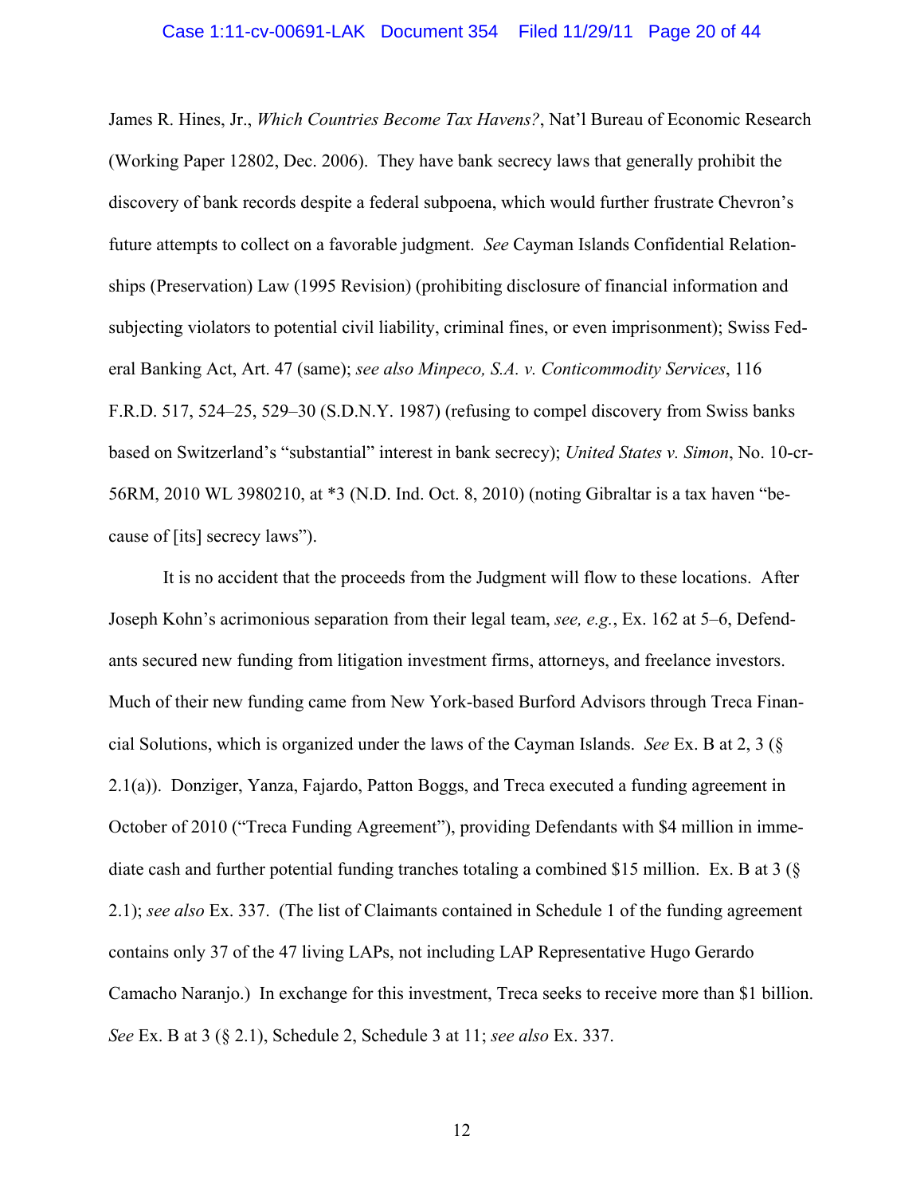James R. Hines, Jr., *Which Countries Become Tax Havens?*, Nat'l Bureau of Economic Research (Working Paper 12802, Dec. 2006). They have bank secrecy laws that generally prohibit the discovery of bank records despite a federal subpoena, which would further frustrate Chevron's future attempts to collect on a favorable judgment. *See* Cayman Islands Confidential Relationships (Preservation) Law (1995 Revision) (prohibiting disclosure of financial information and subjecting violators to potential civil liability, criminal fines, or even imprisonment); Swiss Federal Banking Act, Art. 47 (same); *see also Minpeco, S.A. v. Conticommodity Services*, 116 F.R.D. 517, 524–25, 529–30 (S.D.N.Y. 1987) (refusing to compel discovery from Swiss banks based on Switzerland's "substantial" interest in bank secrecy); *United States v. Simon*, No. 10-cr-56RM, 2010 WL 3980210, at *3 (N.D. Ind. Oct. 8, 2010) (noting Gibraltar is a tax haven "because of [its] secrecy laws").

It is no accident that the proceeds from the Judgment will flow to these locations. After Joseph Kohn's acrimonious separation from their legal team, *see, e.g.*, Ex. 162 at 5–6, Defendants secured new funding from litigation investment firms, attorneys, and freelance investors. Much of their new funding came from New York-based Burford Advisors through Treca Financial Solutions, which is organized under the laws of the Cayman Islands. *See* Ex. B at 2, 3 (§ 2.1(a)). Donziger, Yanza, Fajardo, Patton Boggs, and Treca executed a funding agreement in October of 2010 ("Treca Funding Agreement"), providing Defendants with $4 million in immediate cash and further potential funding tranches totaling a combined $15 million. Ex. B at 3 (§ 2.1); *see also* Ex. 337. (The list of Claimants contained in Schedule 1 of the funding agreement contains only 37 of the 47 living LAPs, not including LAP Representative Hugo Gerardo Camacho Naranjo.) In exchange for this investment, Treca seeks to receive more than $1 billion. *See* Ex. B at 3 (§ 2.1), Schedule 2, Schedule 3 at 11; *see also* Ex. 337.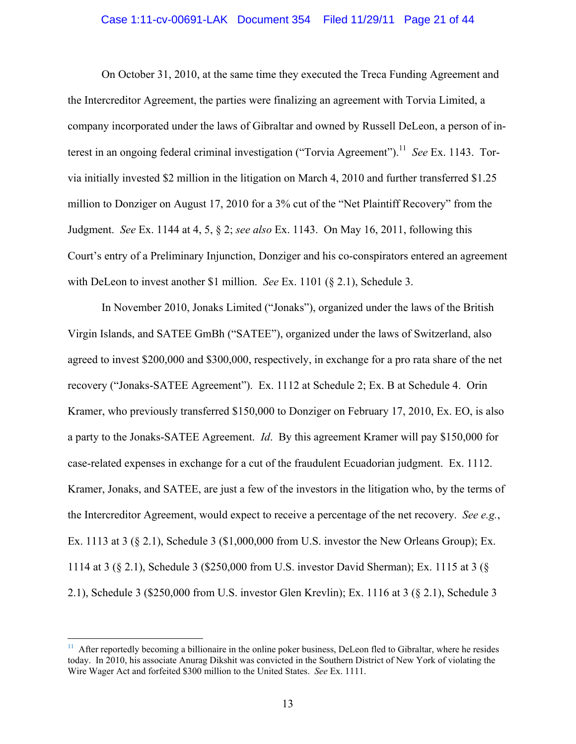On October 31, 2010, at the same time they executed the Treca Funding Agreement and the Intercreditor Agreement, the parties were finalizing an agreement with Torvia Limited, a company incorporated under the laws of Gibraltar and owned by Russell DeLeon, a person of interest in an ongoing federal criminal investigation ("Torvia Agreement").[11] *See* Ex. 1143. Torvia initially invested $2 million in the litigation on March 4, 2010 and further transferred $1.25 million to Donziger on August 17, 2010 for a 3% cut of the "Net Plaintiff Recovery" from the Judgment. *See* Ex. 1144 at 4, 5, § 2; *see also* Ex. 1143. On May 16, 2011, following this Court's entry of a Preliminary Injunction, Donziger and his co-conspirators entered an agreement with DeLeon to invest another $1 million. *See* Ex. 1101 (§ 2.1), Schedule 3.

In November 2010, Jonaks Limited ("Jonaks"), organized under the laws of the British Virgin Islands, and SATEE GmBh ("SATEE"), organized under the laws of Switzerland, also agreed to invest $200,000 and $300,000, respectively, in exchange for a pro rata share of the net recovery ("Jonaks-SATEE Agreement"). Ex. 1112 at Schedule 2; Ex. B at Schedule 4. Orin Kramer, who previously transferred $150,000 to Donziger on February 17, 2010, Ex. EO, is also a party to the Jonaks-SATEE Agreement. *Id*. By this agreement Kramer will pay $150,000 for case-related expenses in exchange for a cut of the fraudulent Ecuadorian judgment. Ex. 1112. Kramer, Jonaks, and SATEE, are just a few of the investors in the litigation who, by the terms of the Intercreditor Agreement, would expect to receive a percentage of the net recovery. *See e.g.*, Ex. 1113 at 3 (§ 2.1), Schedule 3 ($1,000,000 from U.S. investor the New Orleans Group); Ex. 1114 at 3 (§ 2.1), Schedule 3 ($250,000 from U.S. investor David Sherman); Ex. 1115 at 3 (§ 2.1), Schedule 3 ($250,000 from U.S. investor Glen Krevlin); Ex. 1116 at 3 (§ 2.1), Schedule 3

---

[11] After reportedly becoming a billionaire in the online poker business, DeLeon fled to Gibraltar, where he resides today. In 2010, his associate Anurag Dikshit was convicted in the Southern District of New York of violating the Wire Wager Act and forfeited $300 million to the United States. *See* Ex. 1111.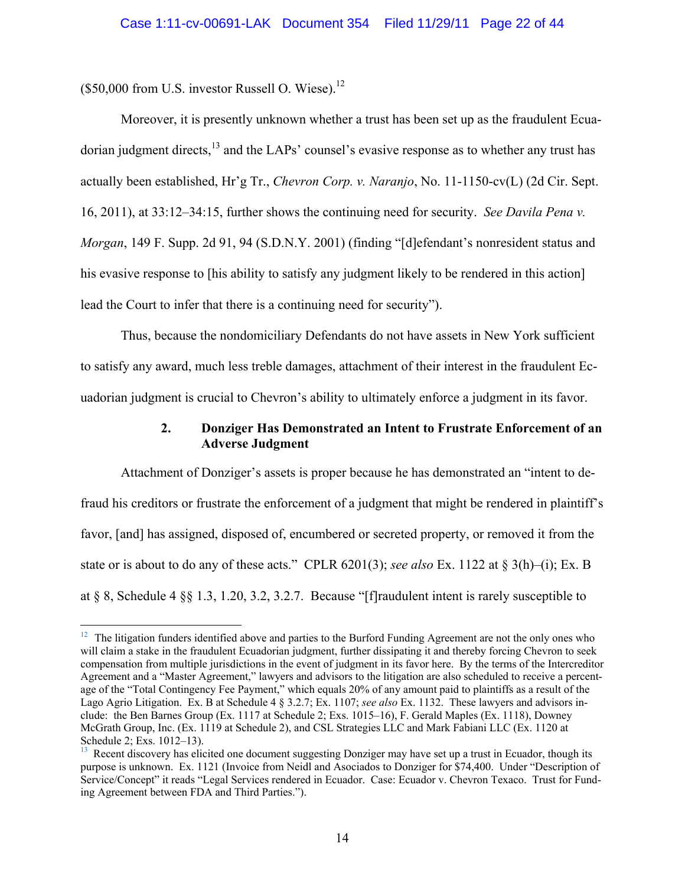($50,000 from U.S. investor Russell O. Wiese).[12]

Moreover, it is presently unknown whether a trust has been set up as the fraudulent Ecuadorian judgment directs,[13] and the LAPs' counsel's evasive response as to whether any trust has actually been established, Hr'g Tr., *Chevron Corp. v. Naranjo*, No. 11-1150-cv(L) (2d Cir. Sept. 16, 2011), at 33:12–34:15, further shows the continuing need for security. *See Davila Pena v. Morgan*, 149 F. Supp. 2d 91, 94 (S.D.N.Y. 2001) (finding "[d]efendant's nonresident status and his evasive response to [his ability to satisfy any judgment likely to be rendered in this action] lead the Court to infer that there is a continuing need for security").

Thus, because the nondomiciliary Defendants do not have assets in New York sufficient to satisfy any award, much less treble damages, attachment of their interest in the fraudulent Ecuadorian judgment is crucial to Chevron's ability to ultimately enforce a judgment in its favor.

### 2. Donziger Has Demonstrated an Intent to Frustrate Enforcement of an Adverse Judgment

Attachment of Donziger's assets is proper because he has demonstrated an "intent to defraud his creditors or frustrate the enforcement of a judgment that might be rendered in plaintiff's favor, [and] has assigned, disposed of, encumbered or secreted property, or removed it from the state or is about to do any of these acts." CPLR 6201(3); *see also* Ex. 1122 at § 3(h)–(i); Ex. B at § 8, Schedule 4 §§ 1.3, 1.20, 3.2, 3.2.7. Because "[f]raudulent intent is rarely susceptible to

---

[12] The litigation funders identified above and parties to the Burford Funding Agreement are not the only ones who will claim a stake in the fraudulent Ecuadorian judgment, further dissipating it and thereby forcing Chevron to seek compensation from multiple jurisdictions in the event of judgment in its favor here. By the terms of the Intercreditor Agreement and a "Master Agreement," lawyers and advisors to the litigation are also scheduled to receive a percentage of the "Total Contingency Fee Payment," which equals 20% of any amount paid to plaintiffs as a result of the Lago Agrio Litigation. Ex. B at Schedule 4 § 3.2.7; Ex. 1107; *see also* Ex. 1132. These lawyers and advisors include: the Ben Barnes Group (Ex. 1117 at Schedule 2; Exs. 1015–16), F. Gerald Maples (Ex. 1118), Downey McGrath Group, Inc. (Ex. 1119 at Schedule 2), and CSL Strategies LLC and Mark Fabiani LLC (Ex. 1120 at Schedule 2; Exs. 1012–13).

[13] Recent discovery has elicited one document suggesting Donziger may have set up a trust in Ecuador, though its purpose is unknown. Ex. 1121 (Invoice from Neidl and Asociados to Donziger for $74,400. Under "Description of Service/Concept" it reads "Legal Services rendered in Ecuador. Case: Ecuador v. Chevron Texaco. Trust for Funding Agreement between FDA and Third Parties.").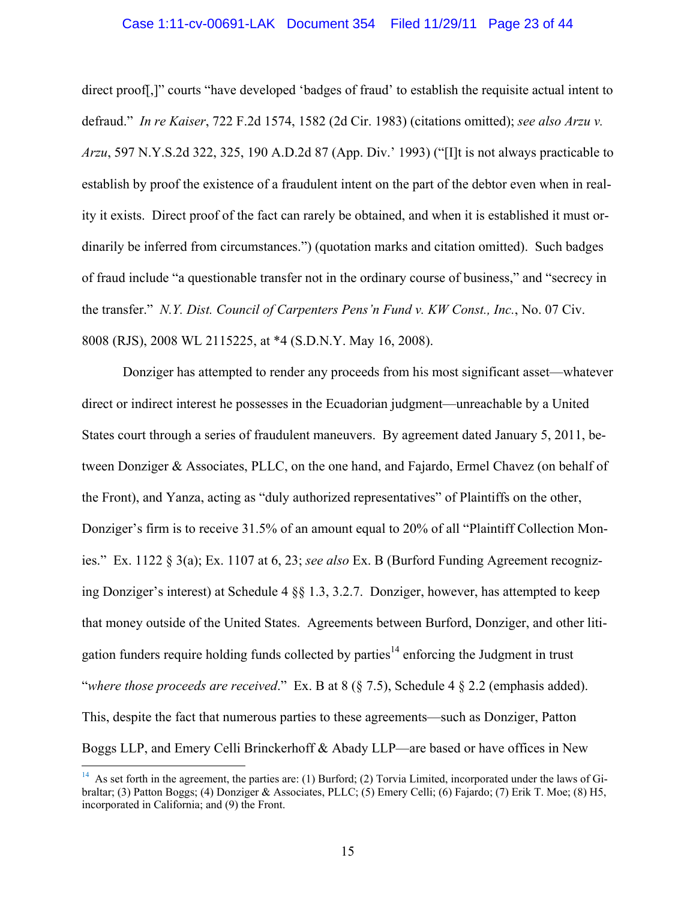direct proof[,]" courts "have developed 'badges of fraud' to establish the requisite actual intent to defraud." *In re Kaiser*, 722 F.2d 1574, 1582 (2d Cir. 1983) (citations omitted); *see also Arzu v. Arzu*, 597 N.Y.S.2d 322, 325, 190 A.D.2d 87 (App. Div.' 1993) ("[I]t is not always practicable to establish by proof the existence of a fraudulent intent on the part of the debtor even when in reality it exists. Direct proof of the fact can rarely be obtained, and when it is established it must ordinarily be inferred from circumstances.") (quotation marks and citation omitted). Such badges of fraud include "a questionable transfer not in the ordinary course of business," and "secrecy in the transfer." *N.Y. Dist. Council of Carpenters Pens'n Fund v. KW Const., Inc.*, No. 07 Civ. 8008 (RJS), 2008 WL 2115225, at *4 (S.D.N.Y. May 16, 2008).

Donziger has attempted to render any proceeds from his most significant asset—whatever direct or indirect interest he possesses in the Ecuadorian judgment—unreachable by a United States court through a series of fraudulent maneuvers. By agreement dated January 5, 2011, between Donziger & Associates, PLLC, on the one hand, and Fajardo, Ermel Chavez (on behalf of the Front), and Yanza, acting as "duly authorized representatives" of Plaintiffs on the other, Donziger's firm is to receive 31.5% of an amount equal to 20% of all "Plaintiff Collection Monies." Ex. 1122 § 3(a); Ex. 1107 at 6, 23; *see also* Ex. B (Burford Funding Agreement recognizing Donziger's interest) at Schedule 4 §§ 1.3, 3.2.7. Donziger, however, has attempted to keep that money outside of the United States. Agreements between Burford, Donziger, and other litigation funders require holding funds collected by parties[14] enforcing the Judgment in trust "*where those proceeds are received*." Ex. B at 8 (§ 7.5), Schedule 4 § 2.2 (emphasis added). This, despite the fact that numerous parties to these agreements—such as Donziger, Patton Boggs LLP, and Emery Celli Brinckerhoff & Abady LLP—are based or have offices in New

---

[14] As set forth in the agreement, the parties are: (1) Burford; (2) Torvia Limited, incorporated under the laws of Gibraltar; (3) Patton Boggs; (4) Donziger & Associates, PLLC; (5) Emery Celli; (6) Fajardo; (7) Erik T. Moe; (8) H5, incorporated in California; and (9) the Front.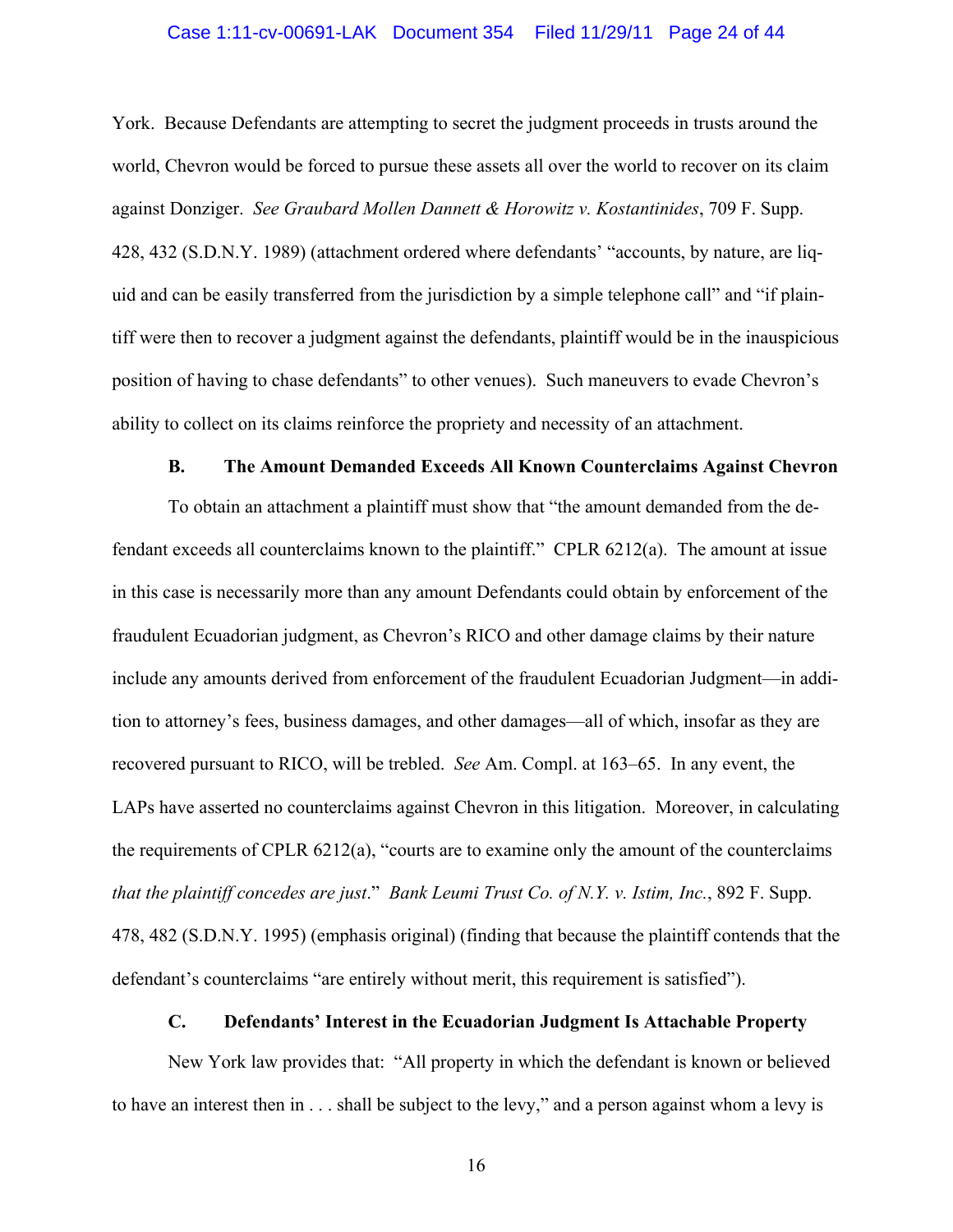York. Because Defendants are attempting to secret the judgment proceeds in trusts around the world, Chevron would be forced to pursue these assets all over the world to recover on its claim against Donziger. *See Graubard Mollen Dannett & Horowitz v. Kostantinides*, 709 F. Supp. 428, 432 (S.D.N.Y. 1989) (attachment ordered where defendants' "accounts, by nature, are liquid and can be easily transferred from the jurisdiction by a simple telephone call" and "if plaintiff were then to recover a judgment against the defendants, plaintiff would be in the inauspicious position of having to chase defendants" to other venues). Such maneuvers to evade Chevron's ability to collect on its claims reinforce the propriety and necessity of an attachment.

### B. The Amount Demanded Exceeds All Known Counterclaims Against Chevron

To obtain an attachment a plaintiff must show that "the amount demanded from the defendant exceeds all counterclaims known to the plaintiff." CPLR 6212(a). The amount at issue in this case is necessarily more than any amount Defendants could obtain by enforcement of the fraudulent Ecuadorian judgment, as Chevron's RICO and other damage claims by their nature include any amounts derived from enforcement of the fraudulent Ecuadorian Judgment—in addition to attorney's fees, business damages, and other damages—all of which, insofar as they are recovered pursuant to RICO, will be trebled. *See* Am. Compl. at 163–65. In any event, the LAPs have asserted no counterclaims against Chevron in this litigation. Moreover, in calculating the requirements of CPLR 6212(a), "courts are to examine only the amount of the counterclaims *that the plaintiff concedes are just*." *Bank Leumi Trust Co. of N.Y. v. Istim, Inc.*, 892 F. Supp. 478, 482 (S.D.N.Y. 1995) (emphasis original) (finding that because the plaintiff contends that the defendant's counterclaims "are entirely without merit, this requirement is satisfied").

### C. Defendants' Interest in the Ecuadorian Judgment Is Attachable Property

New York law provides that: "All property in which the defendant is known or believed to have an interest then in . . . shall be subject to the levy," and a person against whom a levy is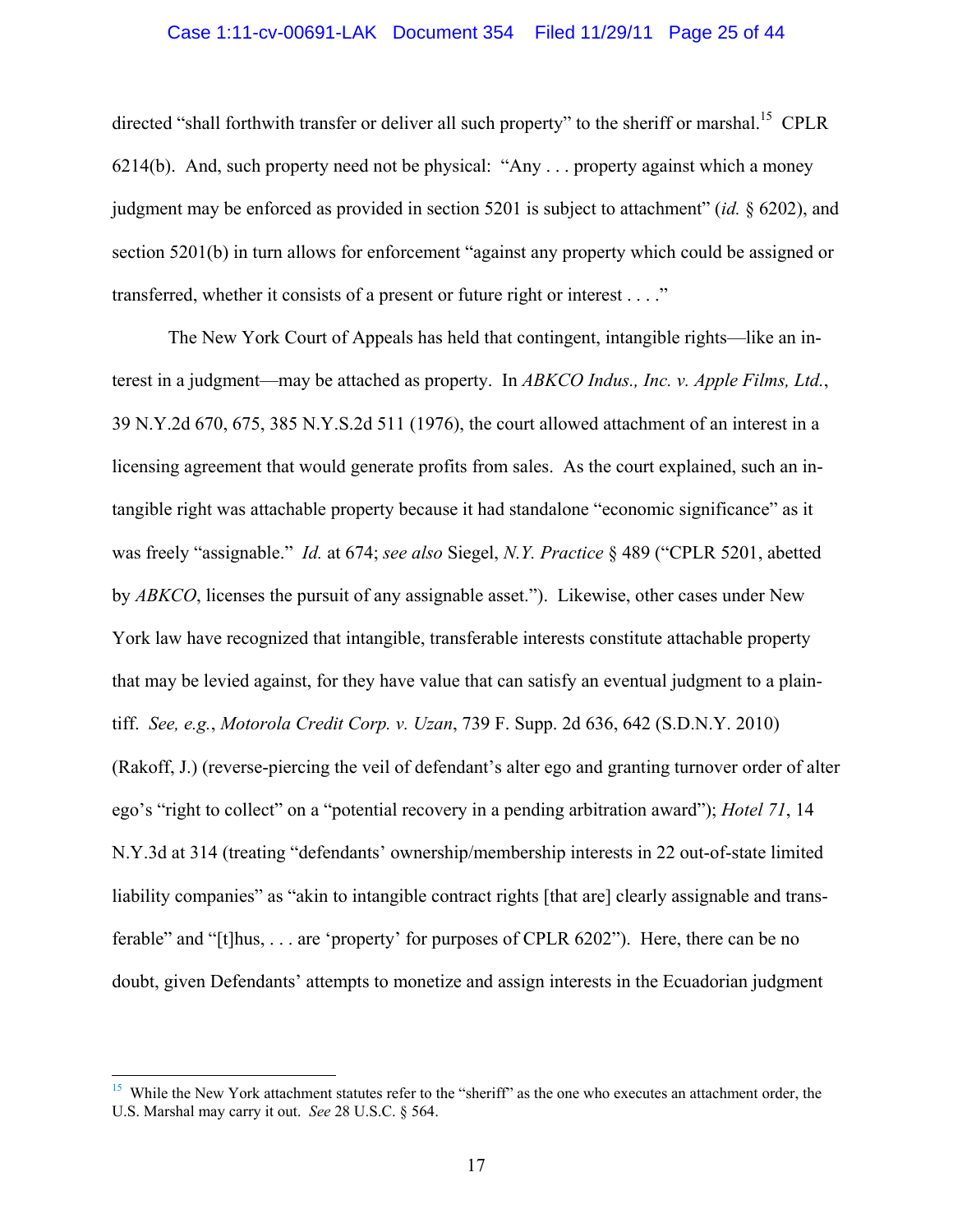directed "shall forthwith transfer or deliver all such property" to the sheriff or marshal.[15] CPLR 6214(b). And, such property need not be physical: "Any . . . property against which a money judgment may be enforced as provided in section 5201 is subject to attachment" (*id.* § 6202), and section 5201(b) in turn allows for enforcement "against any property which could be assigned or transferred, whether it consists of a present or future right or interest . . . ."

The New York Court of Appeals has held that contingent, intangible rights—like an interest in a judgment—may be attached as property. In *ABKCO Indus., Inc. v. Apple Films, Ltd.*, 39 N.Y.2d 670, 675, 385 N.Y.S.2d 511 (1976), the court allowed attachment of an interest in a licensing agreement that would generate profits from sales. As the court explained, such an intangible right was attachable property because it had standalone "economic significance" as it was freely "assignable." *Id.* at 674; *see also* Siegel, *N.Y. Practice* § 489 ("CPLR 5201, abetted by *ABKCO*, licenses the pursuit of any assignable asset."). Likewise, other cases under New York law have recognized that intangible, transferable interests constitute attachable property that may be levied against, for they have value that can satisfy an eventual judgment to a plaintiff. *See, e.g.*, *Motorola Credit Corp. v. Uzan*, 739 F. Supp. 2d 636, 642 (S.D.N.Y. 2010) (Rakoff, J.) (reverse-piercing the veil of defendant's alter ego and granting turnover order of alter ego's "right to collect" on a "potential recovery in a pending arbitration award"); *Hotel 71*, 14 N.Y.3d at 314 (treating "defendants' ownership/membership interests in 22 out-of-state limited liability companies" as "akin to intangible contract rights [that are] clearly assignable and transferable" and "[t]hus, . . . are 'property' for purposes of CPLR 6202"). Here, there can be no doubt, given Defendants' attempts to monetize and assign interests in the Ecuadorian judgment

---

[15] While the New York attachment statutes refer to the "sheriff" as the one who executes an attachment order, the U.S. Marshal may carry it out. *See* 28 U.S.C. § 564.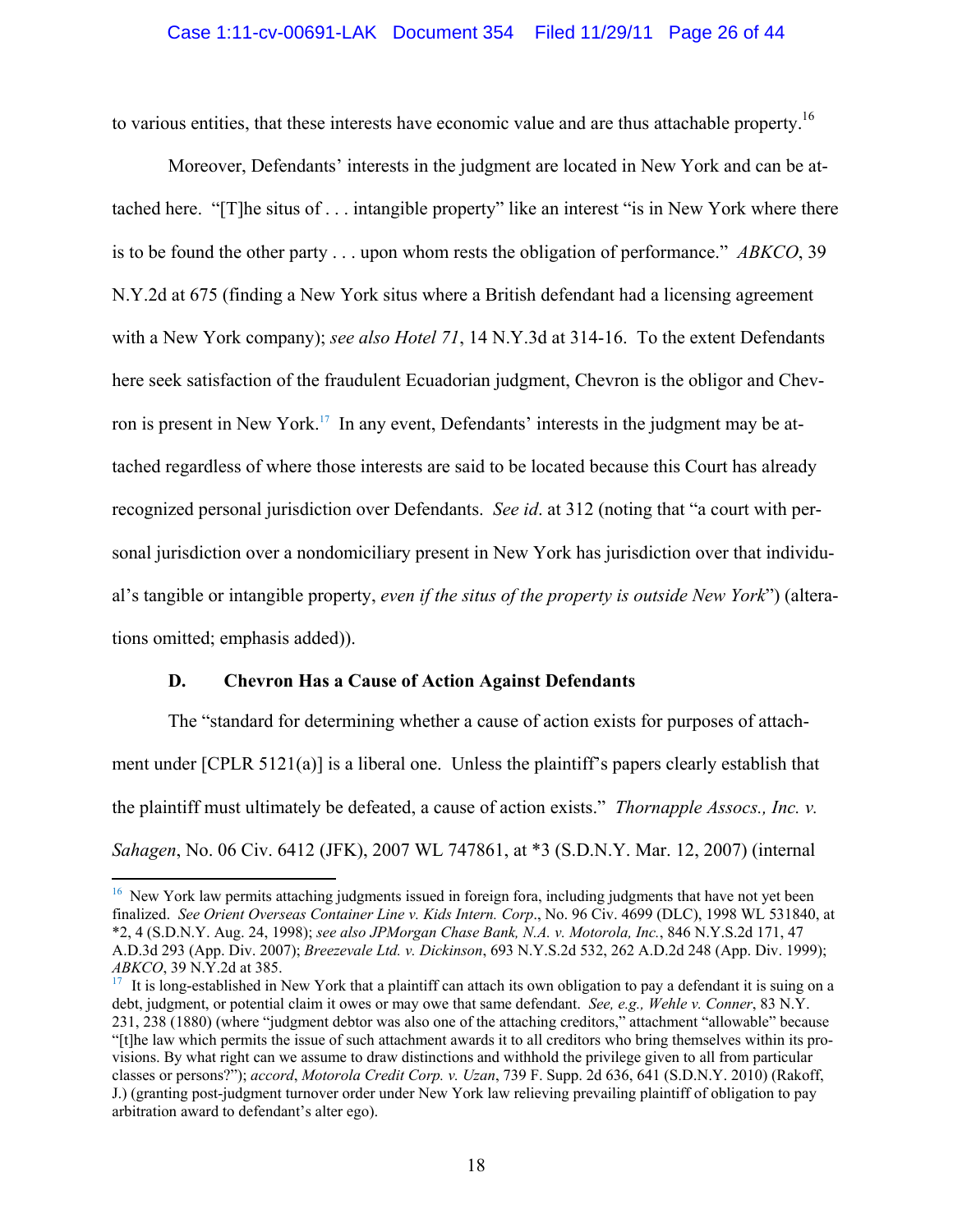to various entities, that these interests have economic value and are thus attachable property.[16]

Moreover, Defendants' interests in the judgment are located in New York and can be attached here. "[T]he situs of . . . intangible property" like an interest "is in New York where there is to be found the other party . . . upon whom rests the obligation of performance." *ABKCO*, 39 N.Y.2d at 675 (finding a New York situs where a British defendant had a licensing agreement with a New York company); *see also Hotel 71*, 14 N.Y.3d at 314-16. To the extent Defendants here seek satisfaction of the fraudulent Ecuadorian judgment, Chevron is the obligor and Chevron is present in New York.[17] In any event, Defendants' interests in the judgment may be attached regardless of where those interests are said to be located because this Court has already recognized personal jurisdiction over Defendants. *See id*. at 312 (noting that "a court with personal jurisdiction over a nondomiciliary present in New York has jurisdiction over that individual's tangible or intangible property, *even if the situs of the property is outside New York*") (alterations omitted; emphasis added)).

### D. Chevron Has a Cause of Action Against Defendants

The "standard for determining whether a cause of action exists for purposes of attachment under [CPLR 5121(a)] is a liberal one. Unless the plaintiff's papers clearly establish that the plaintiff must ultimately be defeated, a cause of action exists." *Thornapple Assocs., Inc. v. Sahagen*, No. 06 Civ. 6412 (JFK), 2007 WL 747861, at *3 (S.D.N.Y. Mar. 12, 2007) (internal

---

[16] New York law permits attaching judgments issued in foreign fora, including judgments that have not yet been finalized. *See Orient Overseas Container Line v. Kids Intern. Corp*., No. 96 Civ. 4699 (DLC), 1998 WL 531840, at *2, 4 (S.D.N.Y. Aug. 24, 1998); *see also JPMorgan Chase Bank, N.A. v. Motorola, Inc.*, 846 N.Y.S.2d 171, 47 A.D.3d 293 (App. Div. 2007); *Breezevale Ltd. v. Dickinson*, 693 N.Y.S.2d 532, 262 A.D.2d 248 (App. Div. 1999); *ABKCO*, 39 N.Y.2d at 385.

[17] It is long-established in New York that a plaintiff can attach its own obligation to pay a defendant it is suing on a debt, judgment, or potential claim it owes or may owe that same defendant. *See, e.g., Wehle v. Conner*, 83 N.Y. 231, 238 (1880) (where "judgment debtor was also one of the attaching creditors," attachment "allowable" because "[t]he law which permits the issue of such attachment awards it to all creditors who bring themselves within its provisions. By what right can we assume to draw distinctions and withhold the privilege given to all from particular classes or persons?"); *accord*, *Motorola Credit Corp. v. Uzan*, 739 F. Supp. 2d 636, 641 (S.D.N.Y. 2010) (Rakoff, J.) (granting post-judgment turnover order under New York law relieving prevailing plaintiff of obligation to pay arbitration award to defendant's alter ego).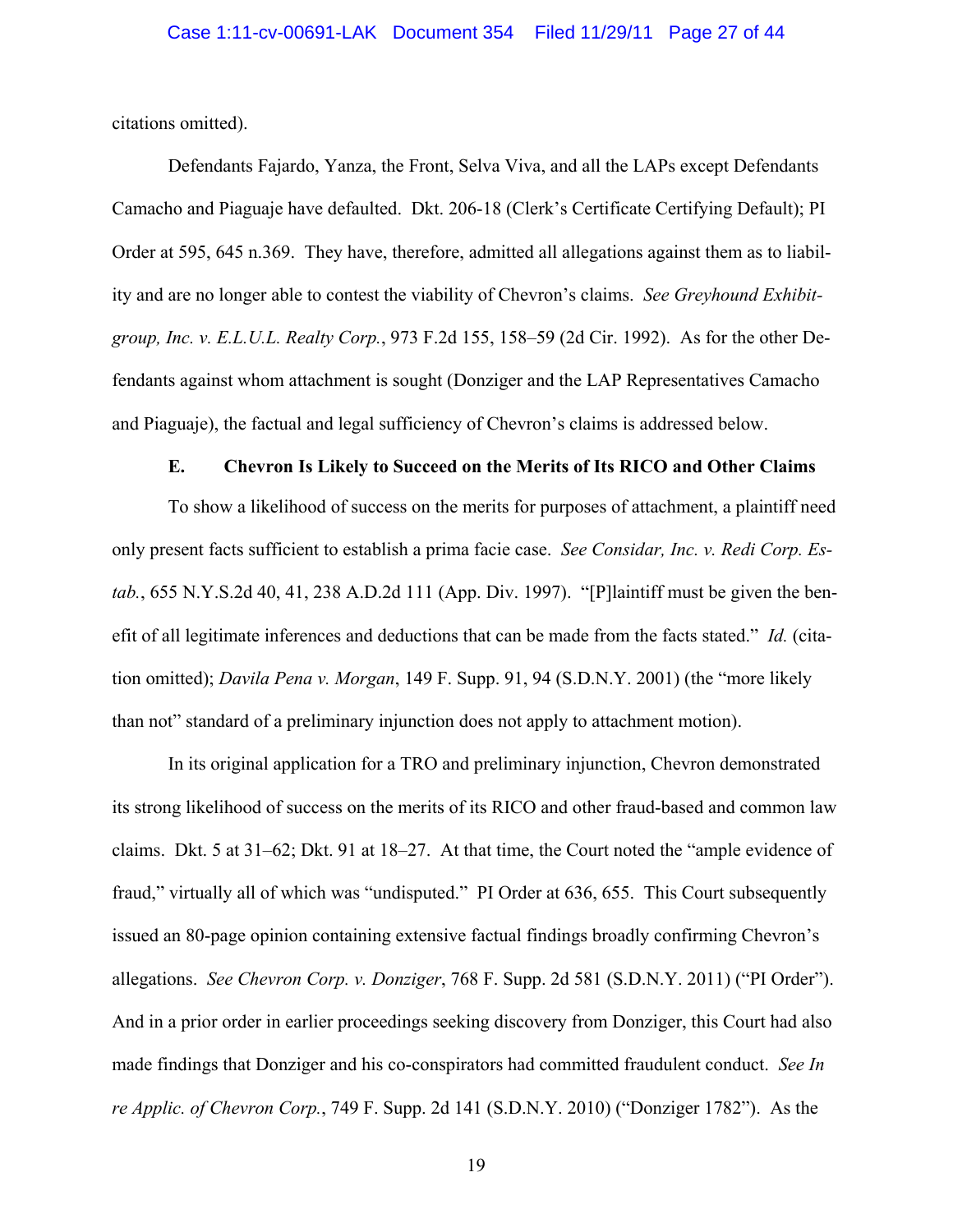citations omitted).

Defendants Fajardo, Yanza, the Front, Selva Viva, and all the LAPs except Defendants Camacho and Piaguaje have defaulted. Dkt. 206-18 (Clerk's Certificate Certifying Default); PI Order at 595, 645 n.369. They have, therefore, admitted all allegations against them as to liability and are no longer able to contest the viability of Chevron's claims. *See Greyhound Exhibitgroup, Inc. v. E.L.U.L. Realty Corp.*, 973 F.2d 155, 158–59 (2d Cir. 1992). As for the other Defendants against whom attachment is sought (Donziger and the LAP Representatives Camacho and Piaguaje), the factual and legal sufficiency of Chevron's claims is addressed below.

### E. Chevron Is Likely to Succeed on the Merits of Its RICO and Other Claims

To show a likelihood of success on the merits for purposes of attachment, a plaintiff need only present facts sufficient to establish a prima facie case. *See Considar, Inc. v. Redi Corp. Estab.*, 655 N.Y.S.2d 40, 41, 238 A.D.2d 111 (App. Div. 1997). "[P]laintiff must be given the benefit of all legitimate inferences and deductions that can be made from the facts stated." *Id.* (citation omitted); *Davila Pena v. Morgan*, 149 F. Supp. 91, 94 (S.D.N.Y. 2001) (the "more likely than not" standard of a preliminary injunction does not apply to attachment motion).

In its original application for a TRO and preliminary injunction, Chevron demonstrated its strong likelihood of success on the merits of its RICO and other fraud-based and common law claims. Dkt. 5 at 31–62; Dkt. 91 at 18–27. At that time, the Court noted the "ample evidence of fraud," virtually all of which was "undisputed." PI Order at 636, 655. This Court subsequently issued an 80-page opinion containing extensive factual findings broadly confirming Chevron's allegations. *See Chevron Corp. v. Donziger*, 768 F. Supp. 2d 581 (S.D.N.Y. 2011) ("PI Order"). And in a prior order in earlier proceedings seeking discovery from Donziger, this Court had also made findings that Donziger and his co-conspirators had committed fraudulent conduct. *See In re Applic. of Chevron Corp.*, 749 F. Supp. 2d 141 (S.D.N.Y. 2010) ("Donziger 1782"). As the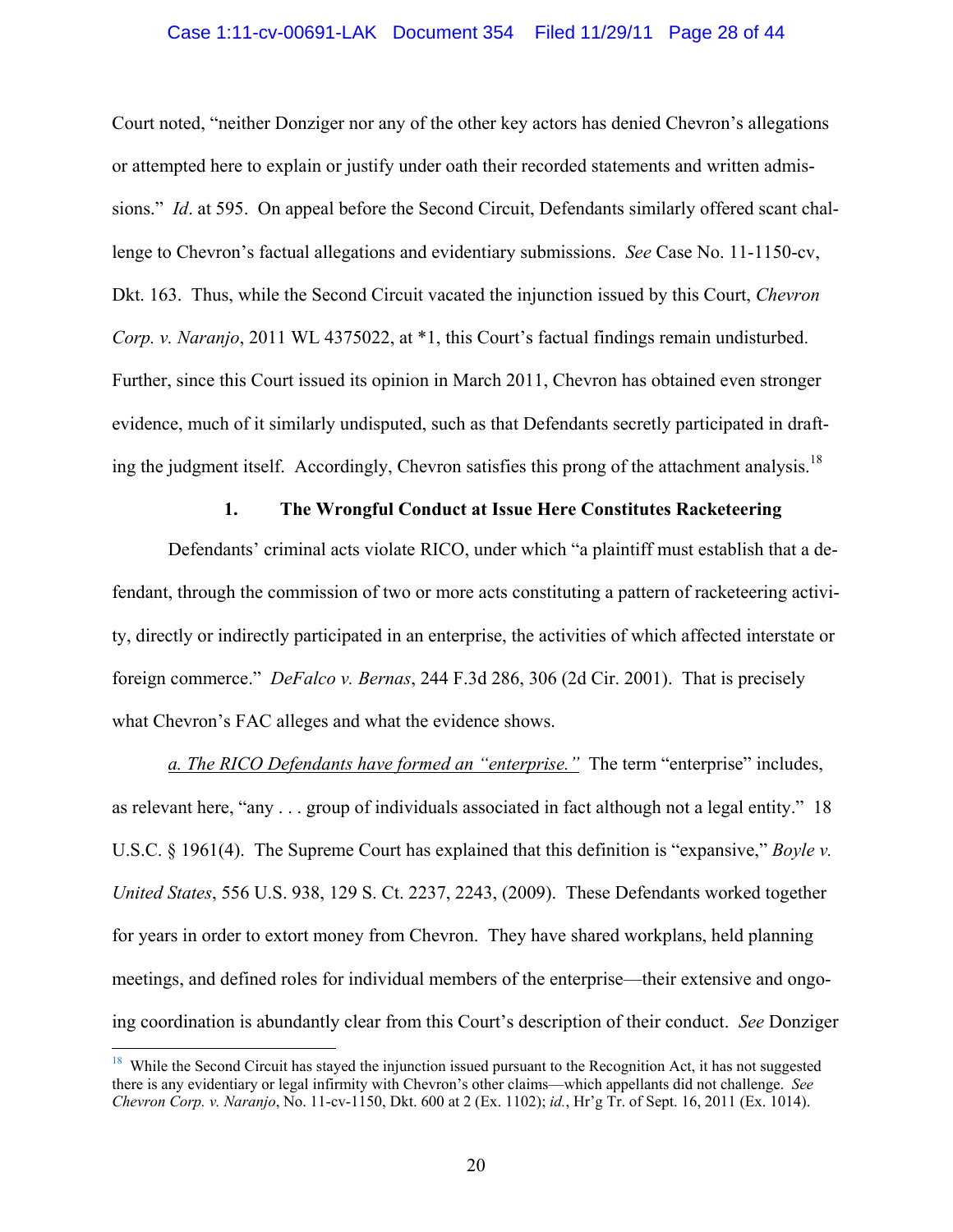Court noted, "neither Donziger nor any of the other key actors has denied Chevron's allegations or attempted here to explain or justify under oath their recorded statements and written admissions." *Id*. at 595. On appeal before the Second Circuit, Defendants similarly offered scant challenge to Chevron's factual allegations and evidentiary submissions. *See* Case No. 11-1150-cv, Dkt. 163. Thus, while the Second Circuit vacated the injunction issued by this Court, *Chevron Corp. v. Naranjo*, 2011 WL 4375022, at *1, this Court's factual findings remain undisturbed. Further, since this Court issued its opinion in March 2011, Chevron has obtained even stronger evidence, much of it similarly undisputed, such as that Defendants secretly participated in drafting the judgment itself. Accordingly, Chevron satisfies this prong of the attachment analysis.[18]

### 1. The Wrongful Conduct at Issue Here Constitutes Racketeering

Defendants' criminal acts violate RICO, under which "a plaintiff must establish that a defendant, through the commission of two or more acts constituting a pattern of racketeering activity, directly or indirectly participated in an enterprise, the activities of which affected interstate or foreign commerce." *DeFalco v. Bernas*, 244 F.3d 286, 306 (2d Cir. 2001). That is precisely what Chevron's FAC alleges and what the evidence shows.

*a. The RICO Defendants have formed an "enterprise."* The term "enterprise" includes, as relevant here, "any . . . group of individuals associated in fact although not a legal entity." 18 U.S.C. § 1961(4). The Supreme Court has explained that this definition is "expansive," *Boyle v. United States*, 556 U.S. 938, 129 S. Ct. 2237, 2243, (2009). These Defendants worked together for years in order to extort money from Chevron. They have shared workplans, held planning meetings, and defined roles for individual members of the enterprise—their extensive and ongoing coordination is abundantly clear from this Court's description of their conduct. *See* Donziger

---

[18] While the Second Circuit has stayed the injunction issued pursuant to the Recognition Act, it has not suggested there is any evidentiary or legal infirmity with Chevron's other claims—which appellants did not challenge. *See Chevron Corp. v. Naranjo*, No. 11-cv-1150, Dkt. 600 at 2 (Ex. 1102); *id.*, Hr'g Tr. of Sept. 16, 2011 (Ex. 1014).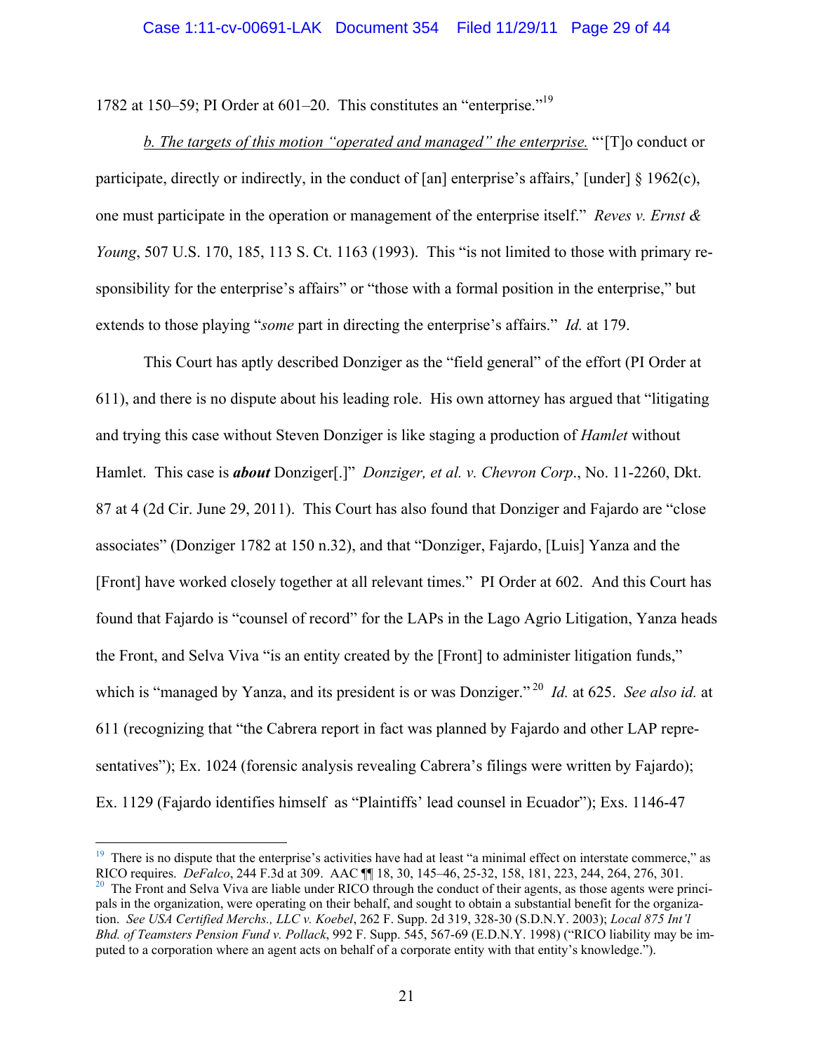1782 at 150–59; PI Order at 601–20. This constitutes an "enterprise."[19]

*b. <u>The targets of this motion "operated and managed" the enterprise.</u>* "'[T]o conduct or participate, directly or indirectly, in the conduct of [an] enterprise's affairs,' [under] § 1962(c), one must participate in the operation or management of the enterprise itself." *Reves v. Ernst & Young*, 507 U.S. 170, 185, 113 S. Ct. 1163 (1993). This "is not limited to those with primary responsibility for the enterprise's affairs" or "those with a formal position in the enterprise," but extends to those playing "*some* part in directing the enterprise's affairs." *Id.* at 179.

This Court has aptly described Donziger as the "field general" of the effort (PI Order at 611), and there is no dispute about his leading role. His own attorney has argued that "litigating and trying this case without Steven Donziger is like staging a production of *Hamlet* without Hamlet. This case is ***about*** Donziger[.]" *Donziger, et al. v. Chevron Corp*., No. 11-2260, Dkt. 87 at 4 (2d Cir. June 29, 2011). This Court has also found that Donziger and Fajardo are "close associates" (Donziger 1782 at 150 n.32), and that "Donziger, Fajardo, [Luis] Yanza and the [Front] have worked closely together at all relevant times." PI Order at 602. And this Court has found that Fajardo is "counsel of record" for the LAPs in the Lago Agrio Litigation, Yanza heads the Front, and Selva Viva "is an entity created by the [Front] to administer litigation funds," which is "managed by Yanza, and its president is or was Donziger."[20] *Id.* at 625. *See also id.* at 611 (recognizing that "the Cabrera report in fact was planned by Fajardo and other LAP representatives"); Ex. 1024 (forensic analysis revealing Cabrera's filings were written by Fajardo); Ex. 1129 (Fajardo identifies himself as "Plaintiffs' lead counsel in Ecuador"); Exs. 1146-47

---

[19] There is no dispute that the enterprise's activities have had at least "a minimal effect on interstate commerce," as RICO requires. *DeFalco*, 244 F.3d at 309. AAC ¶¶ 18, 30, 145–46, 25-32, 158, 181, 223, 244, 264, 276, 301.

[20] The Front and Selva Viva are liable under RICO through the conduct of their agents, as those agents were principals in the organization, were operating on their behalf, and sought to obtain a substantial benefit for the organization. *See USA Certified Merchs., LLC v. Koebel*, 262 F. Supp. 2d 319, 328-30 (S.D.N.Y. 2003); *Local 875 Int'l Bhd. of Teamsters Pension Fund v. Pollack*, 992 F. Supp. 545, 567-69 (E.D.N.Y. 1998) ("RICO liability may be imputed to a corporation where an agent acts on behalf of a corporate entity with that entity's knowledge.").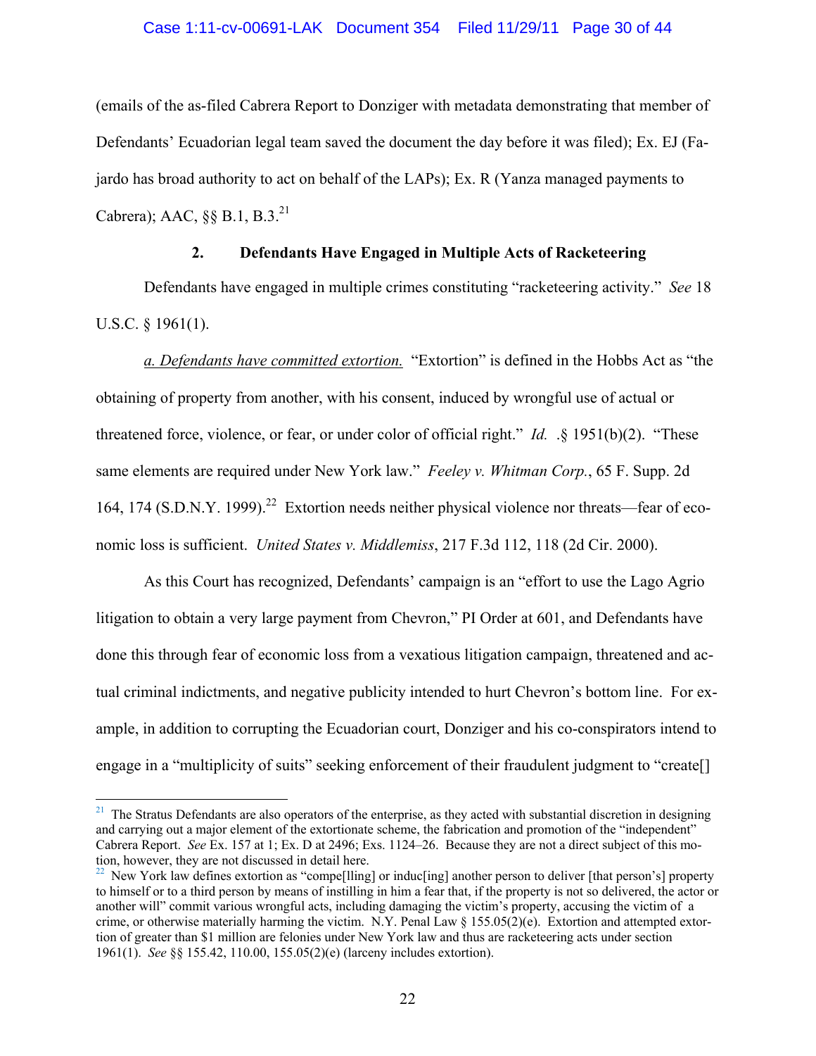(emails of the as-filed Cabrera Report to Donziger with metadata demonstrating that member of Defendants' Ecuadorian legal team saved the document the day before it was filed); Ex. EJ (Fajardo has broad authority to act on behalf of the LAPs); Ex. R (Yanza managed payments to Cabrera); AAC, §§ B.1, B.3.[21]

### 2. Defendants Have Engaged in Multiple Acts of Racketeering

Defendants have engaged in multiple crimes constituting "racketeering activity." *See* 18 U.S.C. § 1961(1).

*a. Defendants have committed extortion.* "Extortion" is defined in the Hobbs Act as "the obtaining of property from another, with his consent, induced by wrongful use of actual or threatened force, violence, or fear, or under color of official right." *Id.* .§ 1951(b)(2). "These same elements are required under New York law." *Feeley v. Whitman Corp.*, 65 F. Supp. 2d 164, 174 (S.D.N.Y. 1999).[22] Extortion needs neither physical violence nor threats—fear of economic loss is sufficient. *United States v. Middlemiss*, 217 F.3d 112, 118 (2d Cir. 2000).

As this Court has recognized, Defendants' campaign is an "effort to use the Lago Agrio litigation to obtain a very large payment from Chevron," PI Order at 601, and Defendants have done this through fear of economic loss from a vexatious litigation campaign, threatened and actual criminal indictments, and negative publicity intended to hurt Chevron's bottom line. For example, in addition to corrupting the Ecuadorian court, Donziger and his co-conspirators intend to engage in a "multiplicity of suits" seeking enforcement of their fraudulent judgment to "create[]

---

[21] The Stratus Defendants are also operators of the enterprise, as they acted with substantial discretion in designing and carrying out a major element of the extortionate scheme, the fabrication and promotion of the "independent" Cabrera Report. *See* Ex. 157 at 1; Ex. D at 2496; Exs. 1124–26. Because they are not a direct subject of this motion, however, they are not discussed in detail here.

[22] New York law defines extortion as "compe[lling] or induc[ing] another person to deliver [that person's] property to himself or to a third person by means of instilling in him a fear that, if the property is not so delivered, the actor or another will" commit various wrongful acts, including damaging the victim's property, accusing the victim of a crime, or otherwise materially harming the victim. N.Y. Penal Law § 155.05(2)(e). Extortion and attempted extortion of greater than $1 million are felonies under New York law and thus are racketeering acts under section 1961(1). *See* §§ 155.42, 110.00, 155.05(2)(e) (larceny includes extortion).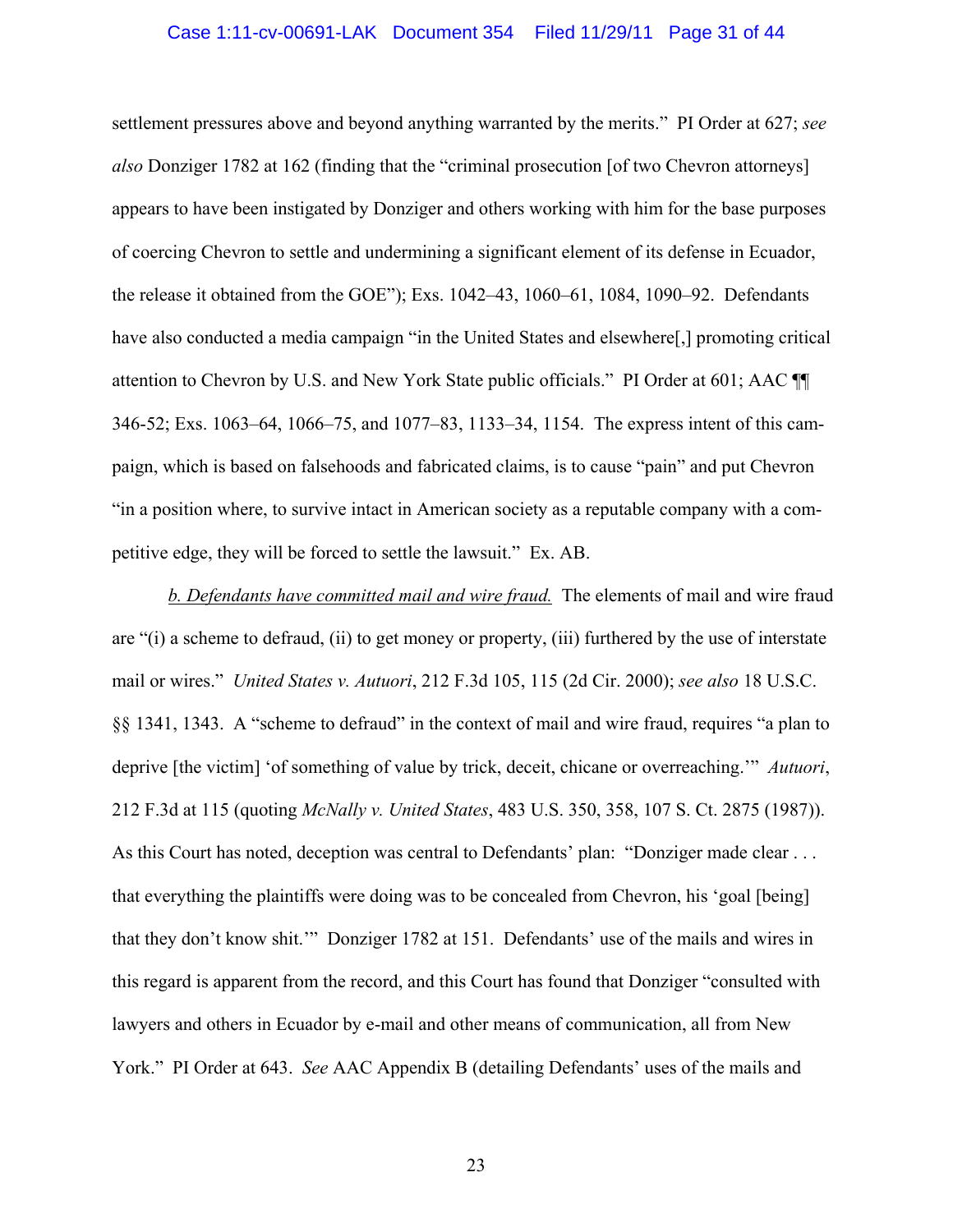settlement pressures above and beyond anything warranted by the merits." PI Order at 627; *see also* Donziger 1782 at 162 (finding that the "criminal prosecution [of two Chevron attorneys] appears to have been instigated by Donziger and others working with him for the base purposes of coercing Chevron to settle and undermining a significant element of its defense in Ecuador, the release it obtained from the GOE"); Exs. 1042–43, 1060–61, 1084, 1090–92. Defendants have also conducted a media campaign "in the United States and elsewhere[,] promoting critical attention to Chevron by U.S. and New York State public officials." PI Order at 601; AAC ¶¶ 346-52; Exs. 1063–64, 1066–75, and 1077–83, 1133–34, 1154. The express intent of this campaign, which is based on falsehoods and fabricated claims, is to cause "pain" and put Chevron "in a position where, to survive intact in American society as a reputable company with a competitive edge, they will be forced to settle the lawsuit." Ex. AB.

*b. Defendants have committed mail and wire fraud.* The elements of mail and wire fraud are "(i) a scheme to defraud, (ii) to get money or property, (iii) furthered by the use of interstate mail or wires." *United States v. Autuori*, 212 F.3d 105, 115 (2d Cir. 2000); *see also* 18 U.S.C. §§ 1341, 1343. A "scheme to defraud" in the context of mail and wire fraud, requires "a plan to deprive [the victim] 'of something of value by trick, deceit, chicane or overreaching.'" *Autuori*, 212 F.3d at 115 (quoting *McNally v. United States*, 483 U.S. 350, 358, 107 S. Ct. 2875 (1987)). As this Court has noted, deception was central to Defendants' plan: "Donziger made clear . . . that everything the plaintiffs were doing was to be concealed from Chevron, his 'goal [being] that they don't know shit.'" Donziger 1782 at 151. Defendants' use of the mails and wires in this regard is apparent from the record, and this Court has found that Donziger "consulted with lawyers and others in Ecuador by e-mail and other means of communication, all from New York." PI Order at 643. *See* AAC Appendix B (detailing Defendants' uses of the mails and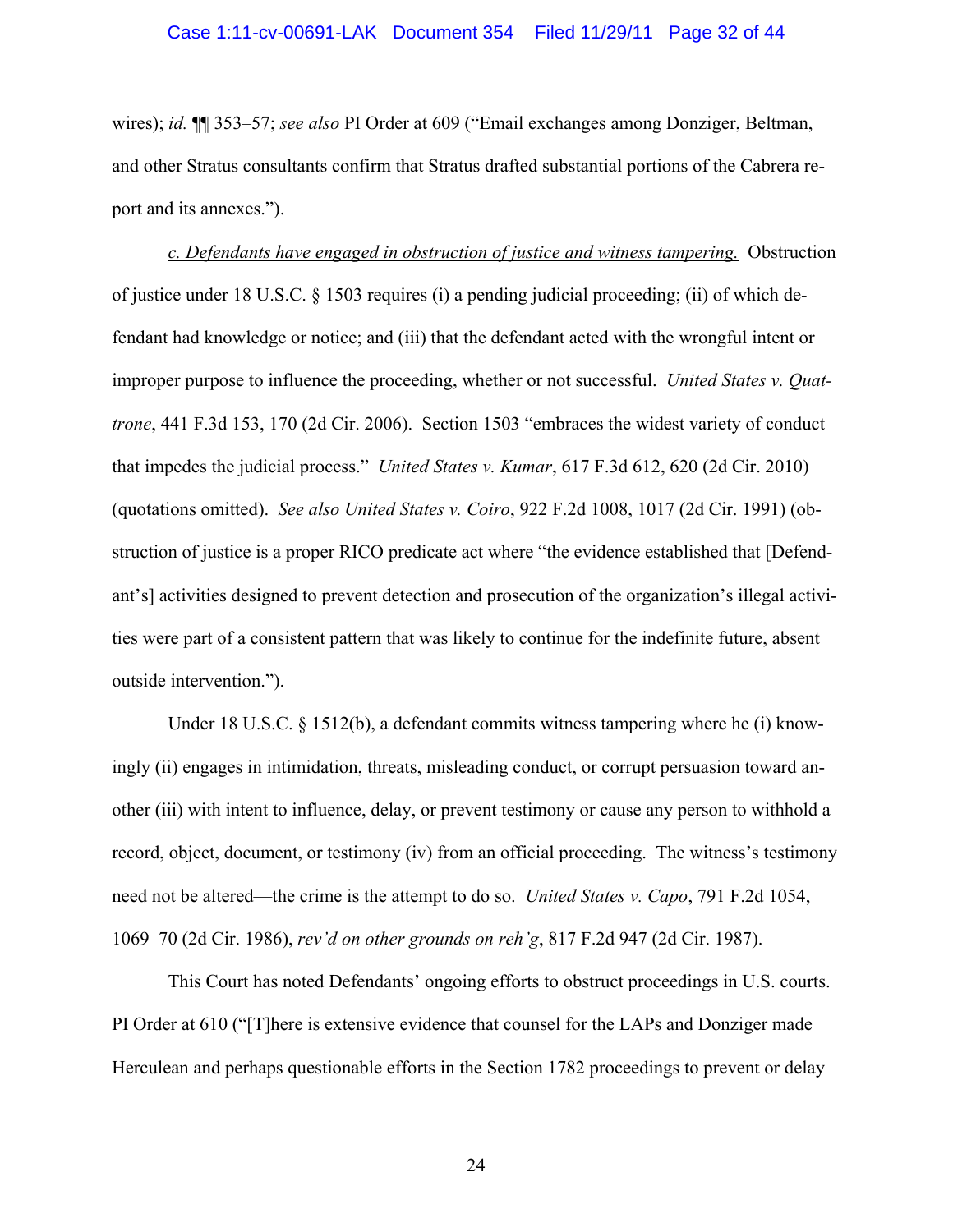wires); *id.* ¶¶ 353–57; *see also* PI Order at 609 ("Email exchanges among Donziger, Beltman, and other Stratus consultants confirm that Stratus drafted substantial portions of the Cabrera report and its annexes.").

*c. Defendants have engaged in obstruction of justice and witness tampering.* Obstruction of justice under 18 U.S.C. § 1503 requires (i) a pending judicial proceeding; (ii) of which defendant had knowledge or notice; and (iii) that the defendant acted with the wrongful intent or improper purpose to influence the proceeding, whether or not successful. *United States v. Quattrone*, 441 F.3d 153, 170 (2d Cir. 2006). Section 1503 "embraces the widest variety of conduct that impedes the judicial process." *United States v. Kumar*, 617 F.3d 612, 620 (2d Cir. 2010) (quotations omitted). *See also United States v. Coiro*, 922 F.2d 1008, 1017 (2d Cir. 1991) (obstruction of justice is a proper RICO predicate act where "the evidence established that [Defendant's] activities designed to prevent detection and prosecution of the organization's illegal activities were part of a consistent pattern that was likely to continue for the indefinite future, absent outside intervention.").

Under 18 U.S.C. § 1512(b), a defendant commits witness tampering where he (i) knowingly (ii) engages in intimidation, threats, misleading conduct, or corrupt persuasion toward another (iii) with intent to influence, delay, or prevent testimony or cause any person to withhold a record, object, document, or testimony (iv) from an official proceeding. The witness's testimony need not be altered—the crime is the attempt to do so. *United States v. Capo*, 791 F.2d 1054, 1069–70 (2d Cir. 1986), *rev'd on other grounds on reh'g*, 817 F.2d 947 (2d Cir. 1987).

This Court has noted Defendants' ongoing efforts to obstruct proceedings in U.S. courts. PI Order at 610 ("[T]here is extensive evidence that counsel for the LAPs and Donziger made Herculean and perhaps questionable efforts in the Section 1782 proceedings to prevent or delay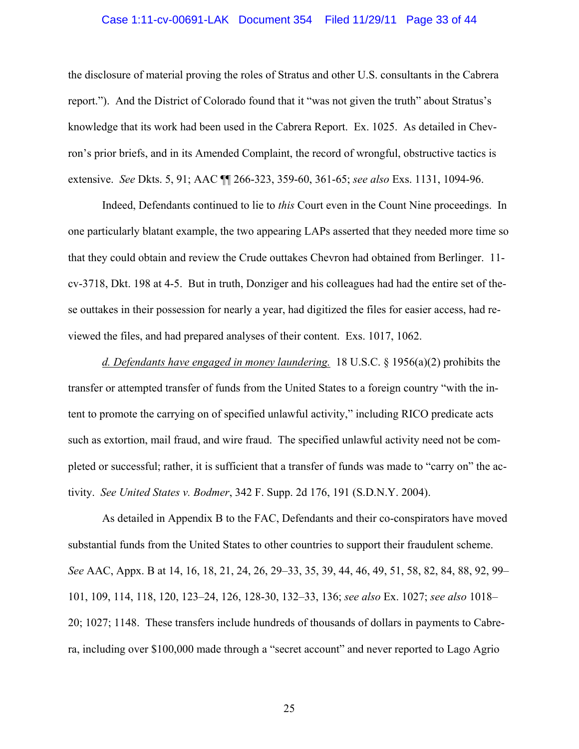the disclosure of material proving the roles of Stratus and other U.S. consultants in the Cabrera report."). And the District of Colorado found that it "was not given the truth" about Stratus's knowledge that its work had been used in the Cabrera Report. Ex. 1025. As detailed in Chevron's prior briefs, and in its Amended Complaint, the record of wrongful, obstructive tactics is extensive. *See* Dkts. 5, 91; AAC ¶¶ 266-323, 359-60, 361-65; *see also* Exs. 1131, 1094-96.

Indeed, Defendants continued to lie to *this* Court even in the Count Nine proceedings. In one particularly blatant example, the two appearing LAPs asserted that they needed more time so that they could obtain and review the Crude outtakes Chevron had obtained from Berlinger. 11-cv-3718, Dkt. 198 at 4-5. But in truth, Donziger and his colleagues had had the entire set of these outtakes in their possession for nearly a year, had digitized the files for easier access, had reviewed the files, and had prepared analyses of their content. Exs. 1017, 1062.

*d. Defendants have engaged in money laundering.* 18 U.S.C. § 1956(a)(2) prohibits the transfer or attempted transfer of funds from the United States to a foreign country "with the intent to promote the carrying on of specified unlawful activity," including RICO predicate acts such as extortion, mail fraud, and wire fraud. The specified unlawful activity need not be completed or successful; rather, it is sufficient that a transfer of funds was made to "carry on" the activity. *See United States v. Bodmer*, 342 F. Supp. 2d 176, 191 (S.D.N.Y. 2004).

As detailed in Appendix B to the FAC, Defendants and their co-conspirators have moved substantial funds from the United States to other countries to support their fraudulent scheme. *See* AAC, Appx. B at 14, 16, 18, 21, 24, 26, 29–33, 35, 39, 44, 46, 49, 51, 58, 82, 84, 88, 92, 99–101, 109, 114, 118, 120, 123–24, 126, 128-30, 132–33, 136; *see also* Ex. 1027; *see also* 1018–20; 1027; 1148. These transfers include hundreds of thousands of dollars in payments to Cabrera, including over $100,000 made through a "secret account" and never reported to Lago Agrio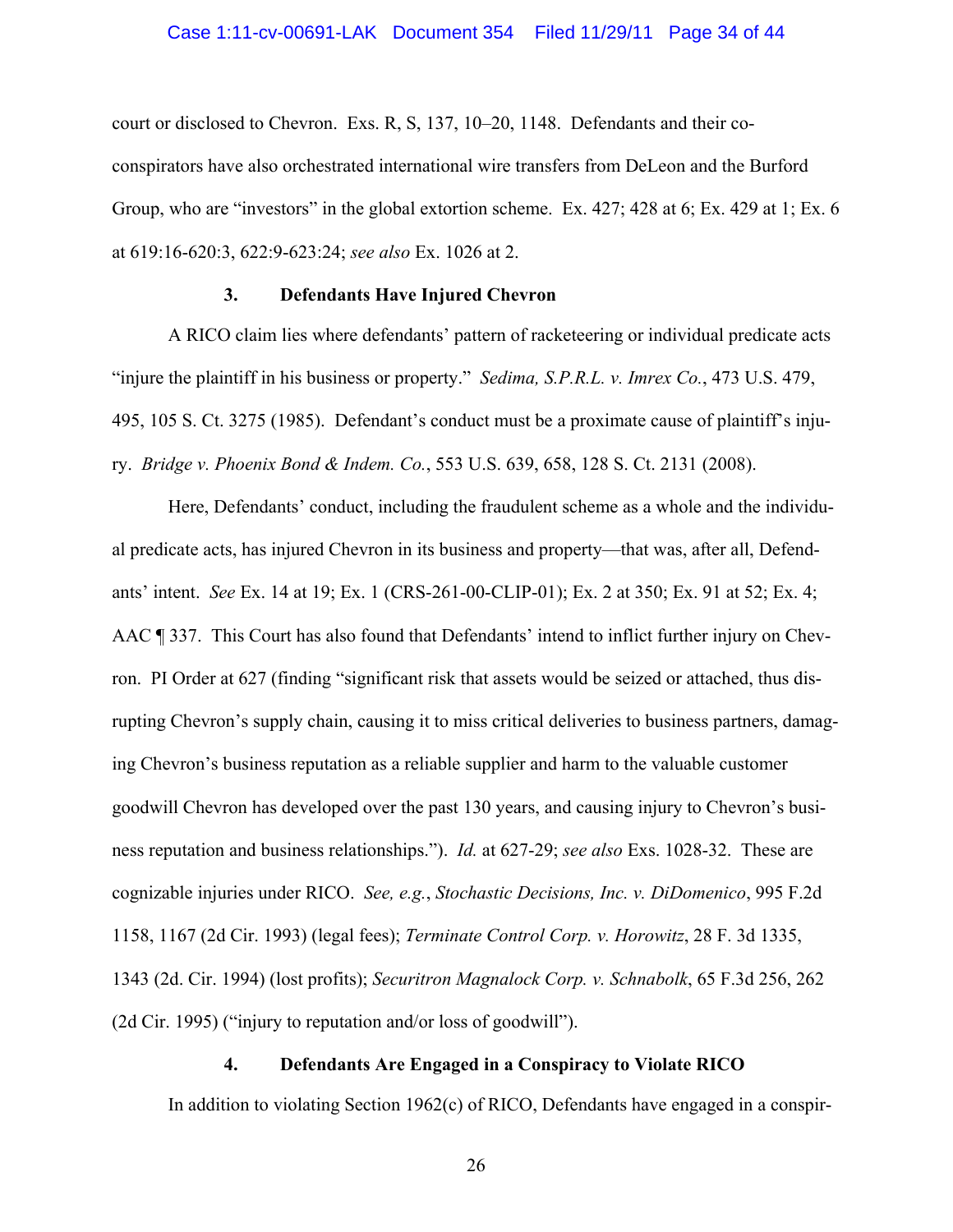court or disclosed to Chevron. Exs. R, S, 137, 10–20, 1148. Defendants and their co-conspirators have also orchestrated international wire transfers from DeLeon and the Burford Group, who are "investors" in the global extortion scheme. Ex. 427; 428 at 6; Ex. 429 at 1; Ex. 6 at 619:16-620:3, 622:9-623:24; *see also* Ex. 1026 at 2.

### 3. Defendants Have Injured Chevron

A RICO claim lies where defendants' pattern of racketeering or individual predicate acts "injure the plaintiff in his business or property." *Sedima, S.P.R.L. v. Imrex Co.*, 473 U.S. 479, 495, 105 S. Ct. 3275 (1985). Defendant's conduct must be a proximate cause of plaintiff's injury. *Bridge v. Phoenix Bond & Indem. Co.*, 553 U.S. 639, 658, 128 S. Ct. 2131 (2008).

Here, Defendants' conduct, including the fraudulent scheme as a whole and the individual predicate acts, has injured Chevron in its business and property—that was, after all, Defendants' intent. *See* Ex. 14 at 19; Ex. 1 (CRS-261-00-CLIP-01); Ex. 2 at 350; Ex. 91 at 52; Ex. 4; AAC ¶ 337. This Court has also found that Defendants' intend to inflict further injury on Chevron. PI Order at 627 (finding "significant risk that assets would be seized or attached, thus disrupting Chevron's supply chain, causing it to miss critical deliveries to business partners, damaging Chevron's business reputation as a reliable supplier and harm to the valuable customer goodwill Chevron has developed over the past 130 years, and causing injury to Chevron's business reputation and business relationships."). *Id.* at 627-29; *see also* Exs. 1028-32. These are cognizable injuries under RICO. *See, e.g.*, *Stochastic Decisions, Inc. v. DiDomenico*, 995 F.2d 1158, 1167 (2d Cir. 1993) (legal fees); *Terminate Control Corp. v. Horowitz*, 28 F. 3d 1335, 1343 (2d. Cir. 1994) (lost profits); *Securitron Magnalock Corp. v. Schnabolk*, 65 F.3d 256, 262 (2d Cir. 1995) ("injury to reputation and/or loss of goodwill").

### 4. Defendants Are Engaged in a Conspiracy to Violate RICO

In addition to violating Section 1962(c) of RICO, Defendants have engaged in a conspir-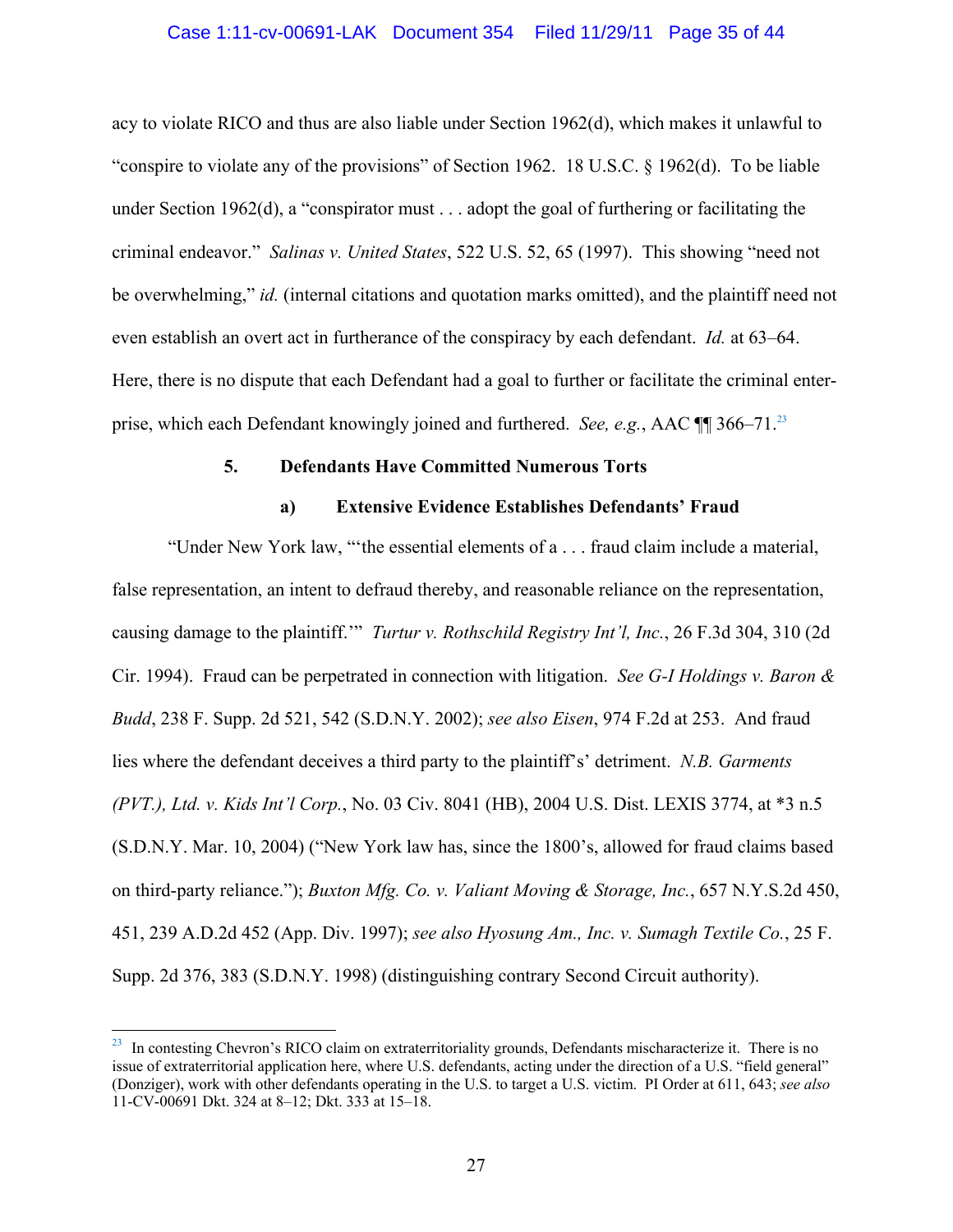acy to violate RICO and thus are also liable under Section 1962(d), which makes it unlawful to "conspire to violate any of the provisions" of Section 1962. 18 U.S.C. § 1962(d). To be liable under Section 1962(d), a "conspirator must . . . adopt the goal of furthering or facilitating the criminal endeavor." *Salinas v. United States*, 522 U.S. 52, 65 (1997). This showing "need not be overwhelming," *id.* (internal citations and quotation marks omitted), and the plaintiff need not even establish an overt act in furtherance of the conspiracy by each defendant. *Id.* at 63–64. Here, there is no dispute that each Defendant had a goal to further or facilitate the criminal enterprise, which each Defendant knowingly joined and furthered. *See, e.g.*, AAC ¶¶ 366–71.[23]

### 5. Defendants Have Committed Numerous Torts

#### a) Extensive Evidence Establishes Defendants' Fraud

"Under New York law, "'the essential elements of a . . . fraud claim include a material, false representation, an intent to defraud thereby, and reasonable reliance on the representation, causing damage to the plaintiff.'" *Turtur v. Rothschild Registry Int'l, Inc.*, 26 F.3d 304, 310 (2d Cir. 1994). Fraud can be perpetrated in connection with litigation. *See G-I Holdings v. Baron & Budd*, 238 F. Supp. 2d 521, 542 (S.D.N.Y. 2002); *see also Eisen*, 974 F.2d at 253. And fraud lies where the defendant deceives a third party to the plaintiff's' detriment. *N.B. Garments (PVT.), Ltd. v. Kids Int'l Corp.*, No. 03 Civ. 8041 (HB), 2004 U.S. Dist. LEXIS 3774, at *3 n.5 (S.D.N.Y. Mar. 10, 2004) ("New York law has, since the 1800's, allowed for fraud claims based on third-party reliance."); *Buxton Mfg. Co. v. Valiant Moving & Storage, Inc.*, 657 N.Y.S.2d 450, 451, 239 A.D.2d 452 (App. Div. 1997); *see also Hyosung Am., Inc. v. Sumagh Textile Co.*, 25 F. Supp. 2d 376, 383 (S.D.N.Y. 1998) (distinguishing contrary Second Circuit authority).

---

[23] In contesting Chevron's RICO claim on extraterritoriality grounds, Defendants mischaracterize it. There is no issue of extraterritorial application here, where U.S. defendants, acting under the direction of a U.S. "field general" (Donziger), work with other defendants operating in the U.S. to target a U.S. victim. PI Order at 611, 643; *see also* 11-CV-00691 Dkt. 324 at 8–12; Dkt. 333 at 15–18.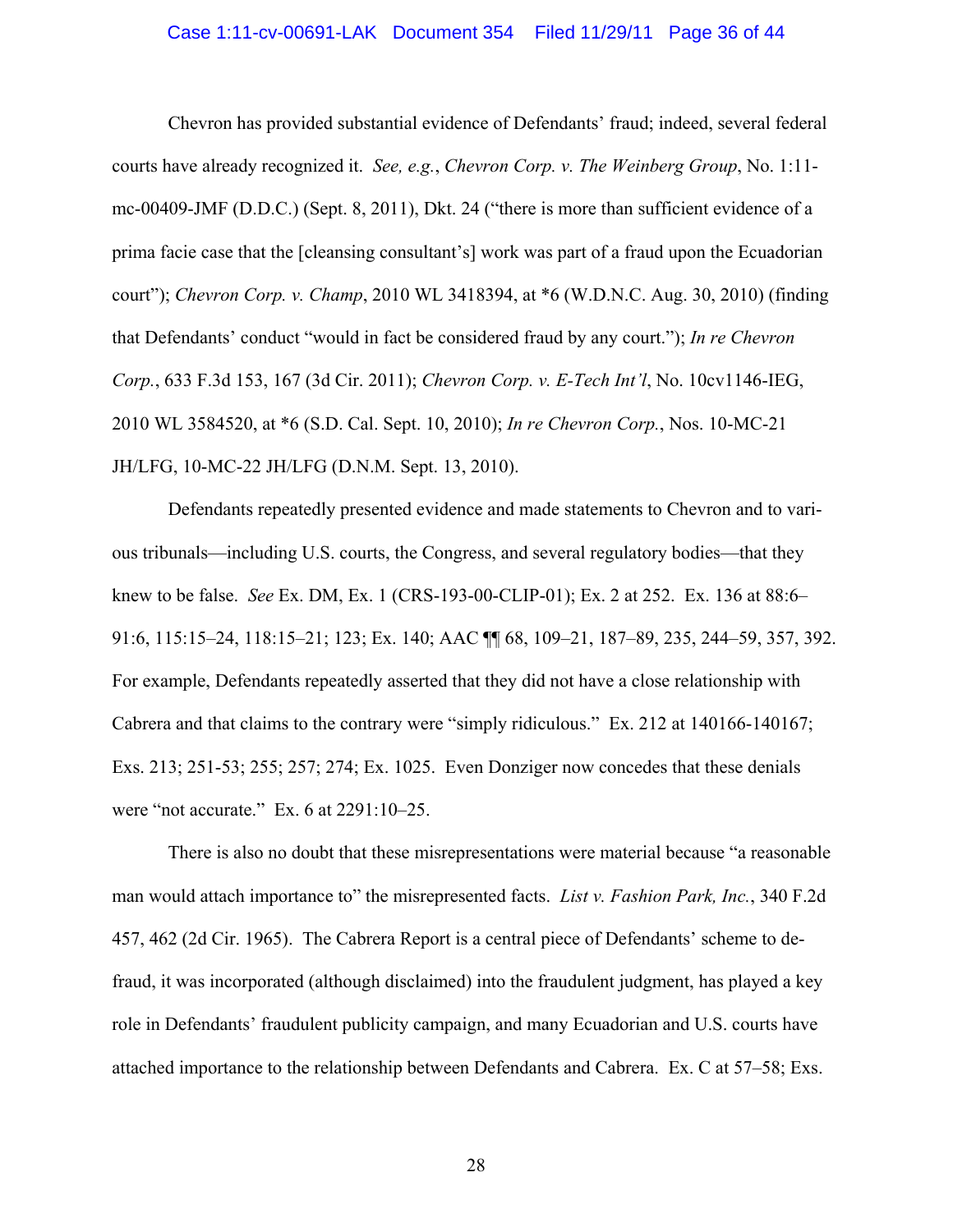Chevron has provided substantial evidence of Defendants' fraud; indeed, several federal courts have already recognized it. *See, e.g.*, *Chevron Corp. v. The Weinberg Group*, No. 1:11-mc-00409-JMF (D.D.C.) (Sept. 8, 2011), Dkt. 24 ("there is more than sufficient evidence of a prima facie case that the [cleansing consultant's] work was part of a fraud upon the Ecuadorian court"); *Chevron Corp. v. Champ*, 2010 WL 3418394, at *6 (W.D.N.C. Aug. 30, 2010) (finding that Defendants' conduct "would in fact be considered fraud by any court."); *In re Chevron Corp.*, 633 F.3d 153, 167 (3d Cir. 2011); *Chevron Corp. v. E-Tech Int'l*, No. 10cv1146-IEG, 2010 WL 3584520, at *6 (S.D. Cal. Sept. 10, 2010); *In re Chevron Corp.*, Nos. 10-MC-21 JH/LFG, 10-MC-22 JH/LFG (D.N.M. Sept. 13, 2010).

Defendants repeatedly presented evidence and made statements to Chevron and to various tribunals—including U.S. courts, the Congress, and several regulatory bodies—that they knew to be false. *See* Ex. DM, Ex. 1 (CRS-193-00-CLIP-01); Ex. 2 at 252. Ex. 136 at 88:6–91:6, 115:15–24, 118:15–21; 123; Ex. 140; AAC ¶¶ 68, 109–21, 187–89, 235, 244–59, 357, 392. For example, Defendants repeatedly asserted that they did not have a close relationship with Cabrera and that claims to the contrary were "simply ridiculous." Ex. 212 at 140166-140167; Exs. 213; 251-53; 255; 257; 274; Ex. 1025. Even Donziger now concedes that these denials were "not accurate." Ex. 6 at 2291:10–25.

There is also no doubt that these misrepresentations were material because "a reasonable man would attach importance to" the misrepresented facts. *List v. Fashion Park, Inc.*, 340 F.2d 457, 462 (2d Cir. 1965). The Cabrera Report is a central piece of Defendants' scheme to defraud, it was incorporated (although disclaimed) into the fraudulent judgment, has played a key role in Defendants' fraudulent publicity campaign, and many Ecuadorian and U.S. courts have attached importance to the relationship between Defendants and Cabrera. Ex. C at 57–58; Exs.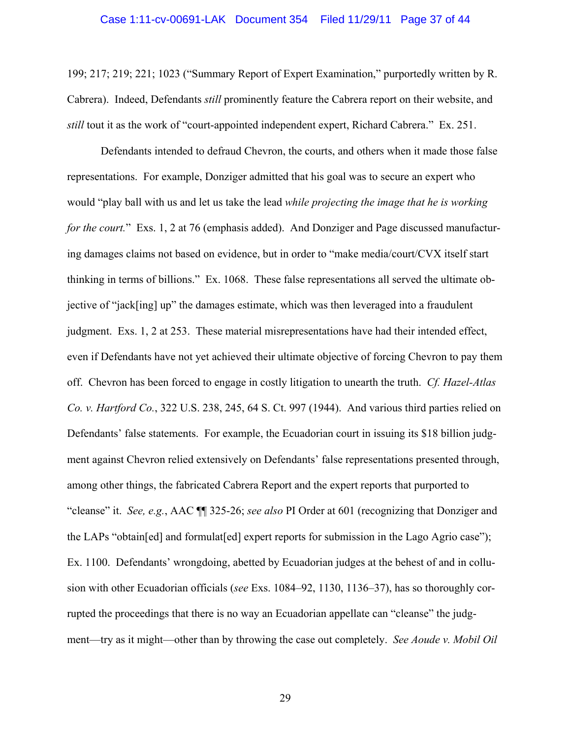199; 217; 219; 221; 1023 ("Summary Report of Expert Examination," purportedly written by R. Cabrera). Indeed, Defendants *still* prominently feature the Cabrera report on their website, and *still* tout it as the work of "court-appointed independent expert, Richard Cabrera." Ex. 251.

Defendants intended to defraud Chevron, the courts, and others when it made those false representations. For example, Donziger admitted that his goal was to secure an expert who would "play ball with us and let us take the lead *while projecting the image that he is working for the court.*" Exs. 1, 2 at 76 (emphasis added). And Donziger and Page discussed manufacturing damages claims not based on evidence, but in order to "make media/court/CVX itself start thinking in terms of billions." Ex. 1068. These false representations all served the ultimate objective of "jack[ing] up" the damages estimate, which was then leveraged into a fraudulent judgment. Exs. 1, 2 at 253. These material misrepresentations have had their intended effect, even if Defendants have not yet achieved their ultimate objective of forcing Chevron to pay them off. Chevron has been forced to engage in costly litigation to unearth the truth. *Cf. Hazel-Atlas Co. v. Hartford Co.*, 322 U.S. 238, 245, 64 S. Ct. 997 (1944). And various third parties relied on Defendants' false statements. For example, the Ecuadorian court in issuing its $18 billion judgment against Chevron relied extensively on Defendants' false representations presented through, among other things, the fabricated Cabrera Report and the expert reports that purported to "cleanse" it. *See, e.g.*, AAC ¶¶ 325-26; *see also* PI Order at 601 (recognizing that Donziger and the LAPs "obtain[ed] and formulat[ed] expert reports for submission in the Lago Agrio case"); Ex. 1100. Defendants' wrongdoing, abetted by Ecuadorian judges at the behest of and in collusion with other Ecuadorian officials (*see* Exs. 1084–92, 1130, 1136–37), has so thoroughly corrupted the proceedings that there is no way an Ecuadorian appellate can "cleanse" the judgment—try as it might—other than by throwing the case out completely. *See Aoude v. Mobil Oil*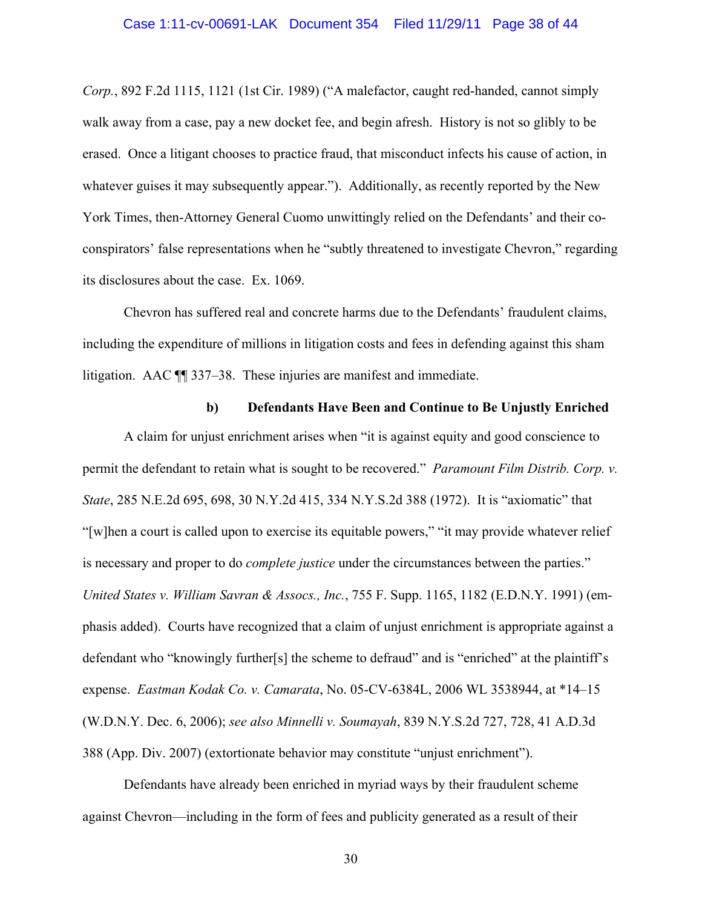*Corp.*, 892 F.2d 1115, 1121 (1st Cir. 1989) ("A malefactor, caught red-handed, cannot simply walk away from a case, pay a new docket fee, and begin afresh. History is not so glibly to be erased. Once a litigant chooses to practice fraud, that misconduct infects his cause of action, in whatever guises it may subsequently appear."). Additionally, as recently reported by the New York Times, then-Attorney General Cuomo unwittingly relied on the Defendants' and their co-conspirators' false representations when he "subtly threatened to investigate Chevron," regarding its disclosures about the case. Ex. 1069.

Chevron has suffered real and concrete harms due to the Defendants' fraudulent claims, including the expenditure of millions in litigation costs and fees in defending against this sham litigation. AAC ¶¶ 337–38. These injuries are manifest and immediate.

**b) Defendants Have Been and Continue to Be Unjustly Enriched**

A claim for unjust enrichment arises when "it is against equity and good conscience to permit the defendant to retain what is sought to be recovered." *Paramount Film Distrib. Corp. v. State*, 285 N.E.2d 695, 698, 30 N.Y.2d 415, 334 N.Y.S.2d 388 (1972). It is "axiomatic" that "[w]hen a court is called upon to exercise its equitable powers," "it may provide whatever relief is necessary and proper to do *complete justice* under the circumstances between the parties." *United States v. William Savran & Assocs., Inc.*, 755 F. Supp. 1165, 1182 (E.D.N.Y. 1991) (emphasis added). Courts have recognized that a claim of unjust enrichment is appropriate against a defendant who "knowingly further[s] the scheme to defraud" and is "enriched" at the plaintiff's expense. *Eastman Kodak Co. v. Camarata*, No. 05-CV-6384L, 2006 WL 3538944, at *14–15 (W.D.N.Y. Dec. 6, 2006); *see also Minnelli v. Soumayah*, 839 N.Y.S.2d 727, 728, 41 A.D.3d 388 (App. Div. 2007) (extortionate behavior may constitute "unjust enrichment").

Defendants have already been enriched in myriad ways by their fraudulent scheme against Chevron—including in the form of fees and publicity generated as a result of their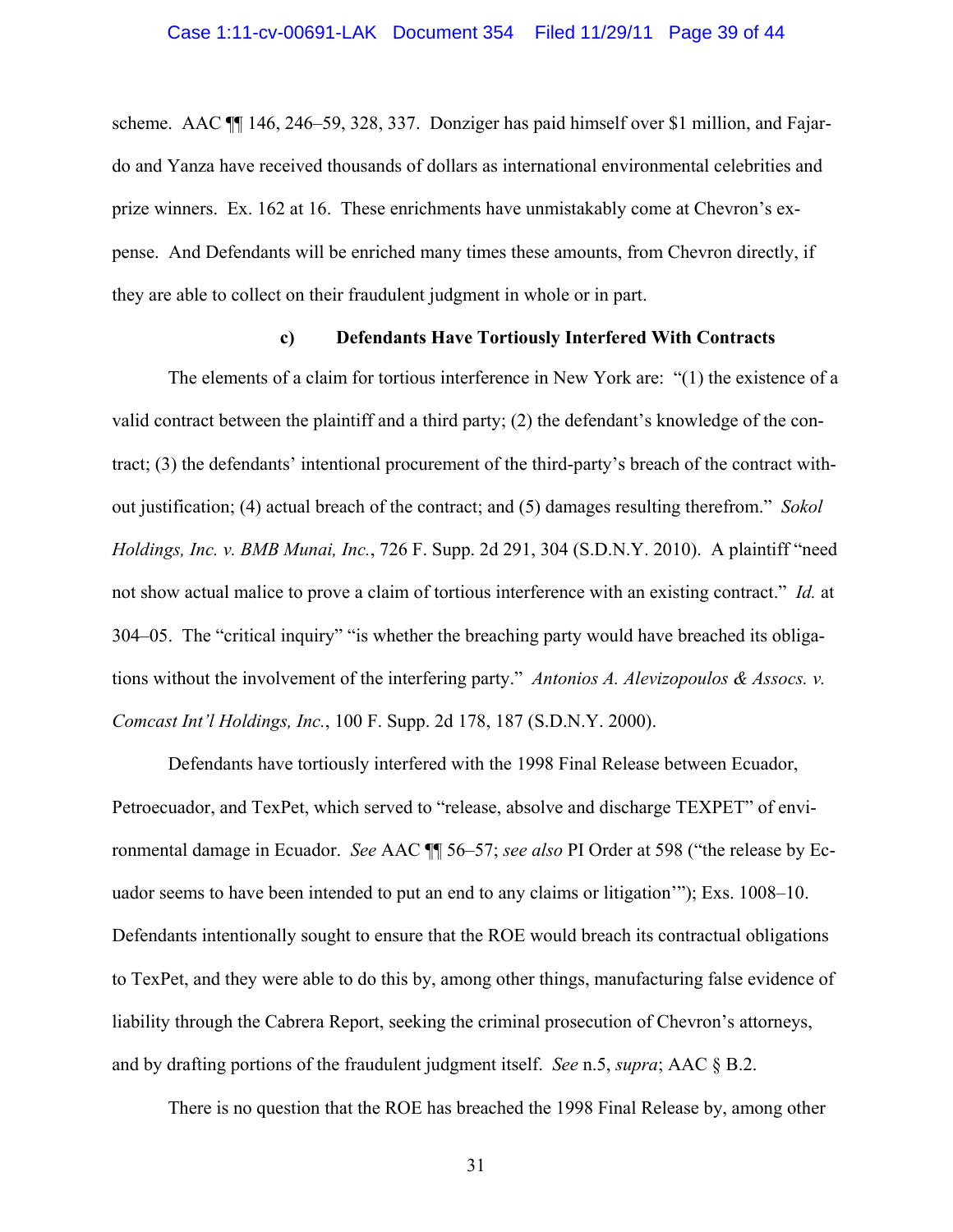scheme. AAC ¶¶ 146, 246–59, 328, 337. Donziger has paid himself over $1 million, and Fajardo and Yanza have received thousands of dollars as international environmental celebrities and prize winners. Ex. 162 at 16. These enrichments have unmistakably come at Chevron's expense. And Defendants will be enriched many times these amounts, from Chevron directly, if they are able to collect on their fraudulent judgment in whole or in part.

**c) Defendants Have Tortiously Interfered With Contracts**

The elements of a claim for tortious interference in New York are: "(1) the existence of a valid contract between the plaintiff and a third party; (2) the defendant's knowledge of the contract; (3) the defendants' intentional procurement of the third-party's breach of the contract without justification; (4) actual breach of the contract; and (5) damages resulting therefrom." *Sokol Holdings, Inc. v. BMB Munai, Inc.*, 726 F. Supp. 2d 291, 304 (S.D.N.Y. 2010). A plaintiff "need not show actual malice to prove a claim of tortious interference with an existing contract." *Id.* at 304–05. The "critical inquiry" "is whether the breaching party would have breached its obligations without the involvement of the interfering party." *Antonios A. Alevizopoulos & Assocs. v. Comcast Int'l Holdings, Inc.*, 100 F. Supp. 2d 178, 187 (S.D.N.Y. 2000).

Defendants have tortiously interfered with the 1998 Final Release between Ecuador, Petroecuador, and TexPet, which served to "release, absolve and discharge TEXPET" of environmental damage in Ecuador. *See* AAC ¶¶ 56–57; *see also* PI Order at 598 ("the release by Ecuador seems to have been intended to put an end to any claims or litigation'"); Exs. 1008–10. Defendants intentionally sought to ensure that the ROE would breach its contractual obligations to TexPet, and they were able to do this by, among other things, manufacturing false evidence of liability through the Cabrera Report, seeking the criminal prosecution of Chevron's attorneys, and by drafting portions of the fraudulent judgment itself. *See* n.5, *supra*; AAC § B.2.

There is no question that the ROE has breached the 1998 Final Release by, among other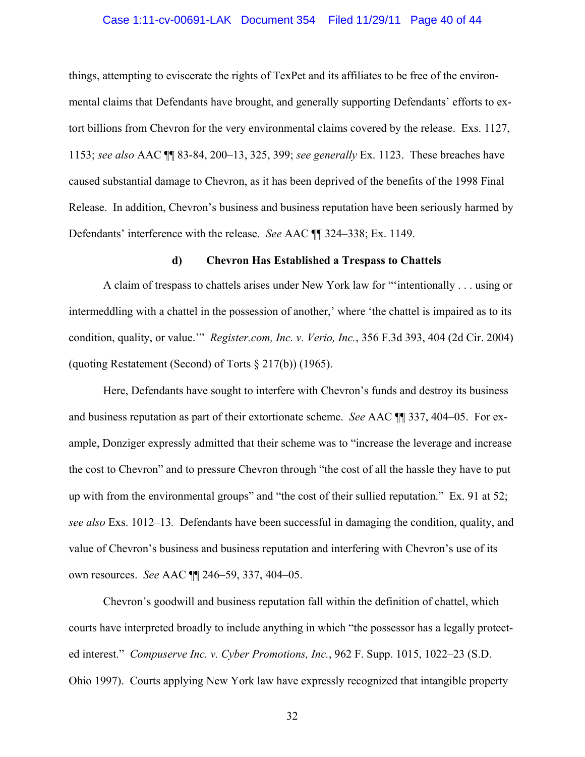things, attempting to eviscerate the rights of TexPet and its affiliates to be free of the environmental claims that Defendants have brought, and generally supporting Defendants' efforts to extort billions from Chevron for the very environmental claims covered by the release. Exs. 1127, 1153; *see also* AAC ¶¶ 83-84, 200–13, 325, 399; *see generally* Ex. 1123. These breaches have caused substantial damage to Chevron, as it has been deprived of the benefits of the 1998 Final Release. In addition, Chevron's business and business reputation have been seriously harmed by Defendants' interference with the release. *See* AAC ¶¶ 324–338; Ex. 1149.

#### d) Chevron Has Established a Trespass to Chattels

A claim of trespass to chattels arises under New York law for "'intentionally . . . using or intermeddling with a chattel in the possession of another,' where 'the chattel is impaired as to its condition, quality, or value.'" *Register.com, Inc. v. Verio, Inc.*, 356 F.3d 393, 404 (2d Cir. 2004) (quoting Restatement (Second) of Torts § 217(b)) (1965).

Here, Defendants have sought to interfere with Chevron's funds and destroy its business and business reputation as part of their extortionate scheme. *See* AAC ¶¶ 337, 404–05. For example, Donziger expressly admitted that their scheme was to "increase the leverage and increase the cost to Chevron" and to pressure Chevron through "the cost of all the hassle they have to put up with from the environmental groups" and "the cost of their sullied reputation." Ex. 91 at 52; *see also* Exs. 1012–13. Defendants have been successful in damaging the condition, quality, and value of Chevron's business and business reputation and interfering with Chevron's use of its own resources. *See* AAC ¶¶ 246–59, 337, 404–05.

Chevron's goodwill and business reputation fall within the definition of chattel, which courts have interpreted broadly to include anything in which "the possessor has a legally protected interest." *Compuserve Inc. v. Cyber Promotions, Inc.*, 962 F. Supp. 1015, 1022–23 (S.D. Ohio 1997). Courts applying New York law have expressly recognized that intangible property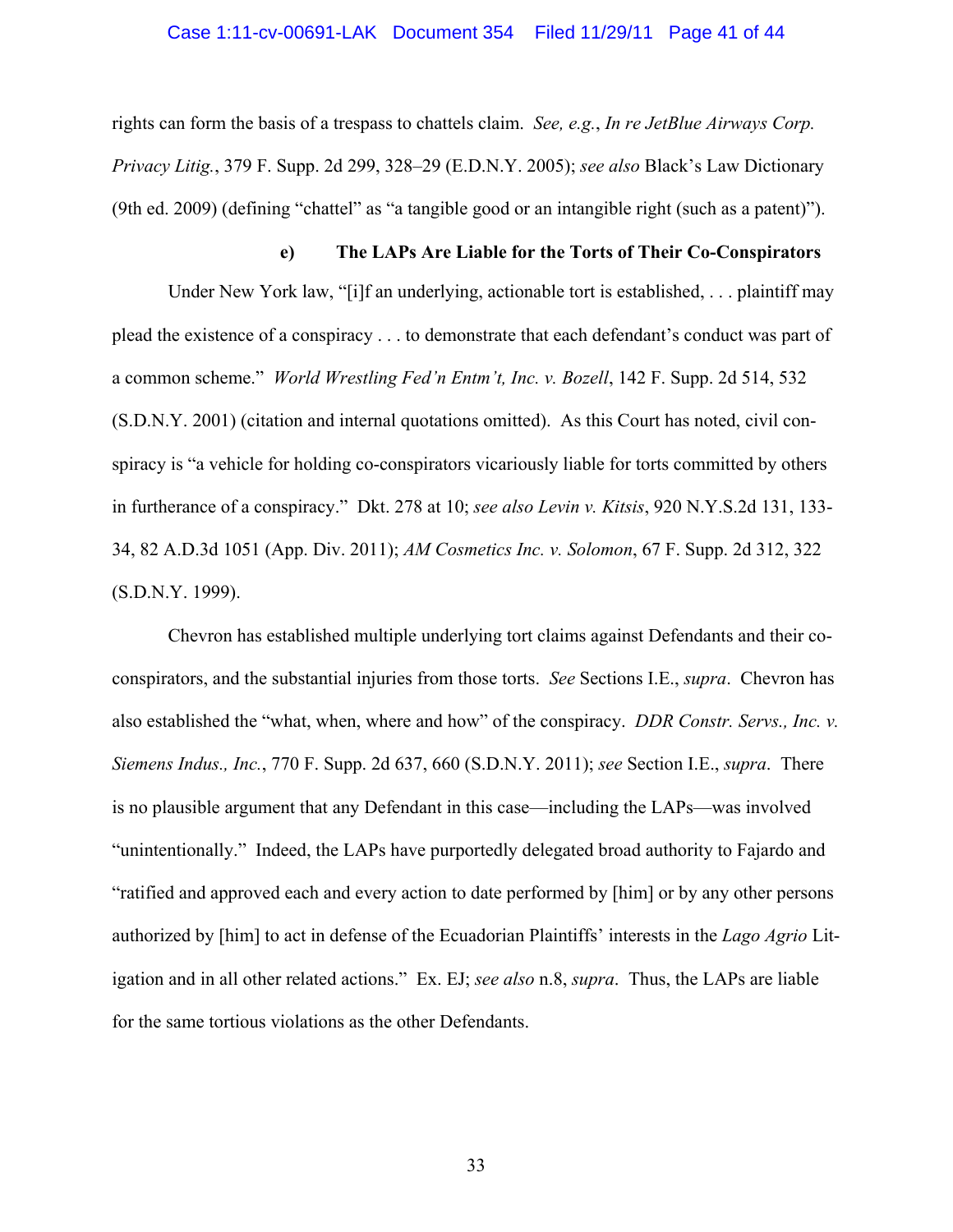rights can form the basis of a trespass to chattels claim. *See, e.g.*, *In re JetBlue Airways Corp. Privacy Litig.*, 379 F. Supp. 2d 299, 328–29 (E.D.N.Y. 2005); *see also* Black's Law Dictionary (9th ed. 2009) (defining "chattel" as "a tangible good or an intangible right (such as a patent)").

#### e) The LAPs Are Liable for the Torts of Their Co-Conspirators

Under New York law, "[i]f an underlying, actionable tort is established, . . . plaintiff may plead the existence of a conspiracy . . . to demonstrate that each defendant's conduct was part of a common scheme." *World Wrestling Fed'n Entm't, Inc. v. Bozell*, 142 F. Supp. 2d 514, 532 (S.D.N.Y. 2001) (citation and internal quotations omitted). As this Court has noted, civil conspiracy is "a vehicle for holding co-conspirators vicariously liable for torts committed by others in furtherance of a conspiracy." Dkt. 278 at 10; *see also Levin v. Kitsis*, 920 N.Y.S.2d 131, 133-34, 82 A.D.3d 1051 (App. Div. 2011); *AM Cosmetics Inc. v. Solomon*, 67 F. Supp. 2d 312, 322 (S.D.N.Y. 1999).

Chevron has established multiple underlying tort claims against Defendants and their co-conspirators, and the substantial injuries from those torts. *See* Sections I.E., *supra*. Chevron has also established the "what, when, where and how" of the conspiracy. *DDR Constr. Servs., Inc. v. Siemens Indus., Inc.*, 770 F. Supp. 2d 637, 660 (S.D.N.Y. 2011); *see* Section I.E., *supra*. There is no plausible argument that any Defendant in this case—including the LAPs—was involved "unintentionally." Indeed, the LAPs have purportedly delegated broad authority to Fajardo and "ratified and approved each and every action to date performed by [him] or by any other persons authorized by [him] to act in defense of the Ecuadorian Plaintiffs' interests in the *Lago Agrio* Litigation and in all other related actions." Ex. EJ; *see also* n.8, *supra*. Thus, the LAPs are liable for the same tortious violations as the other Defendants.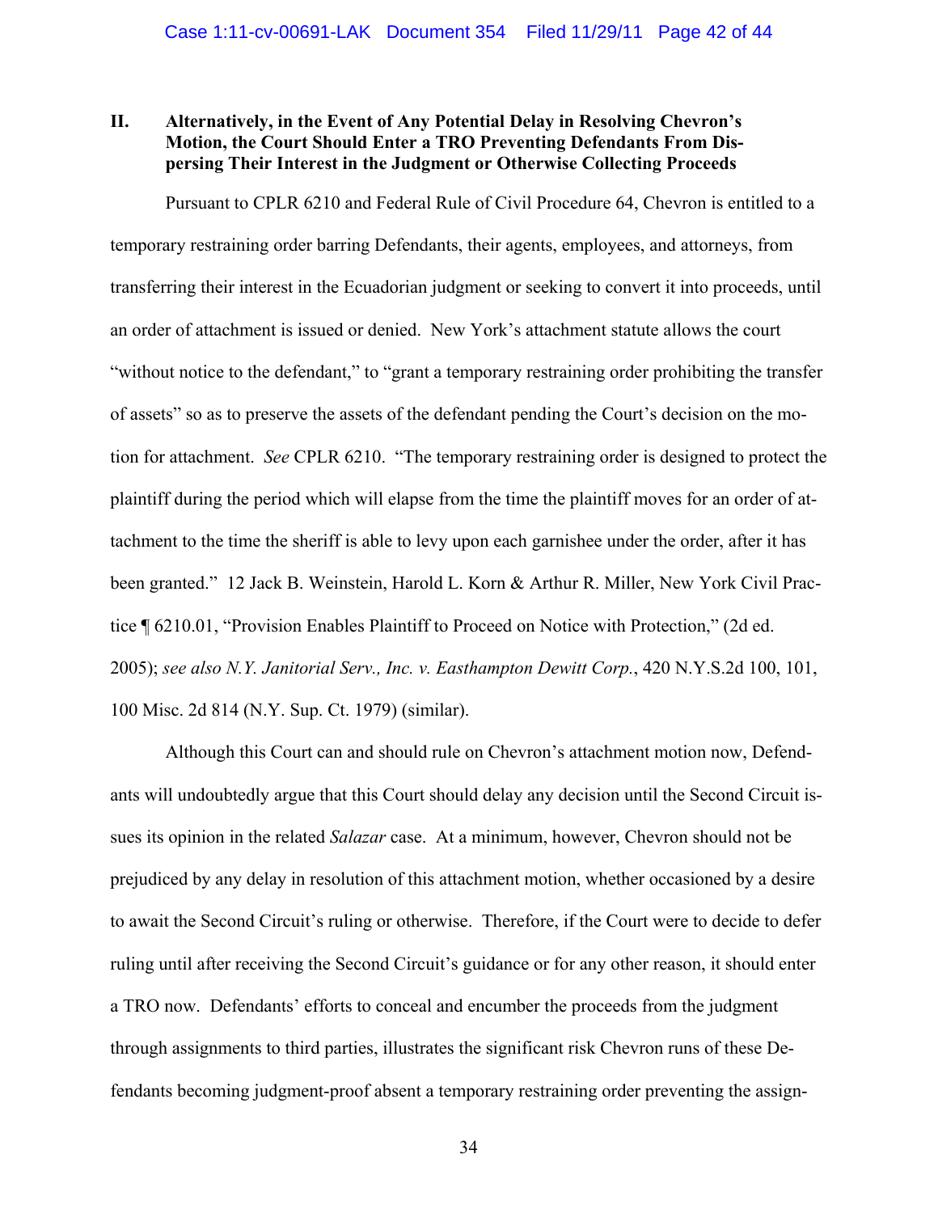## II. Alternatively, in the Event of Any Potential Delay in Resolving Chevron's Motion, the Court Should Enter a TRO Preventing Defendants From Dispersing Their Interest in the Judgment or Otherwise Collecting Proceeds

Pursuant to CPLR 6210 and Federal Rule of Civil Procedure 64, Chevron is entitled to a temporary restraining order barring Defendants, their agents, employees, and attorneys, from transferring their interest in the Ecuadorian judgment or seeking to convert it into proceeds, until an order of attachment is issued or denied. New York's attachment statute allows the court "without notice to the defendant," to "grant a temporary restraining order prohibiting the transfer of assets" so as to preserve the assets of the defendant pending the Court's decision on the motion for attachment. *See* CPLR 6210. "The temporary restraining order is designed to protect the plaintiff during the period which will elapse from the time the plaintiff moves for an order of attachment to the time the sheriff is able to levy upon each garnishee under the order, after it has been granted." 12 Jack B. Weinstein, Harold L. Korn & Arthur R. Miller, New York Civil Practice ¶ 6210.01, "Provision Enables Plaintiff to Proceed on Notice with Protection," (2d ed. 2005); *see also N.Y. Janitorial Serv., Inc. v. Easthampton Dewitt Corp.*, 420 N.Y.S.2d 100, 101, 100 Misc. 2d 814 (N.Y. Sup. Ct. 1979) (similar).

Although this Court can and should rule on Chevron's attachment motion now, Defendants will undoubtedly argue that this Court should delay any decision until the Second Circuit issues its opinion in the related *Salazar* case. At a minimum, however, Chevron should not be prejudiced by any delay in resolution of this attachment motion, whether occasioned by a desire to await the Second Circuit's ruling or otherwise. Therefore, if the Court were to decide to defer ruling until after receiving the Second Circuit's guidance or for any other reason, it should enter a TRO now. Defendants' efforts to conceal and encumber the proceeds from the judgment through assignments to third parties, illustrates the significant risk Chevron runs of these Defendants becoming judgment-proof absent a temporary restraining order preventing the assign-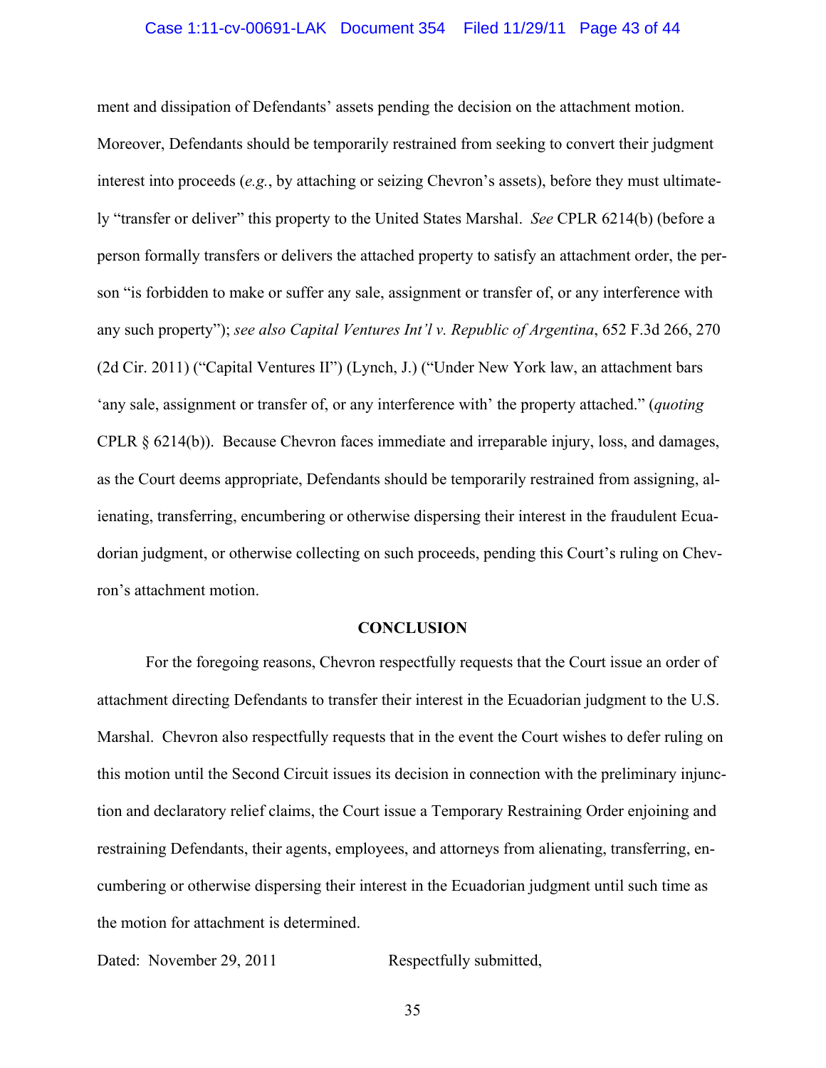ment and dissipation of Defendants' assets pending the decision on the attachment motion. Moreover, Defendants should be temporarily restrained from seeking to convert their judgment interest into proceeds (*e.g.*, by attaching or seizing Chevron's assets), before they must ultimately "transfer or deliver" this property to the United States Marshal. *See* CPLR 6214(b) (before a person formally transfers or delivers the attached property to satisfy an attachment order, the person "is forbidden to make or suffer any sale, assignment or transfer of, or any interference with any such property"); *see also Capital Ventures Int'l v. Republic of Argentina*, 652 F.3d 266, 270 (2d Cir. 2011) ("Capital Ventures II") (Lynch, J.) ("Under New York law, an attachment bars 'any sale, assignment or transfer of, or any interference with' the property attached." (*quoting* CPLR § 6214(b)). Because Chevron faces immediate and irreparable injury, loss, and damages, as the Court deems appropriate, Defendants should be temporarily restrained from assigning, alienating, transferring, encumbering or otherwise dispersing their interest in the fraudulent Ecuadorian judgment, or otherwise collecting on such proceeds, pending this Court's ruling on Chevron's attachment motion.

**CONCLUSION**

For the foregoing reasons, Chevron respectfully requests that the Court issue an order of attachment directing Defendants to transfer their interest in the Ecuadorian judgment to the U.S. Marshal. Chevron also respectfully requests that in the event the Court wishes to defer ruling on this motion until the Second Circuit issues its decision in connection with the preliminary injunction and declaratory relief claims, the Court issue a Temporary Restraining Order enjoining and restraining Defendants, their agents, employees, and attorneys from alienating, transferring, encumbering or otherwise dispersing their interest in the Ecuadorian judgment until such time as the motion for attachment is determined.

Dated: November 29, 2011 Respectfully submitted,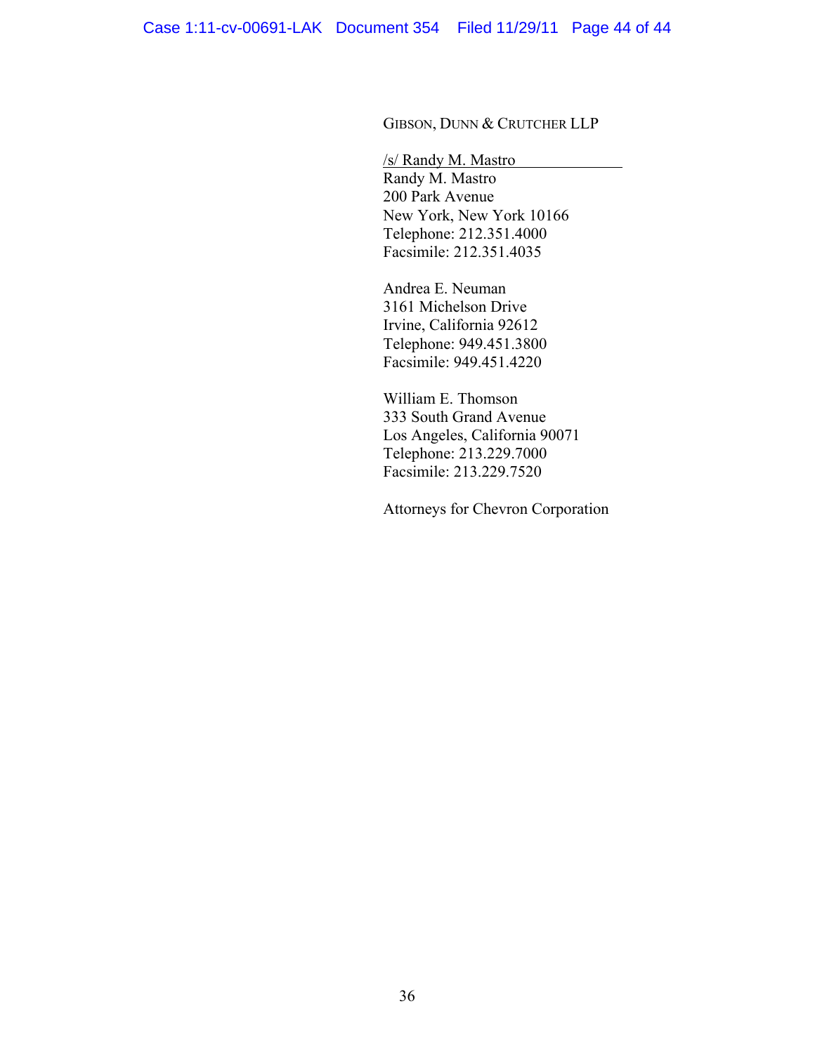GIBSON, DUNN & CRUTCHER LLP

/s/ Randy M. Mastro
Randy M. Mastro
200 Park Avenue
New York, New York 10166
Telephone: 212.351.4000
Facsimile: 212.351.4035

Andrea E. Neuman
3161 Michelson Drive
Irvine, California 92612
Telephone: 949.451.3800
Facsimile: 949.451.4220

William E. Thomson
333 South Grand Avenue
Los Angeles, California 90071
Telephone: 213.229.7000
Facsimile: 213.229.7520

Attorneys for Chevron Corporation